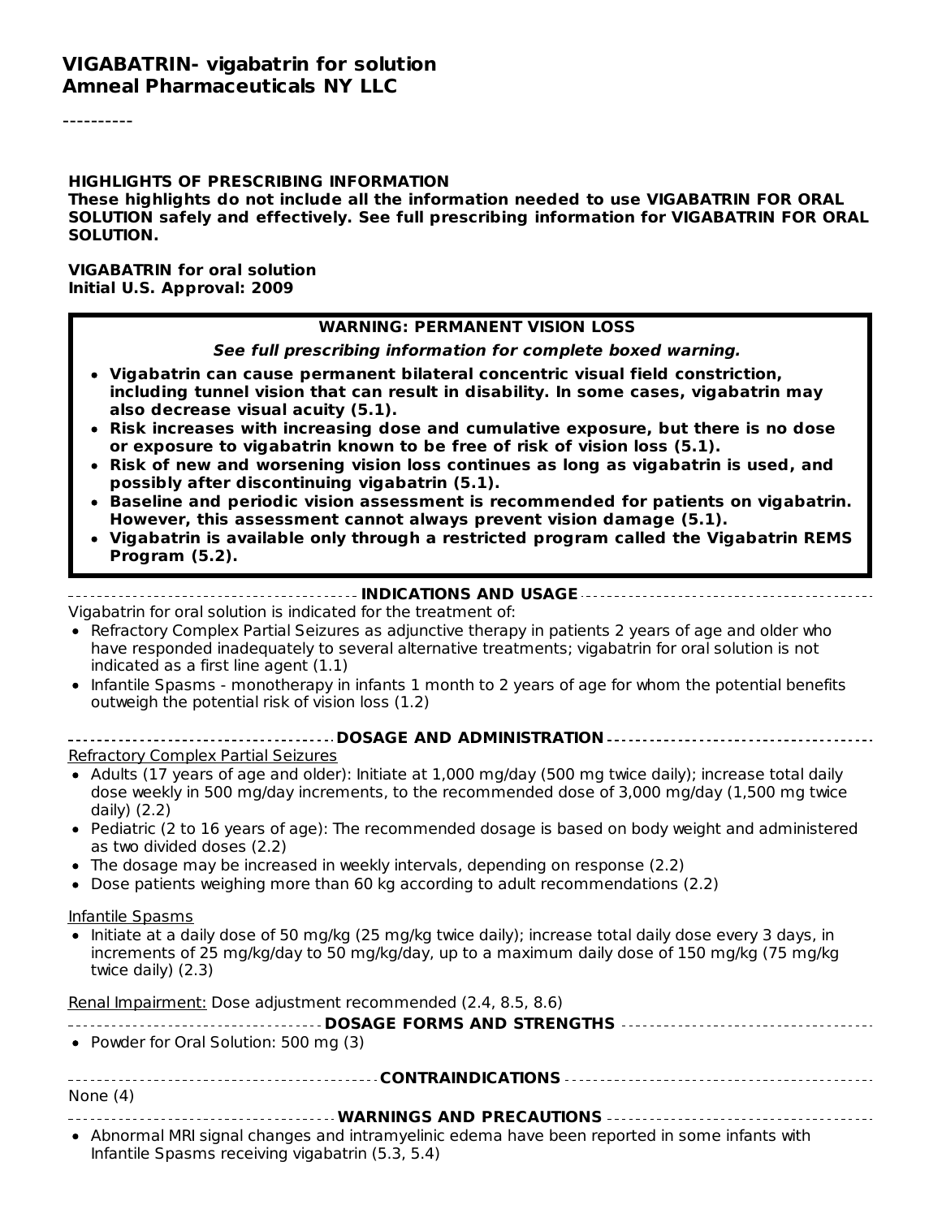**VIGABATRIN- vigabatrin for solution**
**Amneal Pharmaceuticals NY LLC**

----------

**HIGHLIGHTS OF PRESCRIBING INFORMATION**
**These highlights do not include all the information needed to use VIGABATRIN FOR ORAL SOLUTION safely and effectively. See full prescribing information for VIGABATRIN FOR ORAL SOLUTION.**

**VIGABATRIN for oral solution**
**Initial U.S. Approval: 2009**

> **WARNING: PERMANENT VISION LOSS**
>
> ***See full prescribing information for complete boxed warning.***
>
> - **Vigabatrin can cause permanent bilateral concentric visual field constriction, including tunnel vision that can result in disability. In some cases, vigabatrin may also decrease visual acuity (5.1).**
> - **Risk increases with increasing dose and cumulative exposure, but there is no dose or exposure to vigabatrin known to be free of risk of vision loss (5.1).**
> - **Risk of new and worsening vision loss continues as long as vigabatrin is used, and possibly after discontinuing vigabatrin (5.1).**
> - **Baseline and periodic vision assessment is recommended for patients on vigabatrin. However, this assessment cannot always prevent vision damage (5.1).**
> - **Vigabatrin is available only through a restricted program called the Vigabatrin REMS Program (5.2).**

**INDICATIONS AND USAGE**

Vigabatrin for oral solution is indicated for the treatment of:

- Refractory Complex Partial Seizures as adjunctive therapy in patients 2 years of age and older who have responded inadequately to several alternative treatments; vigabatrin for oral solution is not indicated as a first line agent (1.1)
- Infantile Spasms - monotherapy in infants 1 month to 2 years of age for whom the potential benefits outweigh the potential risk of vision loss (1.2)

**DOSAGE AND ADMINISTRATION**

Refractory Complex Partial Seizures

- Adults (17 years of age and older): Initiate at 1,000 mg/day (500 mg twice daily); increase total daily dose weekly in 500 mg/day increments, to the recommended dose of 3,000 mg/day (1,500 mg twice daily) (2.2)
- Pediatric (2 to 16 years of age): The recommended dosage is based on body weight and administered as two divided doses (2.2)
- The dosage may be increased in weekly intervals, depending on response (2.2)
- Dose patients weighing more than 60 kg according to adult recommendations (2.2)

Infantile Spasms

- Initiate at a daily dose of 50 mg/kg (25 mg/kg twice daily); increase total daily dose every 3 days, in increments of 25 mg/kg/day to 50 mg/kg/day, up to a maximum daily dose of 150 mg/kg (75 mg/kg twice daily) (2.3)

Renal Impairment: Dose adjustment recommended (2.4, 8.5, 8.6)

**DOSAGE FORMS AND STRENGTHS**

- Powder for Oral Solution: 500 mg (3)

**CONTRAINDICATIONS**

None (4)

**WARNINGS AND PRECAUTIONS**

- Abnormal MRI signal changes and intramyelinic edema have been reported in some infants with Infantile Spasms receiving vigabatrin (5.3, 5.4)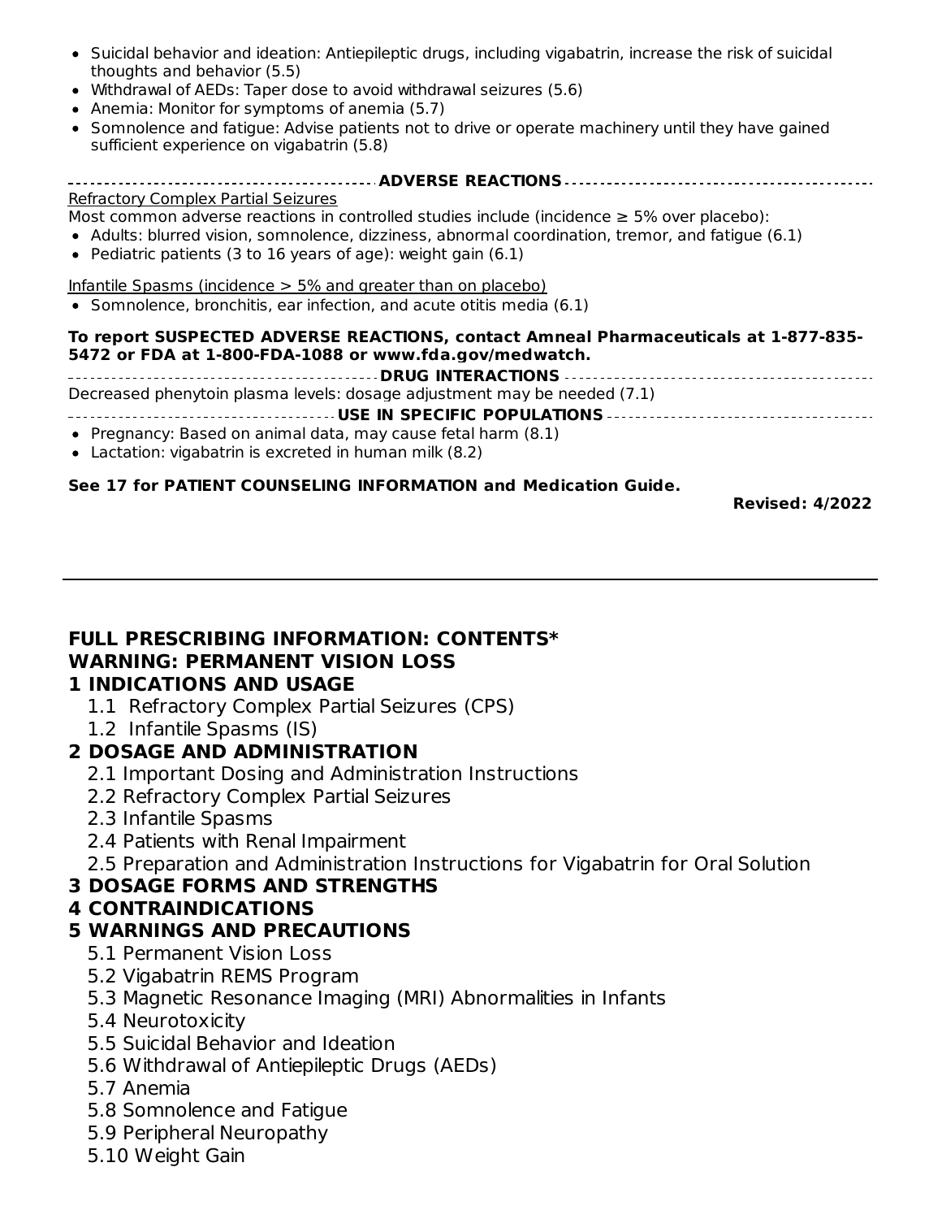- Suicidal behavior and ideation: Antiepileptic drugs, including vigabatrin, increase the risk of suicidal thoughts and behavior (5.5)
- Withdrawal of AEDs: Taper dose to avoid withdrawal seizures (5.6)
- Anemia: Monitor for symptoms of anemia (5.7)
- Somnolence and fatigue: Advise patients not to drive or operate machinery until they have gained sufficient experience on vigabatrin (5.8)

**ADVERSE REACTIONS**

Refractory Complex Partial Seizures

Most common adverse reactions in controlled studies include (incidence ≥ 5% over placebo):

- Adults: blurred vision, somnolence, dizziness, abnormal coordination, tremor, and fatigue (6.1)
- Pediatric patients (3 to 16 years of age): weight gain (6.1)

Infantile Spasms (incidence > 5% and greater than on placebo)

- Somnolence, bronchitis, ear infection, and acute otitis media (6.1)

**To report SUSPECTED ADVERSE REACTIONS, contact Amneal Pharmaceuticals at 1-877-835-5472 or FDA at 1-800-FDA-1088 or www.fda.gov/medwatch.**

**DRUG INTERACTIONS**

Decreased phenytoin plasma levels: dosage adjustment may be needed (7.1)

**USE IN SPECIFIC POPULATIONS**

- Pregnancy: Based on animal data, may cause fetal harm (8.1)
- Lactation: vigabatrin is excreted in human milk (8.2)

**See 17 for PATIENT COUNSELING INFORMATION and Medication Guide.**

**Revised: 4/2022**

---

## FULL PRESCRIBING INFORMATION: CONTENTS*

## WARNING: PERMANENT VISION LOSS

## 1 INDICATIONS AND USAGE

- 1.1 Refractory Complex Partial Seizures (CPS)
- 1.2 Infantile Spasms (IS)

## 2 DOSAGE AND ADMINISTRATION

- 2.1 Important Dosing and Administration Instructions
- 2.2 Refractory Complex Partial Seizures
- 2.3 Infantile Spasms
- 2.4 Patients with Renal Impairment
- 2.5 Preparation and Administration Instructions for Vigabatrin for Oral Solution

## 3 DOSAGE FORMS AND STRENGTHS

## 4 CONTRAINDICATIONS

## 5 WARNINGS AND PRECAUTIONS

- 5.1 Permanent Vision Loss
- 5.2 Vigabatrin REMS Program
- 5.3 Magnetic Resonance Imaging (MRI) Abnormalities in Infants
- 5.4 Neurotoxicity
- 5.5 Suicidal Behavior and Ideation
- 5.6 Withdrawal of Antiepileptic Drugs (AEDs)
- 5.7 Anemia
- 5.8 Somnolence and Fatigue
- 5.9 Peripheral Neuropathy
- 5.10 Weight Gain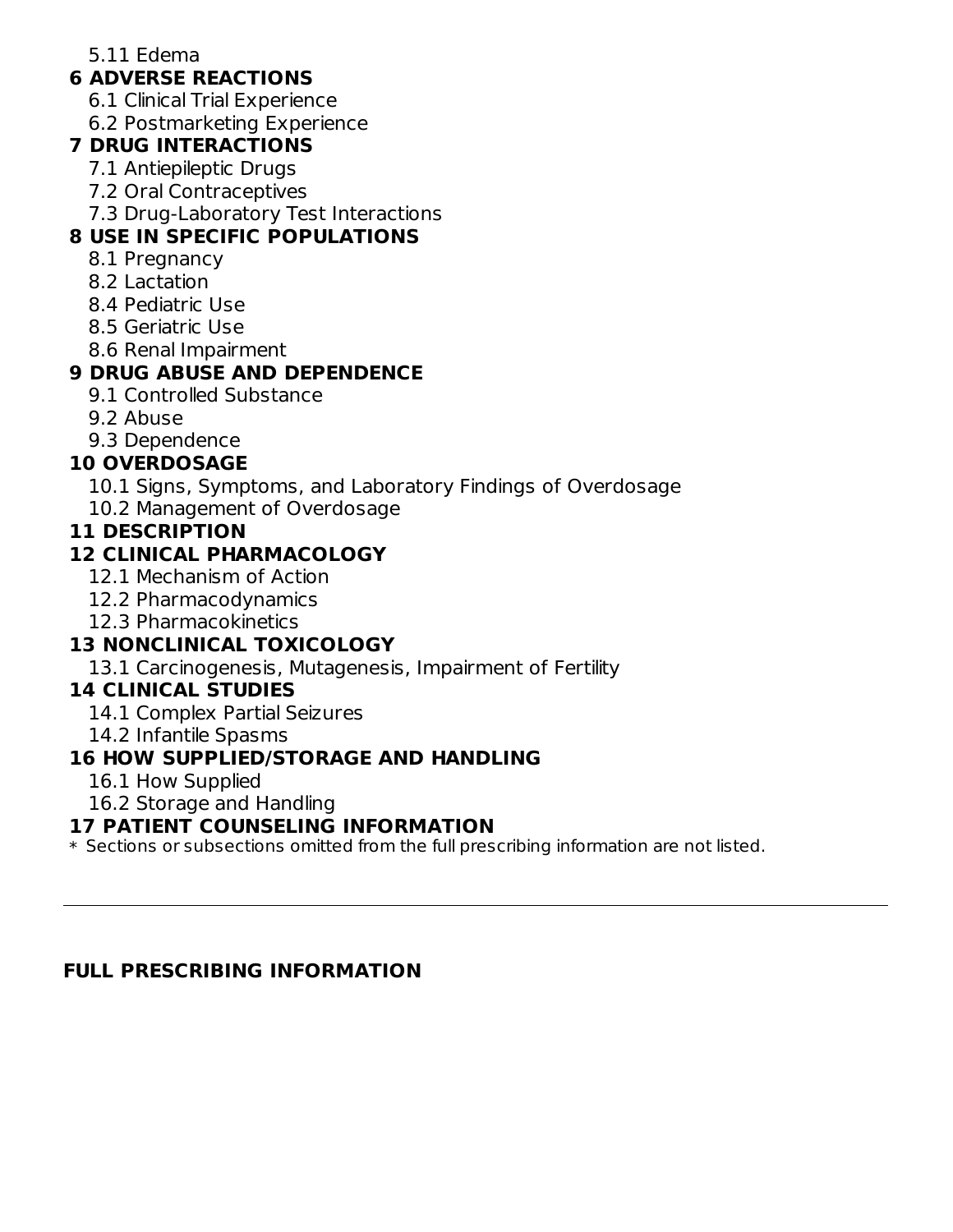5.11 Edema

**6 ADVERSE REACTIONS**

6.1 Clinical Trial Experience

6.2 Postmarketing Experience

**7 DRUG INTERACTIONS**

7.1 Antiepileptic Drugs

7.2 Oral Contraceptives

7.3 Drug-Laboratory Test Interactions

**8 USE IN SPECIFIC POPULATIONS**

8.1 Pregnancy

8.2 Lactation

8.4 Pediatric Use

8.5 Geriatric Use

8.6 Renal Impairment

**9 DRUG ABUSE AND DEPENDENCE**

9.1 Controlled Substance

9.2 Abuse

9.3 Dependence

**10 OVERDOSAGE**

10.1 Signs, Symptoms, and Laboratory Findings of Overdosage

10.2 Management of Overdosage

**11 DESCRIPTION**

**12 CLINICAL PHARMACOLOGY**

12.1 Mechanism of Action

12.2 Pharmacodynamics

12.3 Pharmacokinetics

**13 NONCLINICAL TOXICOLOGY**

13.1 Carcinogenesis, Mutagenesis, Impairment of Fertility

**14 CLINICAL STUDIES**

14.1 Complex Partial Seizures

14.2 Infantile Spasms

**16 HOW SUPPLIED/STORAGE AND HANDLING**

16.1 How Supplied

16.2 Storage and Handling

**17 PATIENT COUNSELING INFORMATION**

* Sections or subsections omitted from the full prescribing information are not listed.

---

**FULL PRESCRIBING INFORMATION**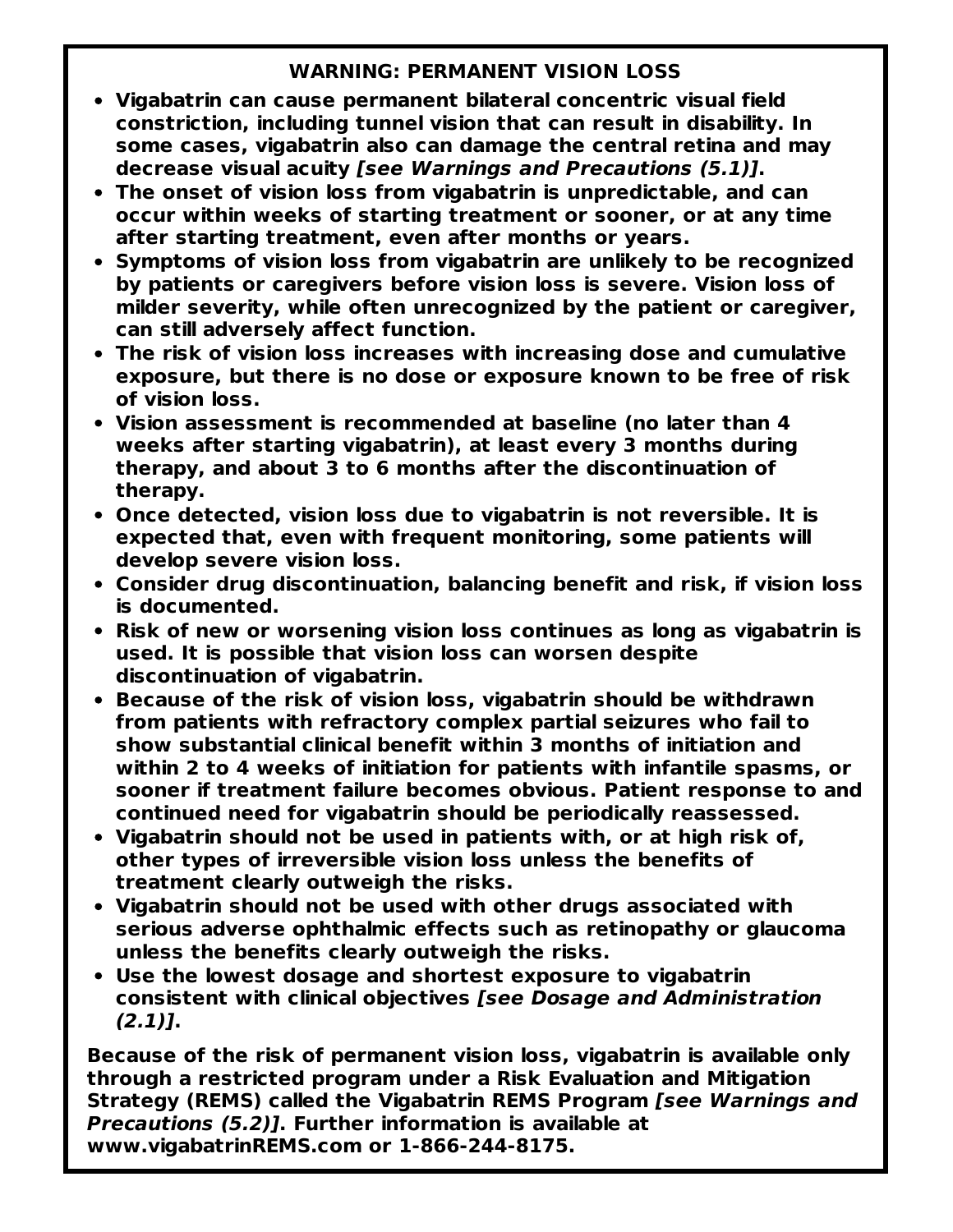## WARNING: PERMANENT VISION LOSS

- **Vigabatrin can cause permanent bilateral concentric visual field constriction, including tunnel vision that can result in disability. In some cases, vigabatrin also can damage the central retina and may decrease visual acuity *[see Warnings and Precautions (5.1)]*.**
- **The onset of vision loss from vigabatrin is unpredictable, and can occur within weeks of starting treatment or sooner, or at any time after starting treatment, even after months or years.**
- **Symptoms of vision loss from vigabatrin are unlikely to be recognized by patients or caregivers before vision loss is severe. Vision loss of milder severity, while often unrecognized by the patient or caregiver, can still adversely affect function.**
- **The risk of vision loss increases with increasing dose and cumulative exposure, but there is no dose or exposure known to be free of risk of vision loss.**
- **Vision assessment is recommended at baseline (no later than 4 weeks after starting vigabatrin), at least every 3 months during therapy, and about 3 to 6 months after the discontinuation of therapy.**
- **Once detected, vision loss due to vigabatrin is not reversible. It is expected that, even with frequent monitoring, some patients will develop severe vision loss.**
- **Consider drug discontinuation, balancing benefit and risk, if vision loss is documented.**
- **Risk of new or worsening vision loss continues as long as vigabatrin is used. It is possible that vision loss can worsen despite discontinuation of vigabatrin.**
- **Because of the risk of vision loss, vigabatrin should be withdrawn from patients with refractory complex partial seizures who fail to show substantial clinical benefit within 3 months of initiation and within 2 to 4 weeks of initiation for patients with infantile spasms, or sooner if treatment failure becomes obvious. Patient response to and continued need for vigabatrin should be periodically reassessed.**
- **Vigabatrin should not be used in patients with, or at high risk of, other types of irreversible vision loss unless the benefits of treatment clearly outweigh the risks.**
- **Vigabatrin should not be used with other drugs associated with serious adverse ophthalmic effects such as retinopathy or glaucoma unless the benefits clearly outweigh the risks.**
- **Use the lowest dosage and shortest exposure to vigabatrin consistent with clinical objectives *[see Dosage and Administration (2.1)]*.**

**Because of the risk of permanent vision loss, vigabatrin is available only through a restricted program under a Risk Evaluation and Mitigation Strategy (REMS) called the Vigabatrin REMS Program *[see Warnings and Precautions (5.2)]*. Further information is available at www.vigabatrinREMS.com or 1-866-244-8175.**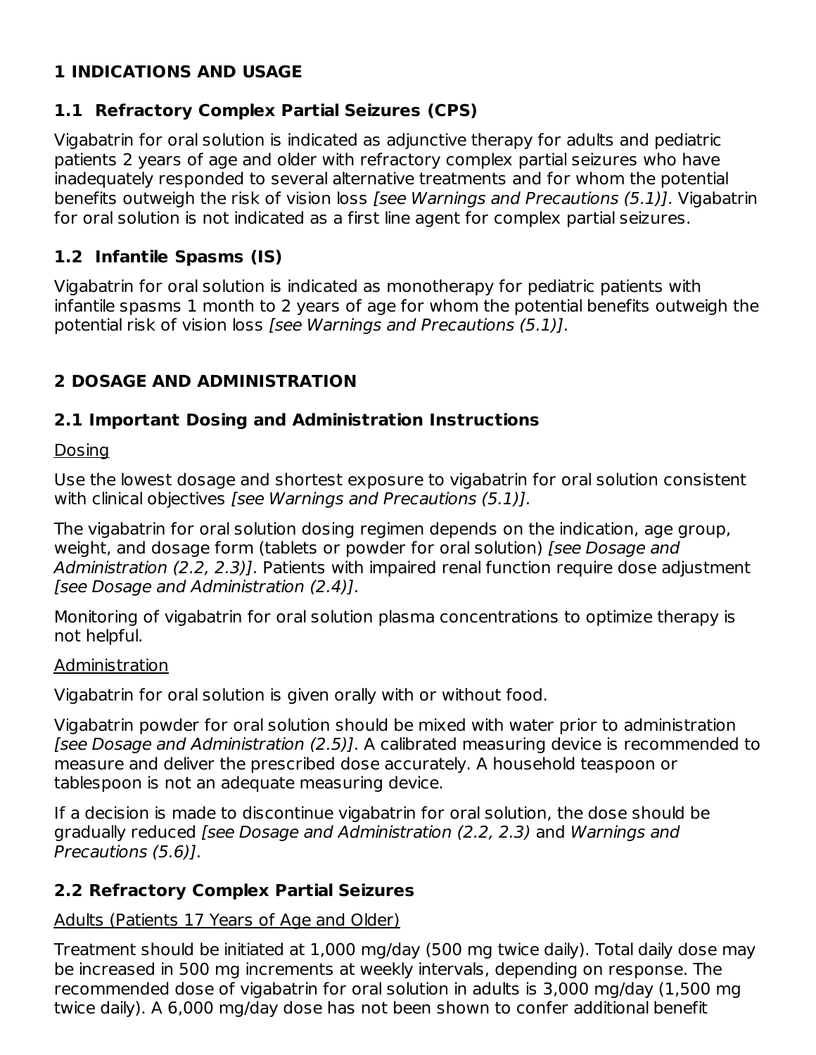# 1 INDICATIONS AND USAGE

## 1.1 Refractory Complex Partial Seizures (CPS)

Vigabatrin for oral solution is indicated as adjunctive therapy for adults and pediatric patients 2 years of age and older with refractory complex partial seizures who have inadequately responded to several alternative treatments and for whom the potential benefits outweigh the risk of vision loss *[see Warnings and Precautions (5.1)]*. Vigabatrin for oral solution is not indicated as a first line agent for complex partial seizures.

## 1.2 Infantile Spasms (IS)

Vigabatrin for oral solution is indicated as monotherapy for pediatric patients with infantile spasms 1 month to 2 years of age for whom the potential benefits outweigh the potential risk of vision loss *[see Warnings and Precautions (5.1)]*.

# 2 DOSAGE AND ADMINISTRATION

## 2.1 Important Dosing and Administration Instructions

<u>Dosing</u>

Use the lowest dosage and shortest exposure to vigabatrin for oral solution consistent with clinical objectives *[see Warnings and Precautions (5.1)]*.

The vigabatrin for oral solution dosing regimen depends on the indication, age group, weight, and dosage form (tablets or powder for oral solution) *[see Dosage and Administration (2.2, 2.3)]*. Patients with impaired renal function require dose adjustment *[see Dosage and Administration (2.4)]*.

Monitoring of vigabatrin for oral solution plasma concentrations to optimize therapy is not helpful.

<u>Administration</u>

Vigabatrin for oral solution is given orally with or without food.

Vigabatrin powder for oral solution should be mixed with water prior to administration *[see Dosage and Administration (2.5)]*. A calibrated measuring device is recommended to measure and deliver the prescribed dose accurately. A household teaspoon or tablespoon is not an adequate measuring device.

If a decision is made to discontinue vigabatrin for oral solution, the dose should be gradually reduced *[see Dosage and Administration (2.2, 2.3)* and *Warnings and Precautions (5.6)]*.

## 2.2 Refractory Complex Partial Seizures

<u>Adults (Patients 17 Years of Age and Older)</u>

Treatment should be initiated at 1,000 mg/day (500 mg twice daily). Total daily dose may be increased in 500 mg increments at weekly intervals, depending on response. The recommended dose of vigabatrin for oral solution in adults is 3,000 mg/day (1,500 mg twice daily). A 6,000 mg/day dose has not been shown to confer additional benefit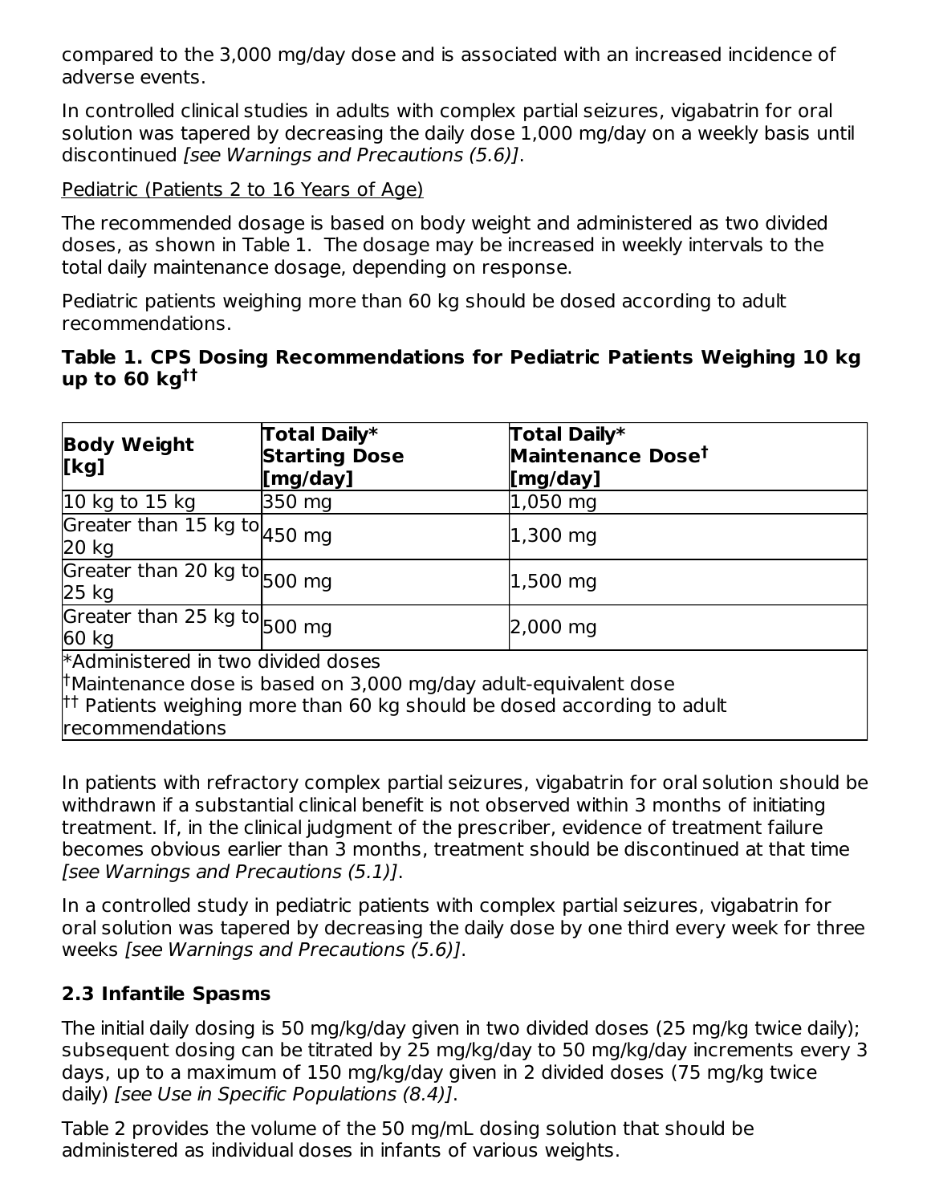compared to the 3,000 mg/day dose and is associated with an increased incidence of adverse events.

In controlled clinical studies in adults with complex partial seizures, vigabatrin for oral solution was tapered by decreasing the daily dose 1,000 mg/day on a weekly basis until discontinued *[see Warnings and Precautions (5.6)]*.

Pediatric (Patients 2 to 16 Years of Age)

The recommended dosage is based on body weight and administered as two divided doses, as shown in Table 1. The dosage may be increased in weekly intervals to the total daily maintenance dosage, depending on response.

Pediatric patients weighing more than 60 kg should be dosed according to adult recommendations.

**Table 1. CPS Dosing Recommendations for Pediatric Patients Weighing 10 kg up to 60 kg[††]**

| Body Weight [kg] | Total Daily* Starting Dose [mg/day] | Total Daily* Maintenance Dose[†] [mg/day] |
|---|---|---|
| 10 kg to 15 kg | 350 mg | 1,050 mg |
| Greater than 15 kg to 20 kg | 450 mg | 1,300 mg |
| Greater than 20 kg to 25 kg | 500 mg | 1,500 mg |
| Greater than 25 kg to 60 kg | 500 mg | 2,000 mg |

*Administered in two divided doses
[†]Maintenance dose is based on 3,000 mg/day adult-equivalent dose
[††] Patients weighing more than 60 kg should be dosed according to adult recommendations

In patients with refractory complex partial seizures, vigabatrin for oral solution should be withdrawn if a substantial clinical benefit is not observed within 3 months of initiating treatment. If, in the clinical judgment of the prescriber, evidence of treatment failure becomes obvious earlier than 3 months, treatment should be discontinued at that time *[see Warnings and Precautions (5.1)]*.

In a controlled study in pediatric patients with complex partial seizures, vigabatrin for oral solution was tapered by decreasing the daily dose by one third every week for three weeks *[see Warnings and Precautions (5.6)]*.

### 2.3 Infantile Spasms

The initial daily dosing is 50 mg/kg/day given in two divided doses (25 mg/kg twice daily); subsequent dosing can be titrated by 25 mg/kg/day to 50 mg/kg/day increments every 3 days, up to a maximum of 150 mg/kg/day given in 2 divided doses (75 mg/kg twice daily) *[see Use in Specific Populations (8.4)]*.

Table 2 provides the volume of the 50 mg/mL dosing solution that should be administered as individual doses in infants of various weights.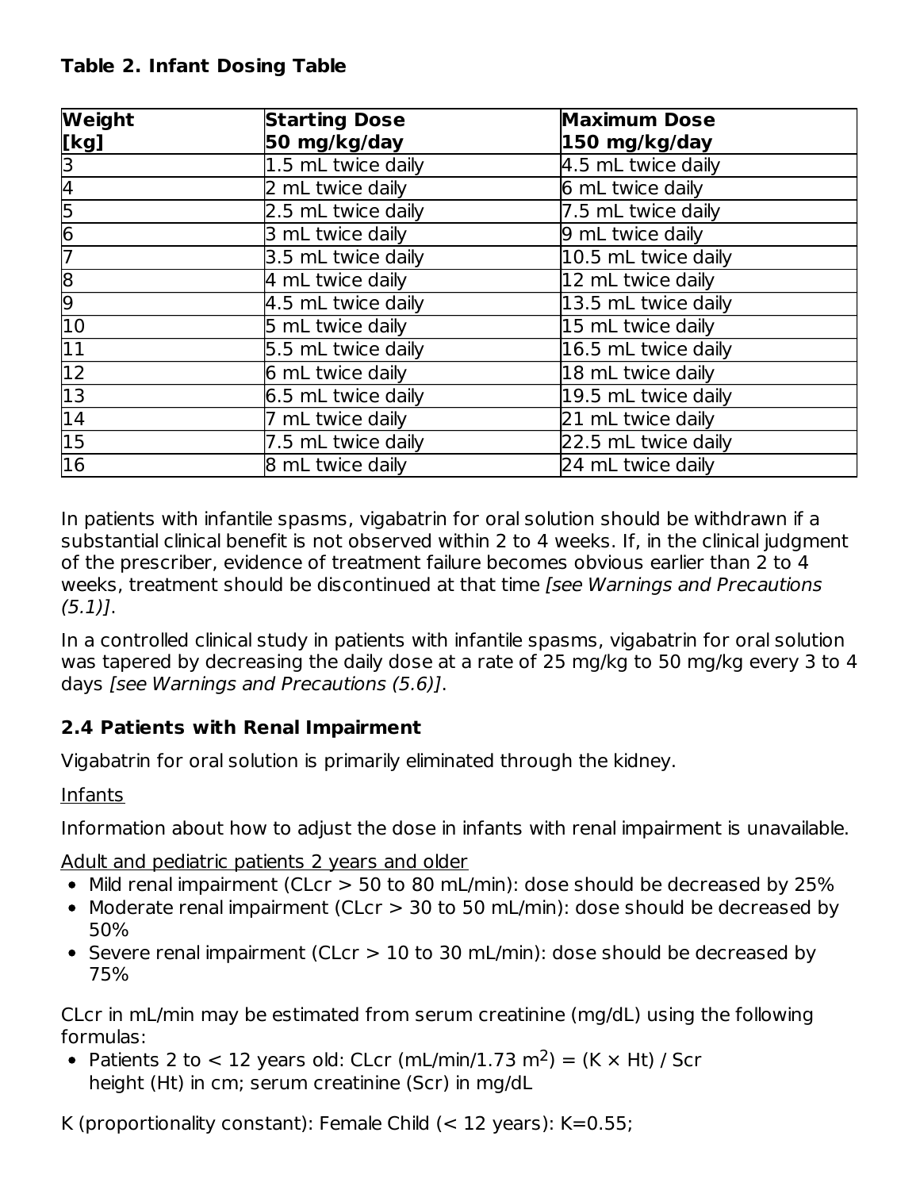**Table 2. Infant Dosing Table**

| Weight [kg] | Starting Dose 50 mg/kg/day | Maximum Dose 150 mg/kg/day |
|---|---|---|
| 3 | 1.5 mL twice daily | 4.5 mL twice daily |
| 4 | 2 mL twice daily | 6 mL twice daily |
| 5 | 2.5 mL twice daily | 7.5 mL twice daily |
| 6 | 3 mL twice daily | 9 mL twice daily |
| 7 | 3.5 mL twice daily | 10.5 mL twice daily |
| 8 | 4 mL twice daily | 12 mL twice daily |
| 9 | 4.5 mL twice daily | 13.5 mL twice daily |
| 10 | 5 mL twice daily | 15 mL twice daily |
| 11 | 5.5 mL twice daily | 16.5 mL twice daily |
| 12 | 6 mL twice daily | 18 mL twice daily |
| 13 | 6.5 mL twice daily | 19.5 mL twice daily |
| 14 | 7 mL twice daily | 21 mL twice daily |
| 15 | 7.5 mL twice daily | 22.5 mL twice daily |
| 16 | 8 mL twice daily | 24 mL twice daily |

In patients with infantile spasms, vigabatrin for oral solution should be withdrawn if a substantial clinical benefit is not observed within 2 to 4 weeks. If, in the clinical judgment of the prescriber, evidence of treatment failure becomes obvious earlier than 2 to 4 weeks, treatment should be discontinued at that time *[see Warnings and Precautions (5.1)]*.

In a controlled clinical study in patients with infantile spasms, vigabatrin for oral solution was tapered by decreasing the daily dose at a rate of 25 mg/kg to 50 mg/kg every 3 to 4 days *[see Warnings and Precautions (5.6)]*.

### 2.4 Patients with Renal Impairment

Vigabatrin for oral solution is primarily eliminated through the kidney.

Infants

Information about how to adjust the dose in infants with renal impairment is unavailable.

Adult and pediatric patients 2 years and older

- Mild renal impairment (CLcr > 50 to 80 mL/min): dose should be decreased by 25%
- Moderate renal impairment (CLcr > 30 to 50 mL/min): dose should be decreased by 50%
- Severe renal impairment (CLcr > 10 to 30 mL/min): dose should be decreased by 75%

CLcr in mL/min may be estimated from serum creatinine (mg/dL) using the following formulas:

- Patients 2 to < 12 years old: CLcr (mL/min/1.73 $m^2$) = (K × Ht) / Scr
  height (Ht) in cm; serum creatinine (Scr) in mg/dL

K (proportionality constant): Female Child (< 12 years): K=0.55;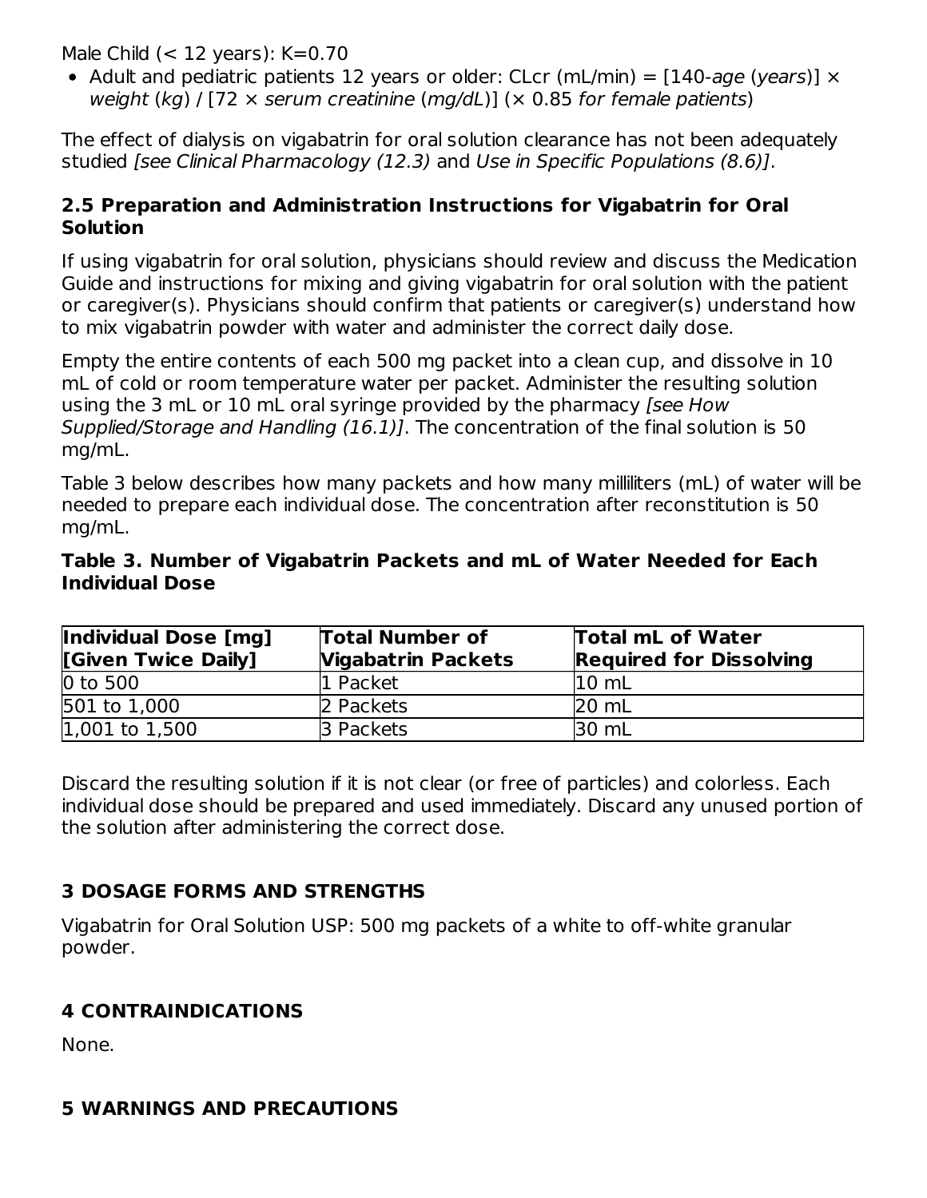Male Child (< 12 years): K=0.70

- Adult and pediatric patients 12 years or older: CLcr (mL/min) = [140-*age* (*years*)] × *weight* (*kg*) / [72 × *serum creatinine* (*mg/dL*)] (× 0.85 *for female patients*)

The effect of dialysis on vigabatrin for oral solution clearance has not been adequately studied *[see Clinical Pharmacology (12.3)* and *Use in Specific Populations (8.6)]*.

### 2.5 Preparation and Administration Instructions for Vigabatrin for Oral Solution

If using vigabatrin for oral solution, physicians should review and discuss the Medication Guide and instructions for mixing and giving vigabatrin for oral solution with the patient or caregiver(s). Physicians should confirm that patients or caregiver(s) understand how to mix vigabatrin powder with water and administer the correct daily dose.

Empty the entire contents of each 500 mg packet into a clean cup, and dissolve in 10 mL of cold or room temperature water per packet. Administer the resulting solution using the 3 mL or 10 mL oral syringe provided by the pharmacy *[see How Supplied/Storage and Handling (16.1)]*. The concentration of the final solution is 50 mg/mL.

Table 3 below describes how many packets and how many milliliters (mL) of water will be needed to prepare each individual dose. The concentration after reconstitution is 50 mg/mL.

**Table 3. Number of Vigabatrin Packets and mL of Water Needed for Each Individual Dose**

| Individual Dose [mg] [Given Twice Daily] | Total Number of Vigabatrin Packets | Total mL of Water Required for Dissolving |
|---|---|---|
| 0 to 500 | 1 Packet | 10 mL |
| 501 to 1,000 | 2 Packets | 20 mL |
| 1,001 to 1,500 | 3 Packets | 30 mL |

Discard the resulting solution if it is not clear (or free of particles) and colorless. Each individual dose should be prepared and used immediately. Discard any unused portion of the solution after administering the correct dose.

## 3 DOSAGE FORMS AND STRENGTHS

Vigabatrin for Oral Solution USP: 500 mg packets of a white to off-white granular powder.

## 4 CONTRAINDICATIONS

None.

## 5 WARNINGS AND PRECAUTIONS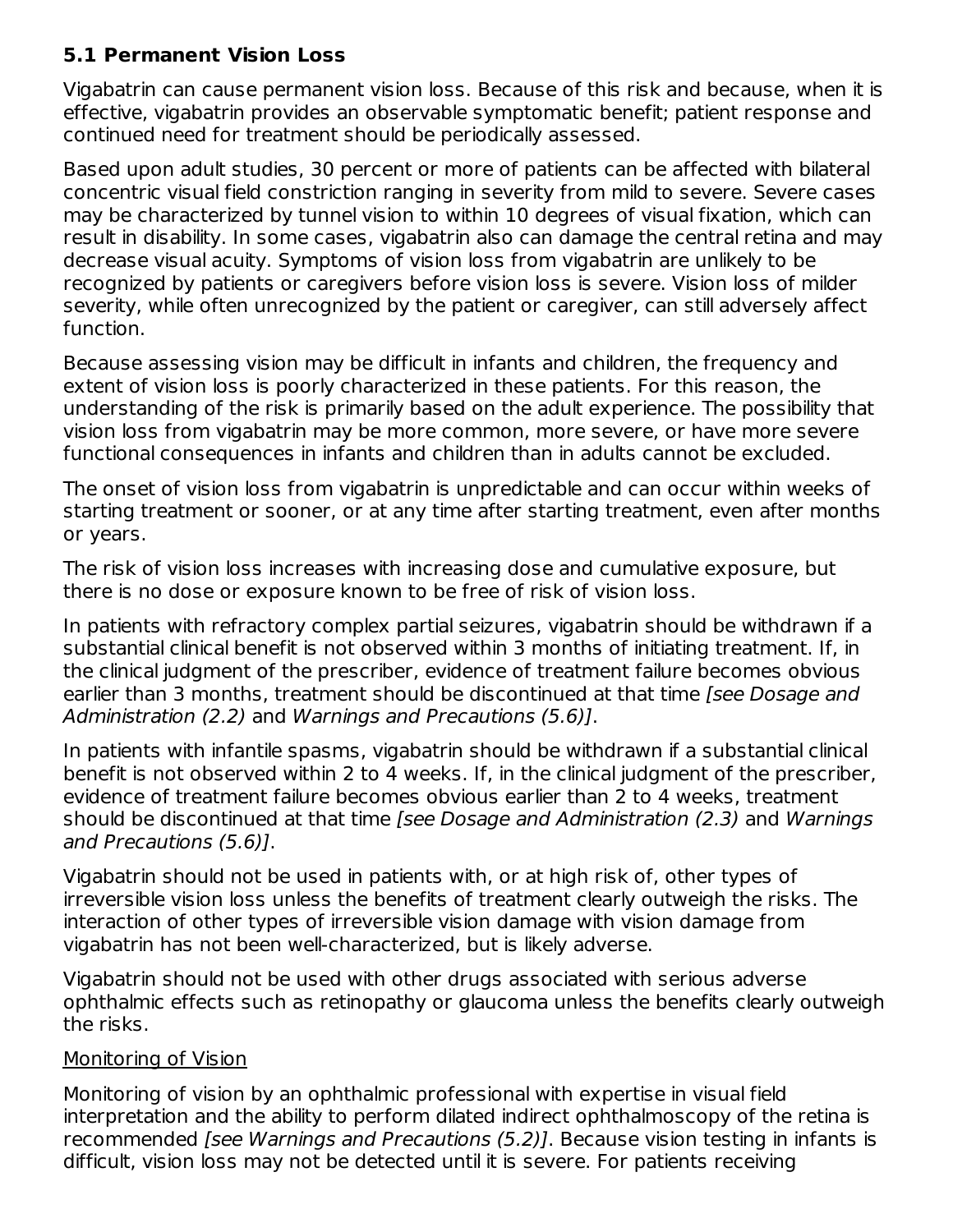### 5.1 Permanent Vision Loss

Vigabatrin can cause permanent vision loss. Because of this risk and because, when it is effective, vigabatrin provides an observable symptomatic benefit; patient response and continued need for treatment should be periodically assessed.

Based upon adult studies, 30 percent or more of patients can be affected with bilateral concentric visual field constriction ranging in severity from mild to severe. Severe cases may be characterized by tunnel vision to within 10 degrees of visual fixation, which can result in disability. In some cases, vigabatrin also can damage the central retina and may decrease visual acuity. Symptoms of vision loss from vigabatrin are unlikely to be recognized by patients or caregivers before vision loss is severe. Vision loss of milder severity, while often unrecognized by the patient or caregiver, can still adversely affect function.

Because assessing vision may be difficult in infants and children, the frequency and extent of vision loss is poorly characterized in these patients. For this reason, the understanding of the risk is primarily based on the adult experience. The possibility that vision loss from vigabatrin may be more common, more severe, or have more severe functional consequences in infants and children than in adults cannot be excluded.

The onset of vision loss from vigabatrin is unpredictable and can occur within weeks of starting treatment or sooner, or at any time after starting treatment, even after months or years.

The risk of vision loss increases with increasing dose and cumulative exposure, but there is no dose or exposure known to be free of risk of vision loss.

In patients with refractory complex partial seizures, vigabatrin should be withdrawn if a substantial clinical benefit is not observed within 3 months of initiating treatment. If, in the clinical judgment of the prescriber, evidence of treatment failure becomes obvious earlier than 3 months, treatment should be discontinued at that time *[see Dosage and Administration (2.2)* and *Warnings and Precautions (5.6)]*.

In patients with infantile spasms, vigabatrin should be withdrawn if a substantial clinical benefit is not observed within 2 to 4 weeks. If, in the clinical judgment of the prescriber, evidence of treatment failure becomes obvious earlier than 2 to 4 weeks, treatment should be discontinued at that time *[see Dosage and Administration (2.3)* and *Warnings and Precautions (5.6)]*.

Vigabatrin should not be used in patients with, or at high risk of, other types of irreversible vision loss unless the benefits of treatment clearly outweigh the risks. The interaction of other types of irreversible vision damage with vision damage from vigabatrin has not been well-characterized, but is likely adverse.

Vigabatrin should not be used with other drugs associated with serious adverse ophthalmic effects such as retinopathy or glaucoma unless the benefits clearly outweigh the risks.

<u>Monitoring of Vision</u>

Monitoring of vision by an ophthalmic professional with expertise in visual field interpretation and the ability to perform dilated indirect ophthalmoscopy of the retina is recommended *[see Warnings and Precautions (5.2)]*. Because vision testing in infants is difficult, vision loss may not be detected until it is severe. For patients receiving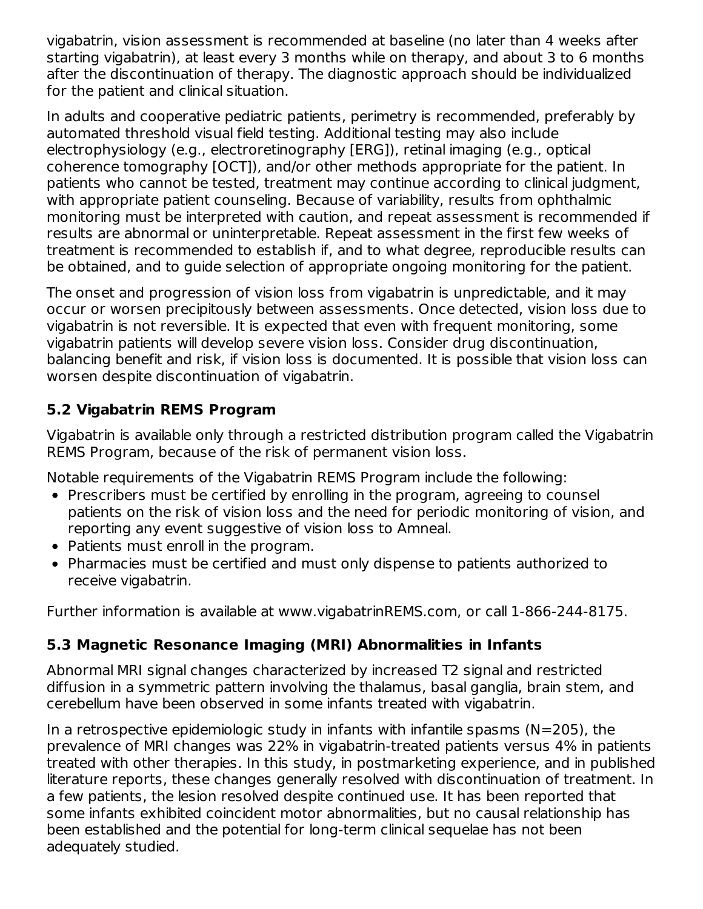vigabatrin, vision assessment is recommended at baseline (no later than 4 weeks after starting vigabatrin), at least every 3 months while on therapy, and about 3 to 6 months after the discontinuation of therapy. The diagnostic approach should be individualized for the patient and clinical situation.

In adults and cooperative pediatric patients, perimetry is recommended, preferably by automated threshold visual field testing. Additional testing may also include electrophysiology (e.g., electroretinography [ERG]), retinal imaging (e.g., optical coherence tomography [OCT]), and/or other methods appropriate for the patient. In patients who cannot be tested, treatment may continue according to clinical judgment, with appropriate patient counseling. Because of variability, results from ophthalmic monitoring must be interpreted with caution, and repeat assessment is recommended if results are abnormal or uninterpretable. Repeat assessment in the first few weeks of treatment is recommended to establish if, and to what degree, reproducible results can be obtained, and to guide selection of appropriate ongoing monitoring for the patient.

The onset and progression of vision loss from vigabatrin is unpredictable, and it may occur or worsen precipitously between assessments. Once detected, vision loss due to vigabatrin is not reversible. It is expected that even with frequent monitoring, some vigabatrin patients will develop severe vision loss. Consider drug discontinuation, balancing benefit and risk, if vision loss is documented. It is possible that vision loss can worsen despite discontinuation of vigabatrin.

### 5.2 Vigabatrin REMS Program

Vigabatrin is available only through a restricted distribution program called the Vigabatrin REMS Program, because of the risk of permanent vision loss.

Notable requirements of the Vigabatrin REMS Program include the following:

- Prescribers must be certified by enrolling in the program, agreeing to counsel patients on the risk of vision loss and the need for periodic monitoring of vision, and reporting any event suggestive of vision loss to Amneal.
- Patients must enroll in the program.
- Pharmacies must be certified and must only dispense to patients authorized to receive vigabatrin.

Further information is available at www.vigabatrinREMS.com, or call 1-866-244-8175.

### 5.3 Magnetic Resonance Imaging (MRI) Abnormalities in Infants

Abnormal MRI signal changes characterized by increased T2 signal and restricted diffusion in a symmetric pattern involving the thalamus, basal ganglia, brain stem, and cerebellum have been observed in some infants treated with vigabatrin.

In a retrospective epidemiologic study in infants with infantile spasms (N=205), the prevalence of MRI changes was 22% in vigabatrin-treated patients versus 4% in patients treated with other therapies. In this study, in postmarketing experience, and in published literature reports, these changes generally resolved with discontinuation of treatment. In a few patients, the lesion resolved despite continued use. It has been reported that some infants exhibited coincident motor abnormalities, but no causal relationship has been established and the potential for long-term clinical sequelae has not been adequately studied.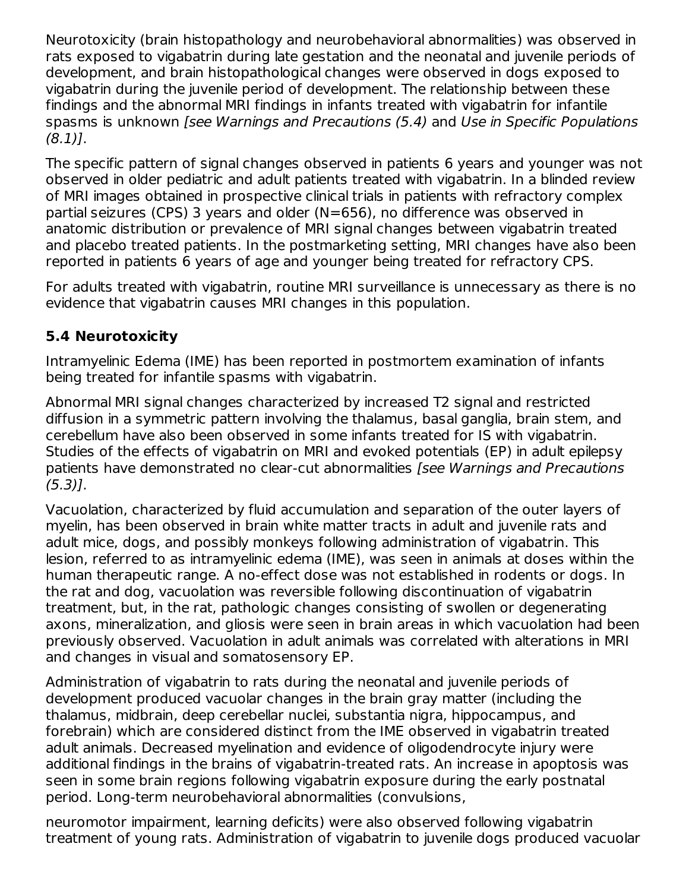Neurotoxicity (brain histopathology and neurobehavioral abnormalities) was observed in rats exposed to vigabatrin during late gestation and the neonatal and juvenile periods of development, and brain histopathological changes were observed in dogs exposed to vigabatrin during the juvenile period of development. The relationship between these findings and the abnormal MRI findings in infants treated with vigabatrin for infantile spasms is unknown *[see Warnings and Precautions (5.4)* and *Use in Specific Populations (8.1)]*.

The specific pattern of signal changes observed in patients 6 years and younger was not observed in older pediatric and adult patients treated with vigabatrin. In a blinded review of MRI images obtained in prospective clinical trials in patients with refractory complex partial seizures (CPS) 3 years and older (N=656), no difference was observed in anatomic distribution or prevalence of MRI signal changes between vigabatrin treated and placebo treated patients. In the postmarketing setting, MRI changes have also been reported in patients 6 years of age and younger being treated for refractory CPS.

For adults treated with vigabatrin, routine MRI surveillance is unnecessary as there is no evidence that vigabatrin causes MRI changes in this population.

### 5.4 Neurotoxicity

Intramyelinic Edema (IME) has been reported in postmortem examination of infants being treated for infantile spasms with vigabatrin.

Abnormal MRI signal changes characterized by increased T2 signal and restricted diffusion in a symmetric pattern involving the thalamus, basal ganglia, brain stem, and cerebellum have also been observed in some infants treated for IS with vigabatrin. Studies of the effects of vigabatrin on MRI and evoked potentials (EP) in adult epilepsy patients have demonstrated no clear-cut abnormalities *[see Warnings and Precautions (5.3)]*.

Vacuolation, characterized by fluid accumulation and separation of the outer layers of myelin, has been observed in brain white matter tracts in adult and juvenile rats and adult mice, dogs, and possibly monkeys following administration of vigabatrin. This lesion, referred to as intramyelinic edema (IME), was seen in animals at doses within the human therapeutic range. A no-effect dose was not established in rodents or dogs. In the rat and dog, vacuolation was reversible following discontinuation of vigabatrin treatment, but, in the rat, pathologic changes consisting of swollen or degenerating axons, mineralization, and gliosis were seen in brain areas in which vacuolation had been previously observed. Vacuolation in adult animals was correlated with alterations in MRI and changes in visual and somatosensory EP.

Administration of vigabatrin to rats during the neonatal and juvenile periods of development produced vacuolar changes in the brain gray matter (including the thalamus, midbrain, deep cerebellar nuclei, substantia nigra, hippocampus, and forebrain) which are considered distinct from the IME observed in vigabatrin treated adult animals. Decreased myelination and evidence of oligodendrocyte injury were additional findings in the brains of vigabatrin-treated rats. An increase in apoptosis was seen in some brain regions following vigabatrin exposure during the early postnatal period. Long-term neurobehavioral abnormalities (convulsions, neuromotor impairment, learning deficits) were also observed following vigabatrin treatment of young rats. Administration of vigabatrin to juvenile dogs produced vacuolar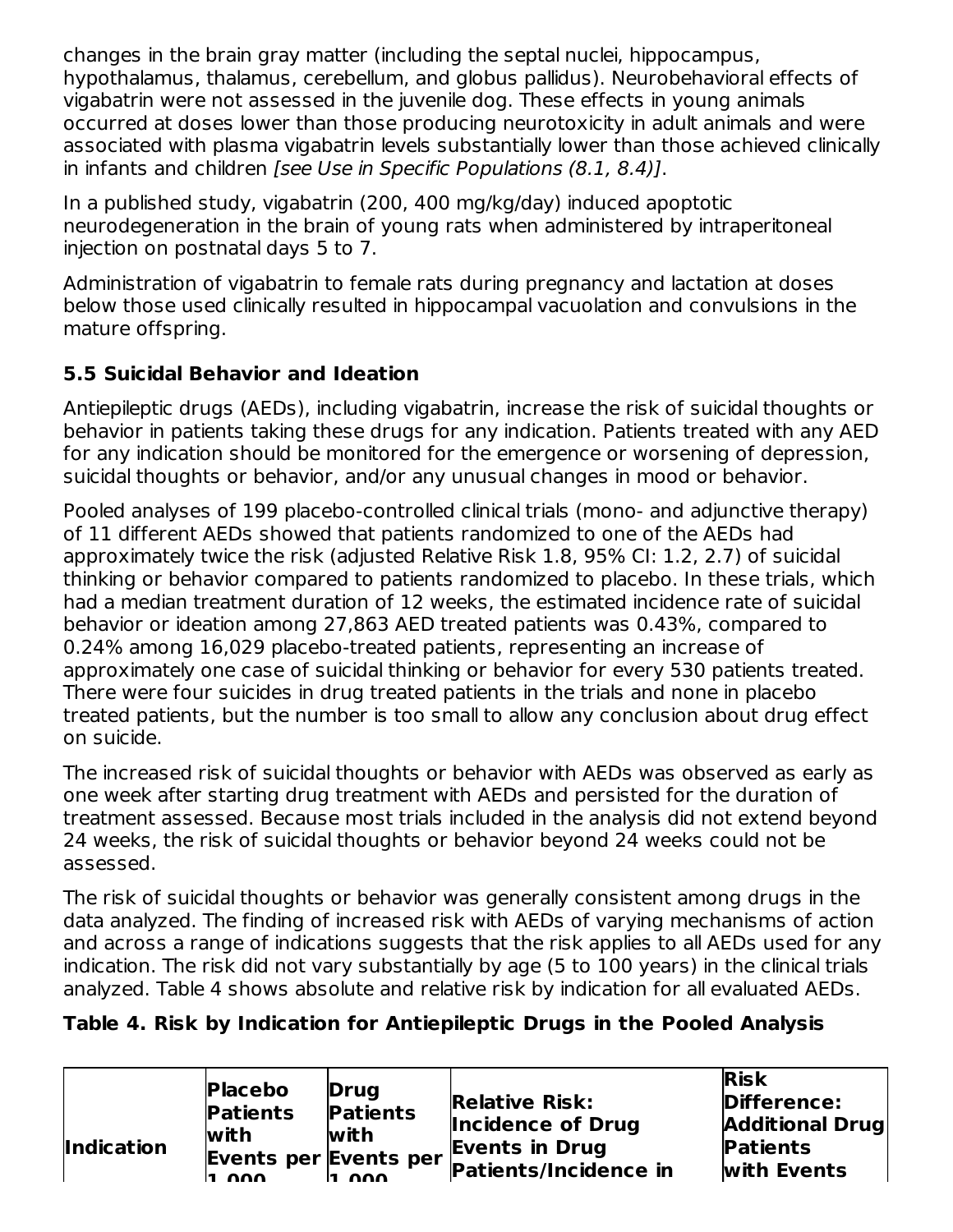changes in the brain gray matter (including the septal nuclei, hippocampus, hypothalamus, thalamus, cerebellum, and globus pallidus). Neurobehavioral effects of vigabatrin were not assessed in the juvenile dog. These effects in young animals occurred at doses lower than those producing neurotoxicity in adult animals and were associated with plasma vigabatrin levels substantially lower than those achieved clinically in infants and children *[see Use in Specific Populations (8.1, 8.4)]*.

In a published study, vigabatrin (200, 400 mg/kg/day) induced apoptotic neurodegeneration in the brain of young rats when administered by intraperitoneal injection on postnatal days 5 to 7.

Administration of vigabatrin to female rats during pregnancy and lactation at doses below those used clinically resulted in hippocampal vacuolation and convulsions in the mature offspring.

### 5.5 Suicidal Behavior and Ideation

Antiepileptic drugs (AEDs), including vigabatrin, increase the risk of suicidal thoughts or behavior in patients taking these drugs for any indication. Patients treated with any AED for any indication should be monitored for the emergence or worsening of depression, suicidal thoughts or behavior, and/or any unusual changes in mood or behavior.

Pooled analyses of 199 placebo-controlled clinical trials (mono- and adjunctive therapy) of 11 different AEDs showed that patients randomized to one of the AEDs had approximately twice the risk (adjusted Relative Risk 1.8, 95% CI: 1.2, 2.7) of suicidal thinking or behavior compared to patients randomized to placebo. In these trials, which had a median treatment duration of 12 weeks, the estimated incidence rate of suicidal behavior or ideation among 27,863 AED treated patients was 0.43%, compared to 0.24% among 16,029 placebo-treated patients, representing an increase of approximately one case of suicidal thinking or behavior for every 530 patients treated. There were four suicides in drug treated patients in the trials and none in placebo treated patients, but the number is too small to allow any conclusion about drug effect on suicide.

The increased risk of suicidal thoughts or behavior with AEDs was observed as early as one week after starting drug treatment with AEDs and persisted for the duration of treatment assessed. Because most trials included in the analysis did not extend beyond 24 weeks, the risk of suicidal thoughts or behavior beyond 24 weeks could not be assessed.

The risk of suicidal thoughts or behavior was generally consistent among drugs in the data analyzed. The finding of increased risk with AEDs of varying mechanisms of action and across a range of indications suggests that the risk applies to all AEDs used for any indication. The risk did not vary substantially by age (5 to 100 years) in the clinical trials analyzed. Table 4 shows absolute and relative risk by indication for all evaluated AEDs.

**Table 4. Risk by Indication for Antiepileptic Drugs in the Pooled Analysis**

| Indication | Placebo Patients with Events per 1,000 | Drug Patients with Events per 1,000 | Relative Risk: Incidence of Drug Events in Drug Patients/Incidence in | Risk Difference: Additional Drug Patients with Events |
|---|---|---|---|---|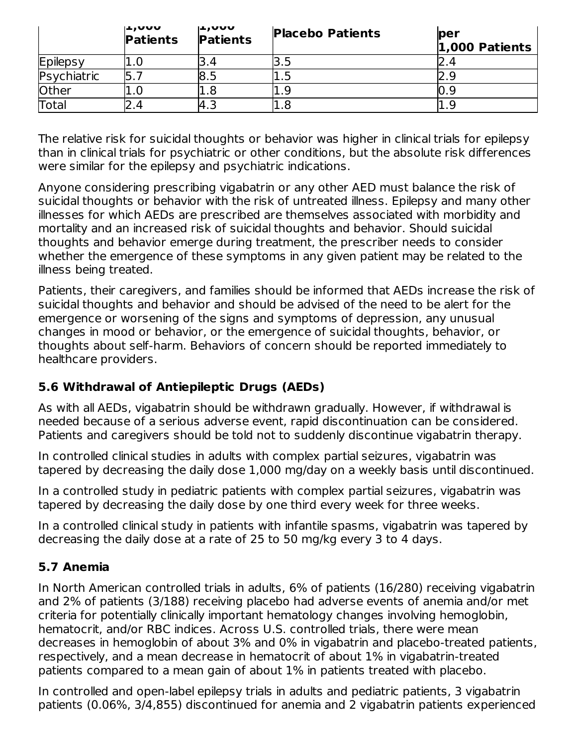| | 1,000 Patients | 1,000 Patients | Placebo Patients | per 1,000 Patients |
|---|---|---|---|---|
| Epilepsy | 1.0 | 3.4 | 3.5 | 2.4 |
| Psychiatric | 5.7 | 8.5 | 1.5 | 2.9 |
| Other | 1.0 | 1.8 | 1.9 | 0.9 |
| Total | 2.4 | 4.3 | 1.8 | 1.9 |

The relative risk for suicidal thoughts or behavior was higher in clinical trials for epilepsy than in clinical trials for psychiatric or other conditions, but the absolute risk differences were similar for the epilepsy and psychiatric indications.

Anyone considering prescribing vigabatrin or any other AED must balance the risk of suicidal thoughts or behavior with the risk of untreated illness. Epilepsy and many other illnesses for which AEDs are prescribed are themselves associated with morbidity and mortality and an increased risk of suicidal thoughts and behavior. Should suicidal thoughts and behavior emerge during treatment, the prescriber needs to consider whether the emergence of these symptoms in any given patient may be related to the illness being treated.

Patients, their caregivers, and families should be informed that AEDs increase the risk of suicidal thoughts and behavior and should be advised of the need to be alert for the emergence or worsening of the signs and symptoms of depression, any unusual changes in mood or behavior, or the emergence of suicidal thoughts, behavior, or thoughts about self-harm. Behaviors of concern should be reported immediately to healthcare providers.

### 5.6 Withdrawal of Antiepileptic Drugs (AEDs)

As with all AEDs, vigabatrin should be withdrawn gradually. However, if withdrawal is needed because of a serious adverse event, rapid discontinuation can be considered. Patients and caregivers should be told not to suddenly discontinue vigabatrin therapy.

In controlled clinical studies in adults with complex partial seizures, vigabatrin was tapered by decreasing the daily dose 1,000 mg/day on a weekly basis until discontinued.

In a controlled study in pediatric patients with complex partial seizures, vigabatrin was tapered by decreasing the daily dose by one third every week for three weeks.

In a controlled clinical study in patients with infantile spasms, vigabatrin was tapered by decreasing the daily dose at a rate of 25 to 50 mg/kg every 3 to 4 days.

### 5.7 Anemia

In North American controlled trials in adults, 6% of patients (16/280) receiving vigabatrin and 2% of patients (3/188) receiving placebo had adverse events of anemia and/or met criteria for potentially clinically important hematology changes involving hemoglobin, hematocrit, and/or RBC indices. Across U.S. controlled trials, there were mean decreases in hemoglobin of about 3% and 0% in vigabatrin and placebo-treated patients, respectively, and a mean decrease in hematocrit of about 1% in vigabatrin-treated patients compared to a mean gain of about 1% in patients treated with placebo.

In controlled and open-label epilepsy trials in adults and pediatric patients, 3 vigabatrin patients (0.06%, 3/4,855) discontinued for anemia and 2 vigabatrin patients experienced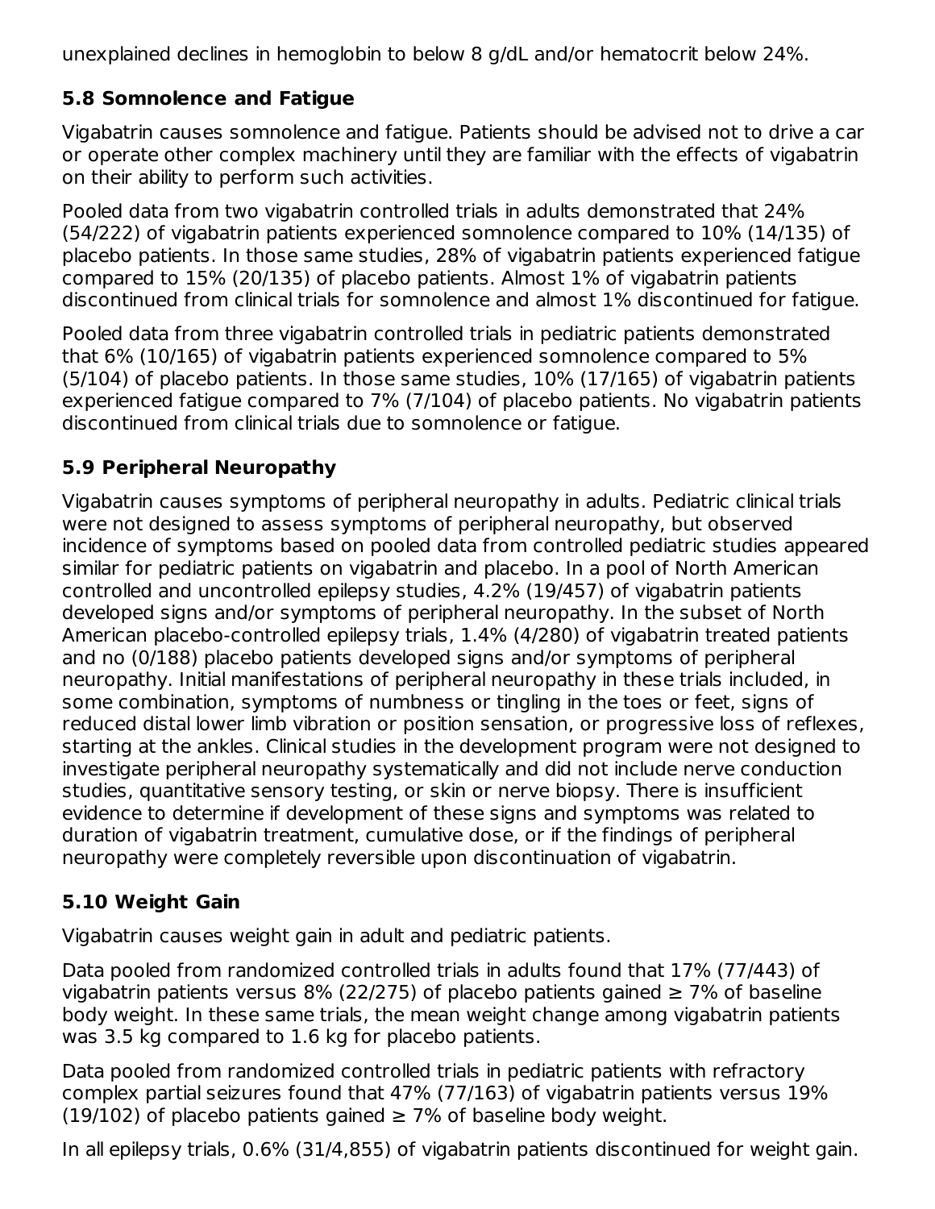unexplained declines in hemoglobin to below 8 g/dL and/or hematocrit below 24%.

### 5.8 Somnolence and Fatigue

Vigabatrin causes somnolence and fatigue. Patients should be advised not to drive a car or operate other complex machinery until they are familiar with the effects of vigabatrin on their ability to perform such activities.

Pooled data from two vigabatrin controlled trials in adults demonstrated that 24% (54/222) of vigabatrin patients experienced somnolence compared to 10% (14/135) of placebo patients. In those same studies, 28% of vigabatrin patients experienced fatigue compared to 15% (20/135) of placebo patients. Almost 1% of vigabatrin patients discontinued from clinical trials for somnolence and almost 1% discontinued for fatigue.

Pooled data from three vigabatrin controlled trials in pediatric patients demonstrated that 6% (10/165) of vigabatrin patients experienced somnolence compared to 5% (5/104) of placebo patients. In those same studies, 10% (17/165) of vigabatrin patients experienced fatigue compared to 7% (7/104) of placebo patients. No vigabatrin patients discontinued from clinical trials due to somnolence or fatigue.

### 5.9 Peripheral Neuropathy

Vigabatrin causes symptoms of peripheral neuropathy in adults. Pediatric clinical trials were not designed to assess symptoms of peripheral neuropathy, but observed incidence of symptoms based on pooled data from controlled pediatric studies appeared similar for pediatric patients on vigabatrin and placebo. In a pool of North American controlled and uncontrolled epilepsy studies, 4.2% (19/457) of vigabatrin patients developed signs and/or symptoms of peripheral neuropathy. In the subset of North American placebo-controlled epilepsy trials, 1.4% (4/280) of vigabatrin treated patients and no (0/188) placebo patients developed signs and/or symptoms of peripheral neuropathy. Initial manifestations of peripheral neuropathy in these trials included, in some combination, symptoms of numbness or tingling in the toes or feet, signs of reduced distal lower limb vibration or position sensation, or progressive loss of reflexes, starting at the ankles. Clinical studies in the development program were not designed to investigate peripheral neuropathy systematically and did not include nerve conduction studies, quantitative sensory testing, or skin or nerve biopsy. There is insufficient evidence to determine if development of these signs and symptoms was related to duration of vigabatrin treatment, cumulative dose, or if the findings of peripheral neuropathy were completely reversible upon discontinuation of vigabatrin.

### 5.10 Weight Gain

Vigabatrin causes weight gain in adult and pediatric patients.

Data pooled from randomized controlled trials in adults found that 17% (77/443) of vigabatrin patients versus 8% (22/275) of placebo patients gained ≥ 7% of baseline body weight. In these same trials, the mean weight change among vigabatrin patients was 3.5 kg compared to 1.6 kg for placebo patients.

Data pooled from randomized controlled trials in pediatric patients with refractory complex partial seizures found that 47% (77/163) of vigabatrin patients versus 19% (19/102) of placebo patients gained ≥ 7% of baseline body weight.

In all epilepsy trials, 0.6% (31/4,855) of vigabatrin patients discontinued for weight gain.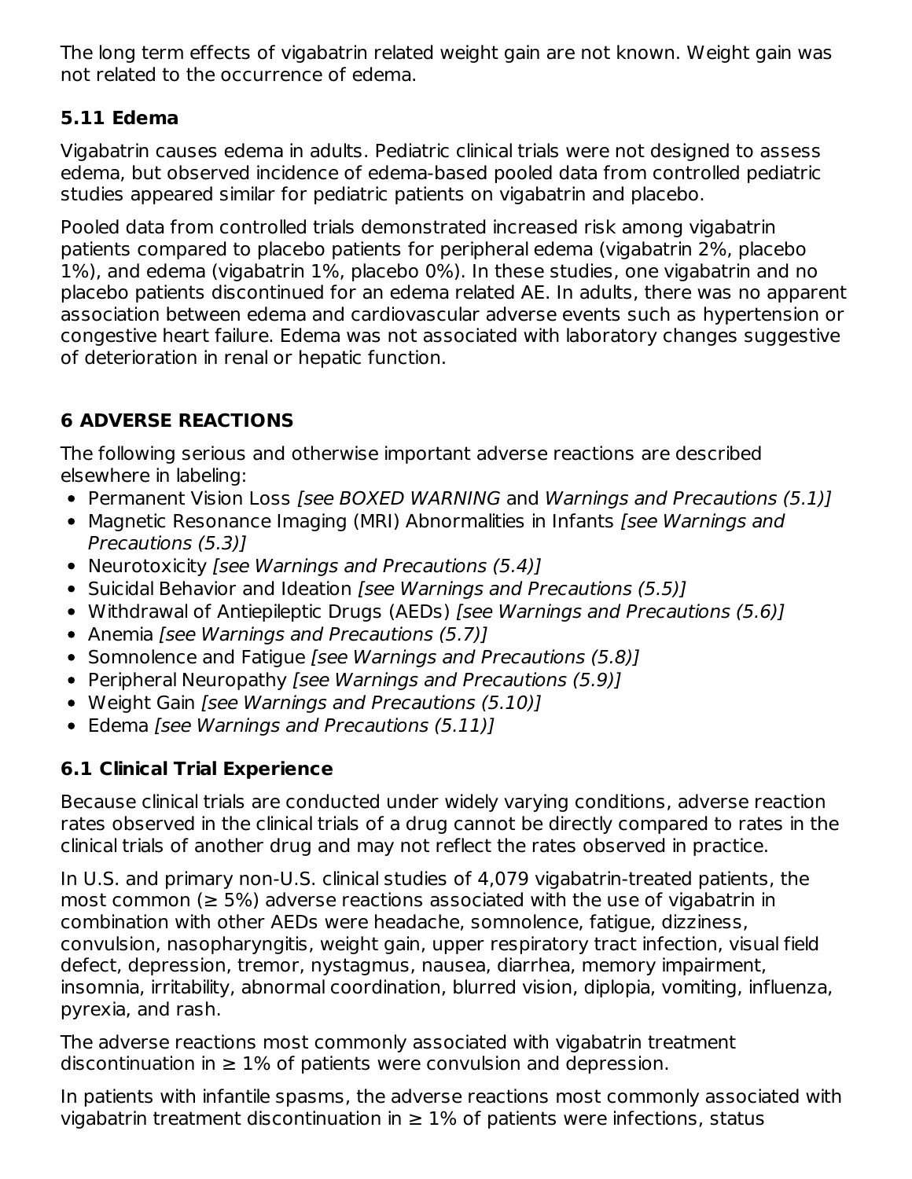The long term effects of vigabatrin related weight gain are not known. Weight gain was not related to the occurrence of edema.

### 5.11 Edema

Vigabatrin causes edema in adults. Pediatric clinical trials were not designed to assess edema, but observed incidence of edema-based pooled data from controlled pediatric studies appeared similar for pediatric patients on vigabatrin and placebo.

Pooled data from controlled trials demonstrated increased risk among vigabatrin patients compared to placebo patients for peripheral edema (vigabatrin 2%, placebo 1%), and edema (vigabatrin 1%, placebo 0%). In these studies, one vigabatrin and no placebo patients discontinued for an edema related AE. In adults, there was no apparent association between edema and cardiovascular adverse events such as hypertension or congestive heart failure. Edema was not associated with laboratory changes suggestive of deterioration in renal or hepatic function.

## 6 ADVERSE REACTIONS

The following serious and otherwise important adverse reactions are described elsewhere in labeling:

- Permanent Vision Loss *[see BOXED WARNING* and *Warnings and Precautions (5.1)]*
- Magnetic Resonance Imaging (MRI) Abnormalities in Infants *[see Warnings and Precautions (5.3)]*
- Neurotoxicity *[see Warnings and Precautions (5.4)]*
- Suicidal Behavior and Ideation *[see Warnings and Precautions (5.5)]*
- Withdrawal of Antiepileptic Drugs (AEDs) *[see Warnings and Precautions (5.6)]*
- Anemia *[see Warnings and Precautions (5.7)]*
- Somnolence and Fatigue *[see Warnings and Precautions (5.8)]*
- Peripheral Neuropathy *[see Warnings and Precautions (5.9)]*
- Weight Gain *[see Warnings and Precautions (5.10)]*
- Edema *[see Warnings and Precautions (5.11)]*

### 6.1 Clinical Trial Experience

Because clinical trials are conducted under widely varying conditions, adverse reaction rates observed in the clinical trials of a drug cannot be directly compared to rates in the clinical trials of another drug and may not reflect the rates observed in practice.

In U.S. and primary non-U.S. clinical studies of 4,079 vigabatrin-treated patients, the most common (≥ 5%) adverse reactions associated with the use of vigabatrin in combination with other AEDs were headache, somnolence, fatigue, dizziness, convulsion, nasopharyngitis, weight gain, upper respiratory tract infection, visual field defect, depression, tremor, nystagmus, nausea, diarrhea, memory impairment, insomnia, irritability, abnormal coordination, blurred vision, diplopia, vomiting, influenza, pyrexia, and rash.

The adverse reactions most commonly associated with vigabatrin treatment discontinuation in ≥ 1% of patients were convulsion and depression.

In patients with infantile spasms, the adverse reactions most commonly associated with vigabatrin treatment discontinuation in ≥ 1% of patients were infections, status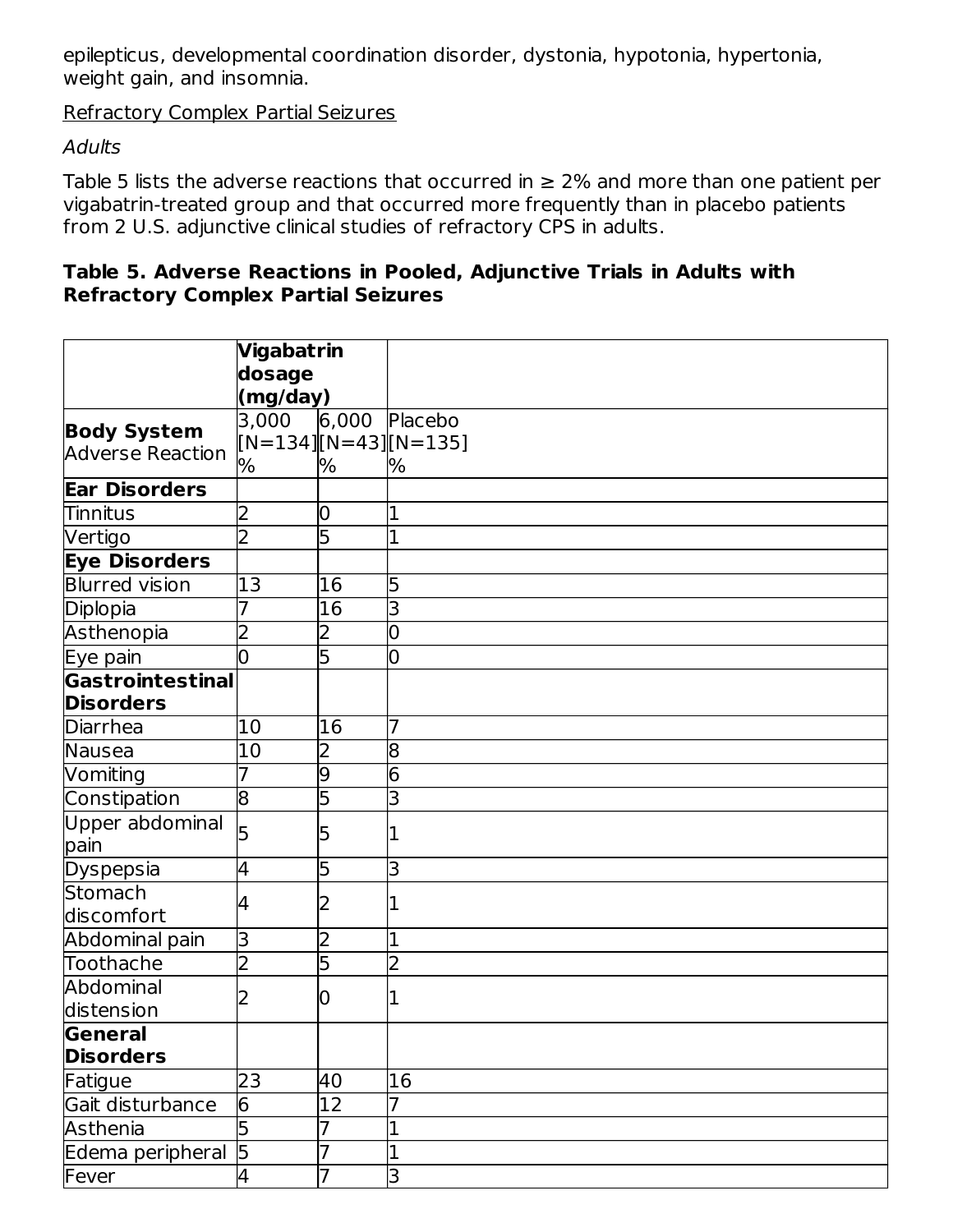epilepticus, developmental coordination disorder, dystonia, hypotonia, hypertonia, weight gain, and insomnia.

Refractory Complex Partial Seizures

*Adults*

Table 5 lists the adverse reactions that occurred in ≥ 2% and more than one patient per vigabatrin-treated group and that occurred more frequently than in placebo patients from 2 U.S. adjunctive clinical studies of refractory CPS in adults.

**Table 5. Adverse Reactions in Pooled, Adjunctive Trials in Adults with Refractory Complex Partial Seizures**

| | **Vigabatrin dosage (mg/day)** | | |
|---|---|---|---|
| **Body System** Adverse Reaction | 3,000 [N=134] % | 6,000 [N=43] % | Placebo [N=135] % |
| **Ear Disorders** | | | |
| Tinnitus | 2 | 0 | 1 |
| Vertigo | 2 | 5 | 1 |
| **Eye Disorders** | | | |
| Blurred vision | 13 | 16 | 5 |
| Diplopia | 7 | 16 | 3 |
| Asthenopia | 2 | 2 | 0 |
| Eye pain | 0 | 5 | 0 |
| **Gastrointestinal Disorders** | | | |
| Diarrhea | 10 | 16 | 7 |
| Nausea | 10 | 2 | 8 |
| Vomiting | 7 | 9 | 6 |
| Constipation | 8 | 5 | 3 |
| Upper abdominal pain | 5 | 5 | 1 |
| Dyspepsia | 4 | 5 | 3 |
| Stomach discomfort | 4 | 2 | 1 |
| Abdominal pain | 3 | 2 | 1 |
| Toothache | 2 | 5 | 2 |
| Abdominal distension | 2 | 0 | 1 |
| **General Disorders** | | | |
| Fatigue | 23 | 40 | 16 |
| Gait disturbance | 6 | 12 | 7 |
| Asthenia | 5 | 7 | 1 |
| Edema peripheral | 5 | 7 | 1 |
| Fever | 4 | 7 | 3 |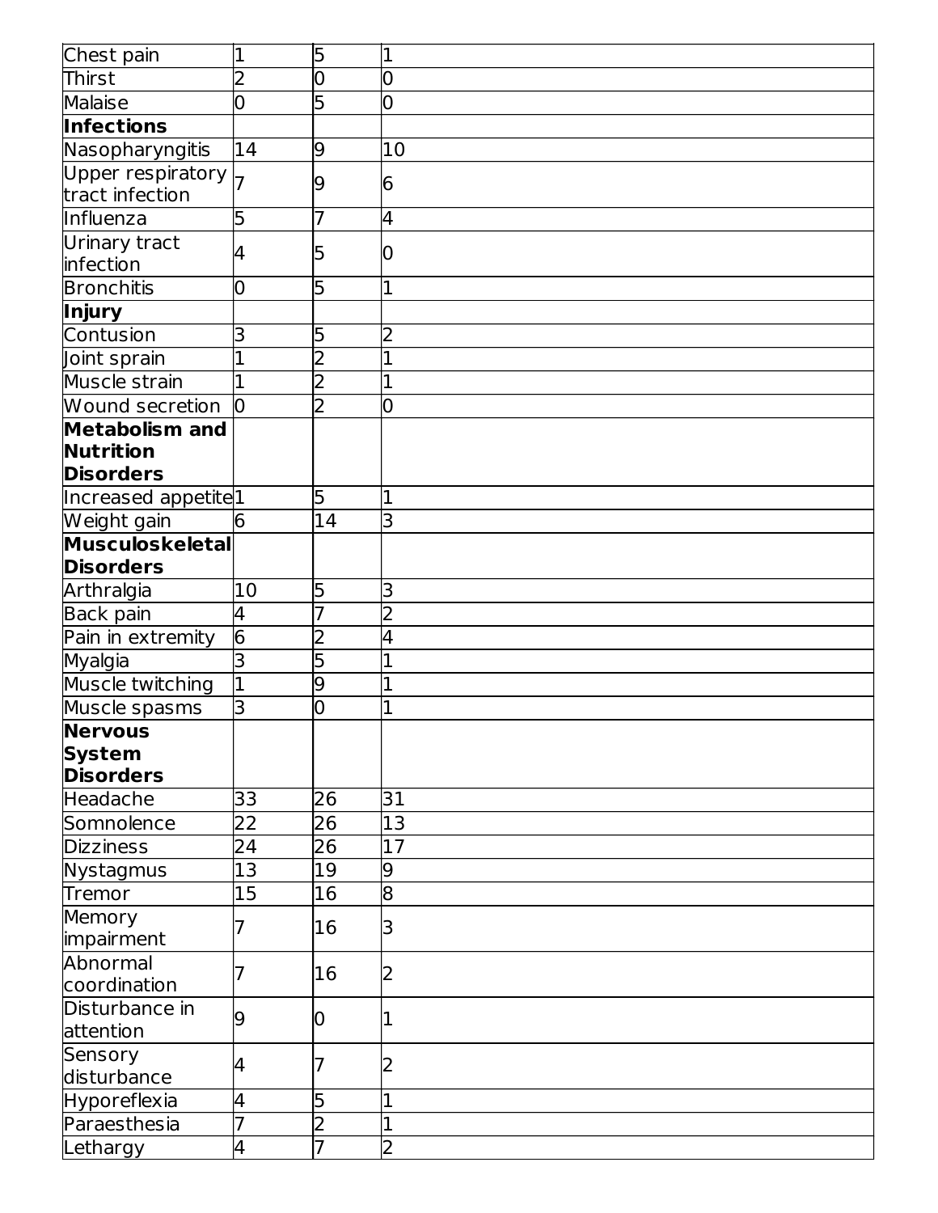| | | | |
|---|---|---|---|
| Chest pain | 1 | 5 | 1 |
| Thirst | 2 | 0 | 0 |
| Malaise | 0 | 5 | 0 |
| **Infections** | | | |
| Nasopharyngitis | 14 | 9 | 10 |
| Upper respiratory tract infection | 7 | 9 | 6 |
| Influenza | 5 | 7 | 4 |
| Urinary tract infection | 4 | 5 | 0 |
| Bronchitis | 0 | 5 | 1 |
| **Injury** | | | |
| Contusion | 3 | 5 | 2 |
| Joint sprain | 1 | 2 | 1 |
| Muscle strain | 1 | 2 | 1 |
| Wound secretion | 0 | 2 | 0 |
| **Metabolism and Nutrition Disorders** | | | |
| Increased appetite | 1 | 5 | 1 |
| Weight gain | 6 | 14 | 3 |
| **Musculoskeletal Disorders** | | | |
| Arthralgia | 10 | 5 | 3 |
| Back pain | 4 | 7 | 2 |
| Pain in extremity | 6 | 2 | 4 |
| Myalgia | 3 | 5 | 1 |
| Muscle twitching | 1 | 9 | 1 |
| Muscle spasms | 3 | 0 | 1 |
| **Nervous System Disorders** | | | |
| Headache | 33 | 26 | 31 |
| Somnolence | 22 | 26 | 13 |
| Dizziness | 24 | 26 | 17 |
| Nystagmus | 13 | 19 | 9 |
| Tremor | 15 | 16 | 8 |
| Memory impairment | 7 | 16 | 3 |
| Abnormal coordination | 7 | 16 | 2 |
| Disturbance in attention | 9 | 0 | 1 |
| Sensory disturbance | 4 | 7 | 2 |
| Hyporeflexia | 4 | 5 | 1 |
| Paraesthesia | 7 | 2 | 1 |
| Lethargy | 4 | 7 | 2 |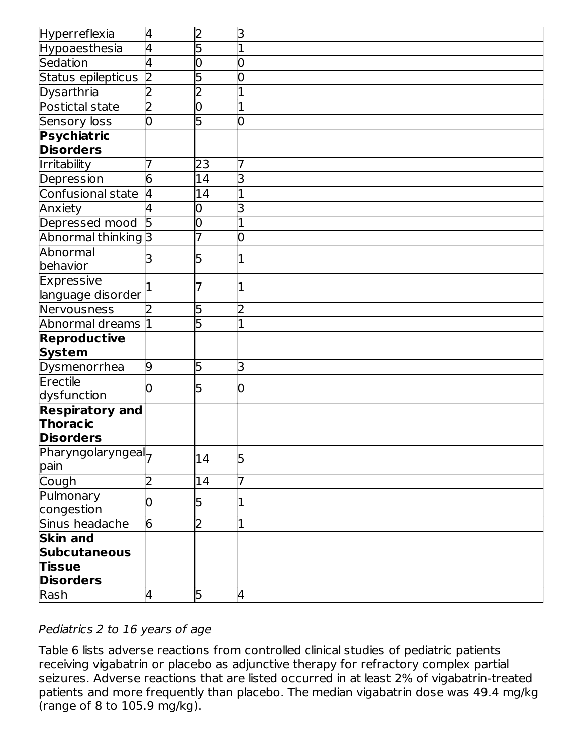| | | | |
|---|---|---|---|
| Hyperreflexia | 4 | 2 | 3 |
| Hypoaesthesia | 4 | 5 | 1 |
| Sedation | 4 | 0 | 0 |
| Status epilepticus | 2 | 5 | 0 |
| Dysarthria | 2 | 2 | 1 |
| Postictal state | 2 | 0 | 1 |
| Sensory loss | 0 | 5 | 0 |
| **Psychiatric Disorders** | | | |
| Irritability | 7 | 23 | 7 |
| Depression | 6 | 14 | 3 |
| Confusional state | 4 | 14 | 1 |
| Anxiety | 4 | 0 | 3 |
| Depressed mood | 5 | 0 | 1 |
| Abnormal thinking | 3 | 7 | 0 |
| Abnormal behavior | 3 | 5 | 1 |
| Expressive language disorder | 1 | 7 | 1 |
| Nervousness | 2 | 5 | 2 |
| Abnormal dreams | 1 | 5 | 1 |
| **Reproductive System** | | | |
| Dysmenorrhea | 9 | 5 | 3 |
| Erectile dysfunction | 0 | 5 | 0 |
| **Respiratory and Thoracic Disorders** | | | |
| Pharyngolaryngeal pain | 7 | 14 | 5 |
| Cough | 2 | 14 | 7 |
| Pulmonary congestion | 0 | 5 | 1 |
| Sinus headache | 6 | 2 | 1 |
| **Skin and Subcutaneous Tissue Disorders** | | | |
| Rash | 4 | 5 | 4 |

*Pediatrics 2 to 16 years of age*

Table 6 lists adverse reactions from controlled clinical studies of pediatric patients receiving vigabatrin or placebo as adjunctive therapy for refractory complex partial seizures. Adverse reactions that are listed occurred in at least 2% of vigabatrin-treated patients and more frequently than placebo. The median vigabatrin dose was 49.4 mg/kg (range of 8 to 105.9 mg/kg).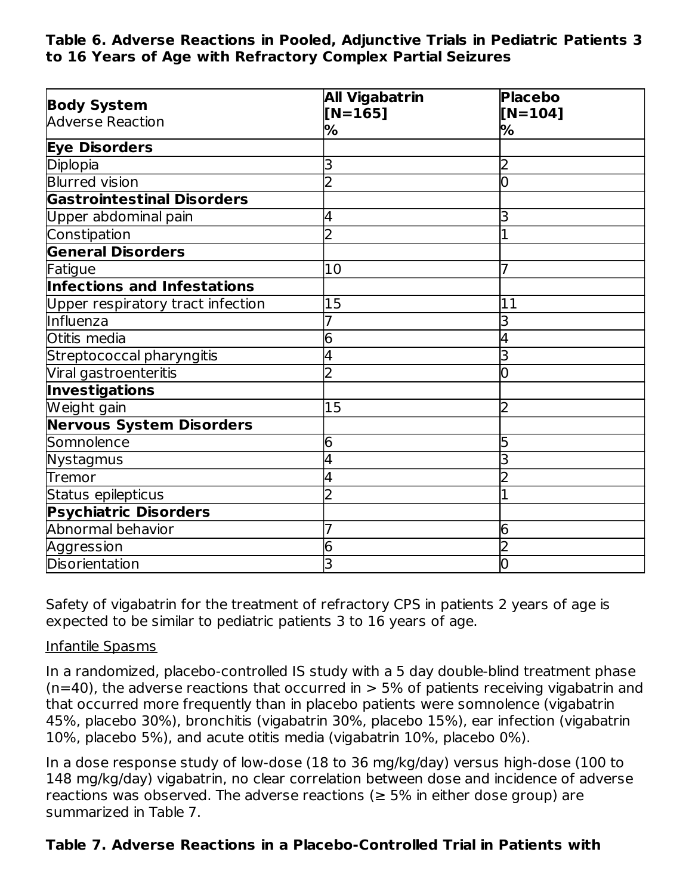**Table 6. Adverse Reactions in Pooled, Adjunctive Trials in Pediatric Patients 3 to 16 Years of Age with Refractory Complex Partial Seizures**

| **Body System** Adverse Reaction | **All Vigabatrin [N=165] %** | **Placebo [N=104] %** |
|---|---|---|
| **Eye Disorders** | | |
| Diplopia | 3 | 2 |
| Blurred vision | 2 | 0 |
| **Gastrointestinal Disorders** | | |
| Upper abdominal pain | 4 | 3 |
| Constipation | 2 | 1 |
| **General Disorders** | | |
| Fatigue | 10 | 7 |
| **Infections and Infestations** | | |
| Upper respiratory tract infection | 15 | 11 |
| Influenza | 7 | 3 |
| Otitis media | 6 | 4 |
| Streptococcal pharyngitis | 4 | 3 |
| Viral gastroenteritis | 2 | 0 |
| **Investigations** | | |
| Weight gain | 15 | 2 |
| **Nervous System Disorders** | | |
| Somnolence | 6 | 5 |
| Nystagmus | 4 | 3 |
| Tremor | 4 | 2 |
| Status epilepticus | 2 | 1 |
| **Psychiatric Disorders** | | |
| Abnormal behavior | 7 | 6 |
| Aggression | 6 | 2 |
| Disorientation | 3 | 0 |

Safety of vigabatrin for the treatment of refractory CPS in patients 2 years of age is expected to be similar to pediatric patients 3 to 16 years of age.

Infantile Spasms

In a randomized, placebo-controlled IS study with a 5 day double-blind treatment phase (n=40), the adverse reactions that occurred in > 5% of patients receiving vigabatrin and that occurred more frequently than in placebo patients were somnolence (vigabatrin 45%, placebo 30%), bronchitis (vigabatrin 30%, placebo 15%), ear infection (vigabatrin 10%, placebo 5%), and acute otitis media (vigabatrin 10%, placebo 0%).

In a dose response study of low-dose (18 to 36 mg/kg/day) versus high-dose (100 to 148 mg/kg/day) vigabatrin, no clear correlation between dose and incidence of adverse reactions was observed. The adverse reactions (≥ 5% in either dose group) are summarized in Table 7.

**Table 7. Adverse Reactions in a Placebo-Controlled Trial in Patients with**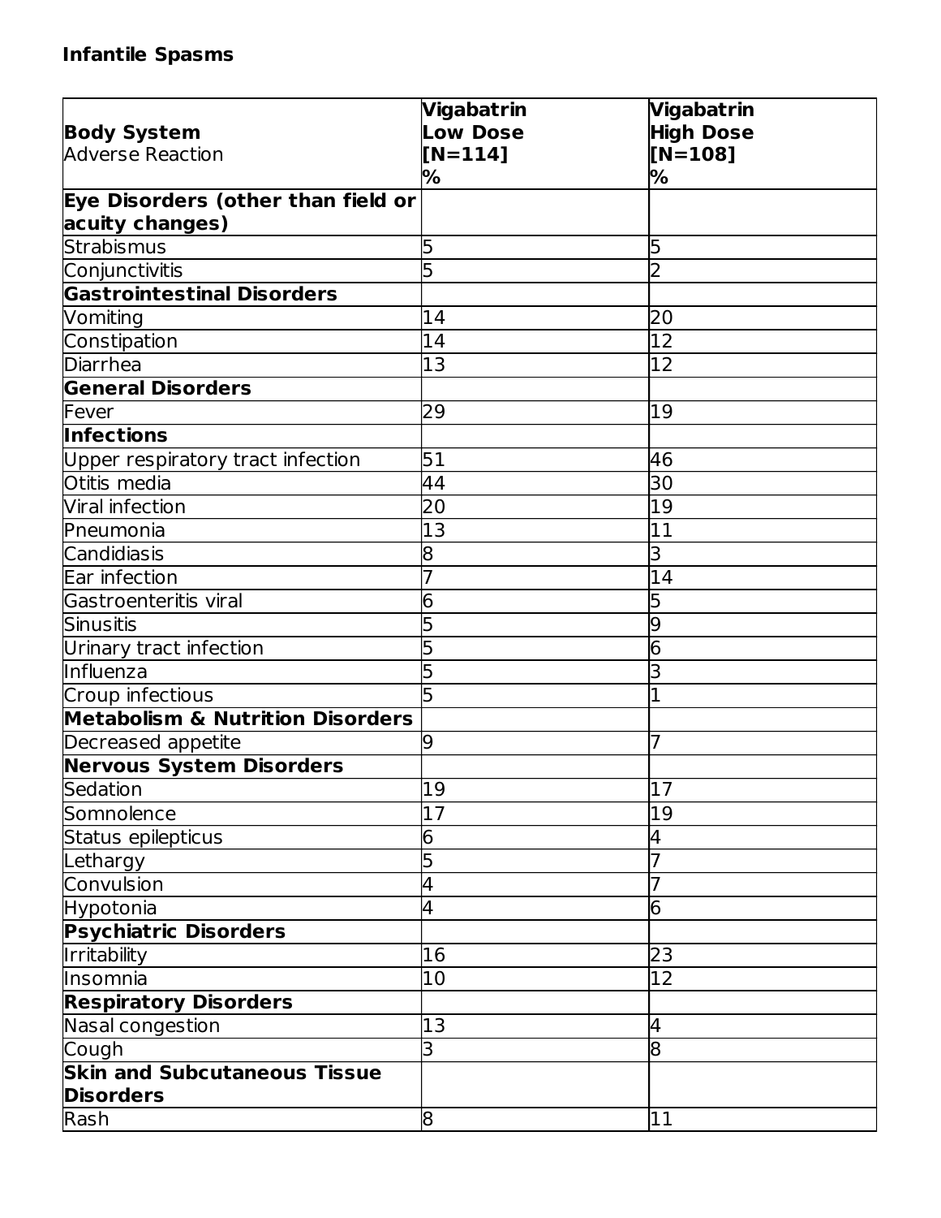**Infantile Spasms**

| **Body System**<br>Adverse Reaction | **Vigabatrin Low Dose [N=114] %** | **Vigabatrin High Dose [N=108] %** |
|---|---|---|
| **Eye Disorders (other than field or acuity changes)** | | |
| Strabismus | 5 | 5 |
| Conjunctivitis | 5 | 2 |
| **Gastrointestinal Disorders** | | |
| Vomiting | 14 | 20 |
| Constipation | 14 | 12 |
| Diarrhea | 13 | 12 |
| **General Disorders** | | |
| Fever | 29 | 19 |
| **Infections** | | |
| Upper respiratory tract infection | 51 | 46 |
| Otitis media | 44 | 30 |
| Viral infection | 20 | 19 |
| Pneumonia | 13 | 11 |
| Candidiasis | 8 | 3 |
| Ear infection | 7 | 14 |
| Gastroenteritis viral | 6 | 5 |
| Sinusitis | 5 | 9 |
| Urinary tract infection | 5 | 6 |
| Influenza | 5 | 3 |
| Croup infectious | 5 | 1 |
| **Metabolism & Nutrition Disorders** | | |
| Decreased appetite | 9 | 7 |
| **Nervous System Disorders** | | |
| Sedation | 19 | 17 |
| Somnolence | 17 | 19 |
| Status epilepticus | 6 | 4 |
| Lethargy | 5 | 7 |
| Convulsion | 4 | 7 |
| Hypotonia | 4 | 6 |
| **Psychiatric Disorders** | | |
| Irritability | 16 | 23 |
| Insomnia | 10 | 12 |
| **Respiratory Disorders** | | |
| Nasal congestion | 13 | 4 |
| Cough | 3 | 8 |
| **Skin and Subcutaneous Tissue Disorders** | | |
| Rash | 8 | 11 |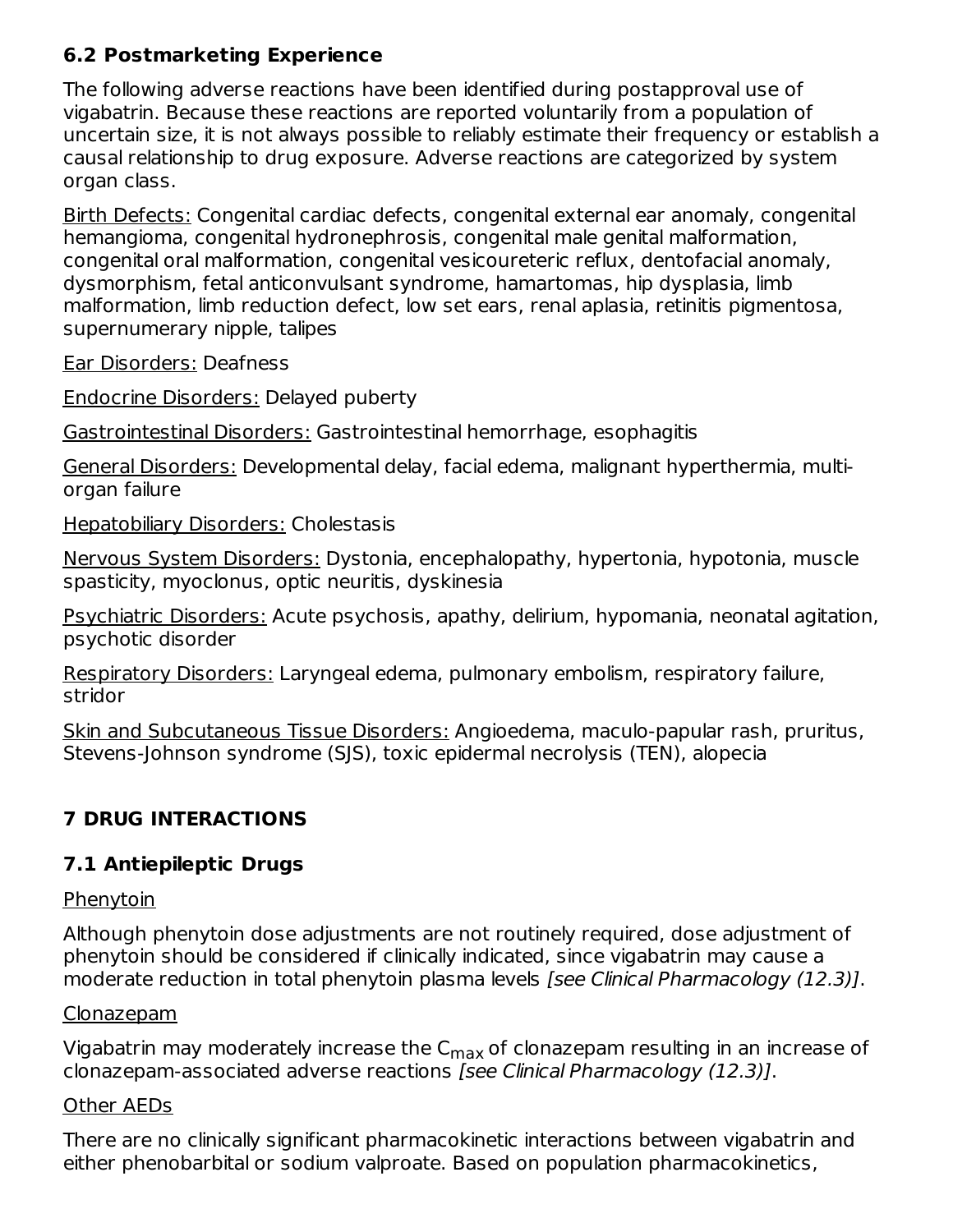### 6.2 Postmarketing Experience

The following adverse reactions have been identified during postapproval use of vigabatrin. Because these reactions are reported voluntarily from a population of uncertain size, it is not always possible to reliably estimate their frequency or establish a causal relationship to drug exposure. Adverse reactions are categorized by system organ class.

Birth Defects: Congenital cardiac defects, congenital external ear anomaly, congenital hemangioma, congenital hydronephrosis, congenital male genital malformation, congenital oral malformation, congenital vesicoureteric reflux, dentofacial anomaly, dysmorphism, fetal anticonvulsant syndrome, hamartomas, hip dysplasia, limb malformation, limb reduction defect, low set ears, renal aplasia, retinitis pigmentosa, supernumerary nipple, talipes

Ear Disorders: Deafness

Endocrine Disorders: Delayed puberty

Gastrointestinal Disorders: Gastrointestinal hemorrhage, esophagitis

General Disorders: Developmental delay, facial edema, malignant hyperthermia, multi-organ failure

Hepatobiliary Disorders: Cholestasis

Nervous System Disorders: Dystonia, encephalopathy, hypertonia, hypotonia, muscle spasticity, myoclonus, optic neuritis, dyskinesia

Psychiatric Disorders: Acute psychosis, apathy, delirium, hypomania, neonatal agitation, psychotic disorder

Respiratory Disorders: Laryngeal edema, pulmonary embolism, respiratory failure, stridor

Skin and Subcutaneous Tissue Disorders: Angioedema, maculo-papular rash, pruritus, Stevens-Johnson syndrome (SJS), toxic epidermal necrolysis (TEN), alopecia

## 7 DRUG INTERACTIONS

### 7.1 Antiepileptic Drugs

Phenytoin

Although phenytoin dose adjustments are not routinely required, dose adjustment of phenytoin should be considered if clinically indicated, since vigabatrin may cause a moderate reduction in total phenytoin plasma levels *[see Clinical Pharmacology (12.3)]*.

Clonazepam

Vigabatrin may moderately increase the $C_{max}$ of clonazepam resulting in an increase of clonazepam-associated adverse reactions *[see Clinical Pharmacology (12.3)]*.

Other AEDs

There are no clinically significant pharmacokinetic interactions between vigabatrin and either phenobarbital or sodium valproate. Based on population pharmacokinetics,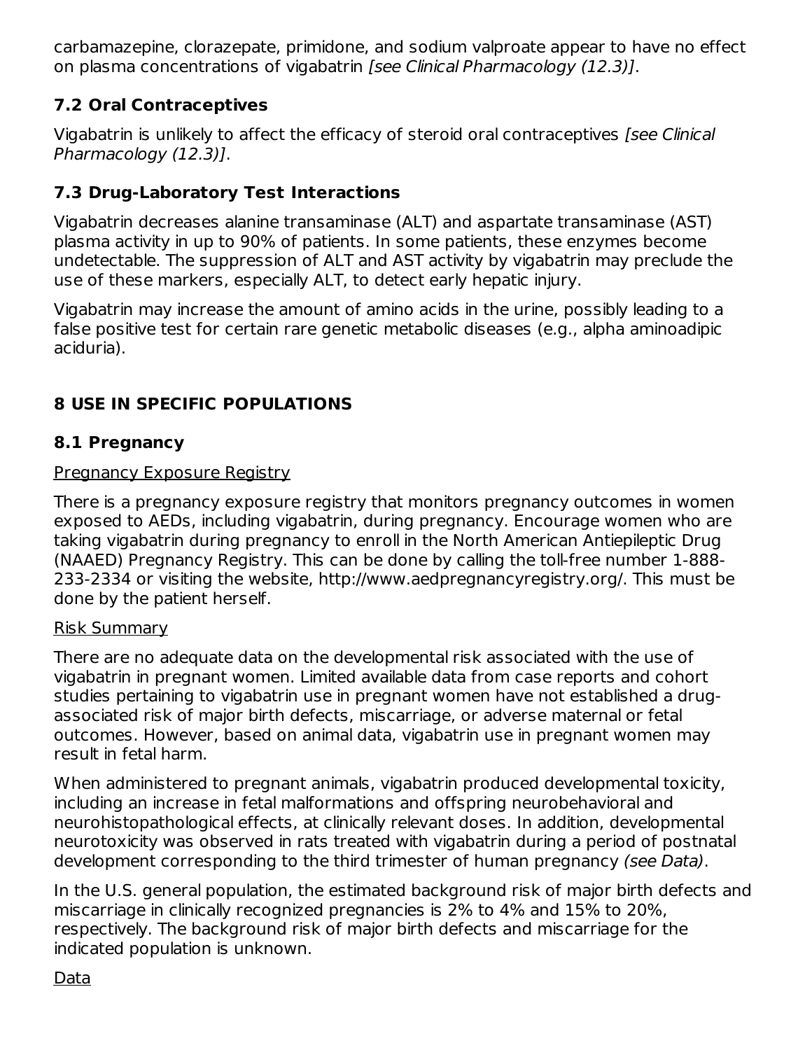carbamazepine, clorazepate, primidone, and sodium valproate appear to have no effect on plasma concentrations of vigabatrin *[see Clinical Pharmacology (12.3)]*.

### 7.2 Oral Contraceptives

Vigabatrin is unlikely to affect the efficacy of steroid oral contraceptives *[see Clinical Pharmacology (12.3)]*.

### 7.3 Drug-Laboratory Test Interactions

Vigabatrin decreases alanine transaminase (ALT) and aspartate transaminase (AST) plasma activity in up to 90% of patients. In some patients, these enzymes become undetectable. The suppression of ALT and AST activity by vigabatrin may preclude the use of these markers, especially ALT, to detect early hepatic injury.

Vigabatrin may increase the amount of amino acids in the urine, possibly leading to a false positive test for certain rare genetic metabolic diseases (e.g., alpha aminoadipic aciduria).

## 8 USE IN SPECIFIC POPULATIONS

### 8.1 Pregnancy

Pregnancy Exposure Registry

There is a pregnancy exposure registry that monitors pregnancy outcomes in women exposed to AEDs, including vigabatrin, during pregnancy. Encourage women who are taking vigabatrin during pregnancy to enroll in the North American Antiepileptic Drug (NAAED) Pregnancy Registry. This can be done by calling the toll-free number 1-888-233-2334 or visiting the website, http://www.aedpregnancyregistry.org/. This must be done by the patient herself.

Risk Summary

There are no adequate data on the developmental risk associated with the use of vigabatrin in pregnant women. Limited available data from case reports and cohort studies pertaining to vigabatrin use in pregnant women have not established a drug-associated risk of major birth defects, miscarriage, or adverse maternal or fetal outcomes. However, based on animal data, vigabatrin use in pregnant women may result in fetal harm.

When administered to pregnant animals, vigabatrin produced developmental toxicity, including an increase in fetal malformations and offspring neurobehavioral and neurohistopathological effects, at clinically relevant doses. In addition, developmental neurotoxicity was observed in rats treated with vigabatrin during a period of postnatal development corresponding to the third trimester of human pregnancy *(see Data)*.

In the U.S. general population, the estimated background risk of major birth defects and miscarriage in clinically recognized pregnancies is 2% to 4% and 15% to 20%, respectively. The background risk of major birth defects and miscarriage for the indicated population is unknown.

Data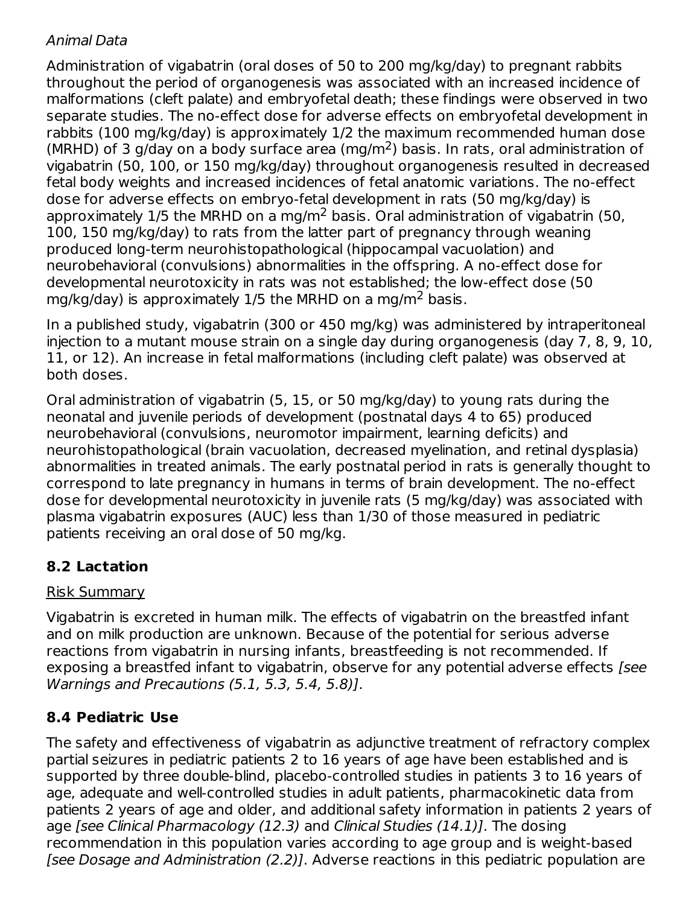*Animal Data*

Administration of vigabatrin (oral doses of 50 to 200 mg/kg/day) to pregnant rabbits throughout the period of organogenesis was associated with an increased incidence of malformations (cleft palate) and embryofetal death; these findings were observed in two separate studies. The no-effect dose for adverse effects on embryofetal development in rabbits (100 mg/kg/day) is approximately 1/2 the maximum recommended human dose (MRHD) of 3 g/day on a body surface area ($mg/m^2$) basis. In rats, oral administration of vigabatrin (50, 100, or 150 mg/kg/day) throughout organogenesis resulted in decreased fetal body weights and increased incidences of fetal anatomic variations. The no-effect dose for adverse effects on embryo-fetal development in rats (50 mg/kg/day) is approximately 1/5 the MRHD on a $mg/m^2$ basis. Oral administration of vigabatrin (50, 100, 150 mg/kg/day) to rats from the latter part of pregnancy through weaning produced long-term neurohistopathological (hippocampal vacuolation) and neurobehavioral (convulsions) abnormalities in the offspring. A no-effect dose for developmental neurotoxicity in rats was not established; the low-effect dose (50 mg/kg/day) is approximately 1/5 the MRHD on a $mg/m^2$ basis.

In a published study, vigabatrin (300 or 450 mg/kg) was administered by intraperitoneal injection to a mutant mouse strain on a single day during organogenesis (day 7, 8, 9, 10, 11, or 12). An increase in fetal malformations (including cleft palate) was observed at both doses.

Oral administration of vigabatrin (5, 15, or 50 mg/kg/day) to young rats during the neonatal and juvenile periods of development (postnatal days 4 to 65) produced neurobehavioral (convulsions, neuromotor impairment, learning deficits) and neurohistopathological (brain vacuolation, decreased myelination, and retinal dysplasia) abnormalities in treated animals. The early postnatal period in rats is generally thought to correspond to late pregnancy in humans in terms of brain development. The no-effect dose for developmental neurotoxicity in juvenile rats (5 mg/kg/day) was associated with plasma vigabatrin exposures (AUC) less than 1/30 of those measured in pediatric patients receiving an oral dose of 50 mg/kg.

## 8.2 Lactation

Risk Summary

Vigabatrin is excreted in human milk. The effects of vigabatrin on the breastfed infant and on milk production are unknown. Because of the potential for serious adverse reactions from vigabatrin in nursing infants, breastfeeding is not recommended. If exposing a breastfed infant to vigabatrin, observe for any potential adverse effects *[see Warnings and Precautions (5.1, 5.3, 5.4, 5.8)]*.

## 8.4 Pediatric Use

The safety and effectiveness of vigabatrin as adjunctive treatment of refractory complex partial seizures in pediatric patients 2 to 16 years of age have been established and is supported by three double-blind, placebo-controlled studies in patients 3 to 16 years of age, adequate and well-controlled studies in adult patients, pharmacokinetic data from patients 2 years of age and older, and additional safety information in patients 2 years of age *[see Clinical Pharmacology (12.3)* and *Clinical Studies (14.1)]*. The dosing recommendation in this population varies according to age group and is weight-based *[see Dosage and Administration (2.2)]*. Adverse reactions in this pediatric population are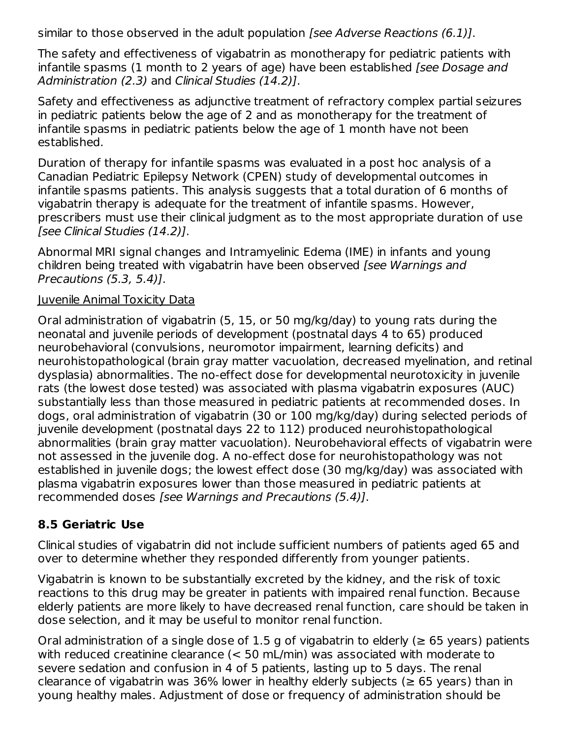similar to those observed in the adult population *[see Adverse Reactions (6.1)]*.

The safety and effectiveness of vigabatrin as monotherapy for pediatric patients with infantile spasms (1 month to 2 years of age) have been established *[see Dosage and Administration (2.3)* and *Clinical Studies (14.2)]*.

Safety and effectiveness as adjunctive treatment of refractory complex partial seizures in pediatric patients below the age of 2 and as monotherapy for the treatment of infantile spasms in pediatric patients below the age of 1 month have not been established.

Duration of therapy for infantile spasms was evaluated in a post hoc analysis of a Canadian Pediatric Epilepsy Network (CPEN) study of developmental outcomes in infantile spasms patients. This analysis suggests that a total duration of 6 months of vigabatrin therapy is adequate for the treatment of infantile spasms. However, prescribers must use their clinical judgment as to the most appropriate duration of use *[see Clinical Studies (14.2)]*.

Abnormal MRI signal changes and Intramyelinic Edema (IME) in infants and young children being treated with vigabatrin have been observed *[see Warnings and Precautions (5.3, 5.4)]*.

<u>Juvenile Animal Toxicity Data</u>

Oral administration of vigabatrin (5, 15, or 50 mg/kg/day) to young rats during the neonatal and juvenile periods of development (postnatal days 4 to 65) produced neurobehavioral (convulsions, neuromotor impairment, learning deficits) and neurohistopathological (brain gray matter vacuolation, decreased myelination, and retinal dysplasia) abnormalities. The no-effect dose for developmental neurotoxicity in juvenile rats (the lowest dose tested) was associated with plasma vigabatrin exposures (AUC) substantially less than those measured in pediatric patients at recommended doses. In dogs, oral administration of vigabatrin (30 or 100 mg/kg/day) during selected periods of juvenile development (postnatal days 22 to 112) produced neurohistopathological abnormalities (brain gray matter vacuolation). Neurobehavioral effects of vigabatrin were not assessed in the juvenile dog. A no-effect dose for neurohistopathology was not established in juvenile dogs; the lowest effect dose (30 mg/kg/day) was associated with plasma vigabatrin exposures lower than those measured in pediatric patients at recommended doses *[see Warnings and Precautions (5.4)]*.

### 8.5 Geriatric Use

Clinical studies of vigabatrin did not include sufficient numbers of patients aged 65 and over to determine whether they responded differently from younger patients.

Vigabatrin is known to be substantially excreted by the kidney, and the risk of toxic reactions to this drug may be greater in patients with impaired renal function. Because elderly patients are more likely to have decreased renal function, care should be taken in dose selection, and it may be useful to monitor renal function.

Oral administration of a single dose of 1.5 g of vigabatrin to elderly (≥ 65 years) patients with reduced creatinine clearance (< 50 mL/min) was associated with moderate to severe sedation and confusion in 4 of 5 patients, lasting up to 5 days. The renal clearance of vigabatrin was 36% lower in healthy elderly subjects (≥ 65 years) than in young healthy males. Adjustment of dose or frequency of administration should be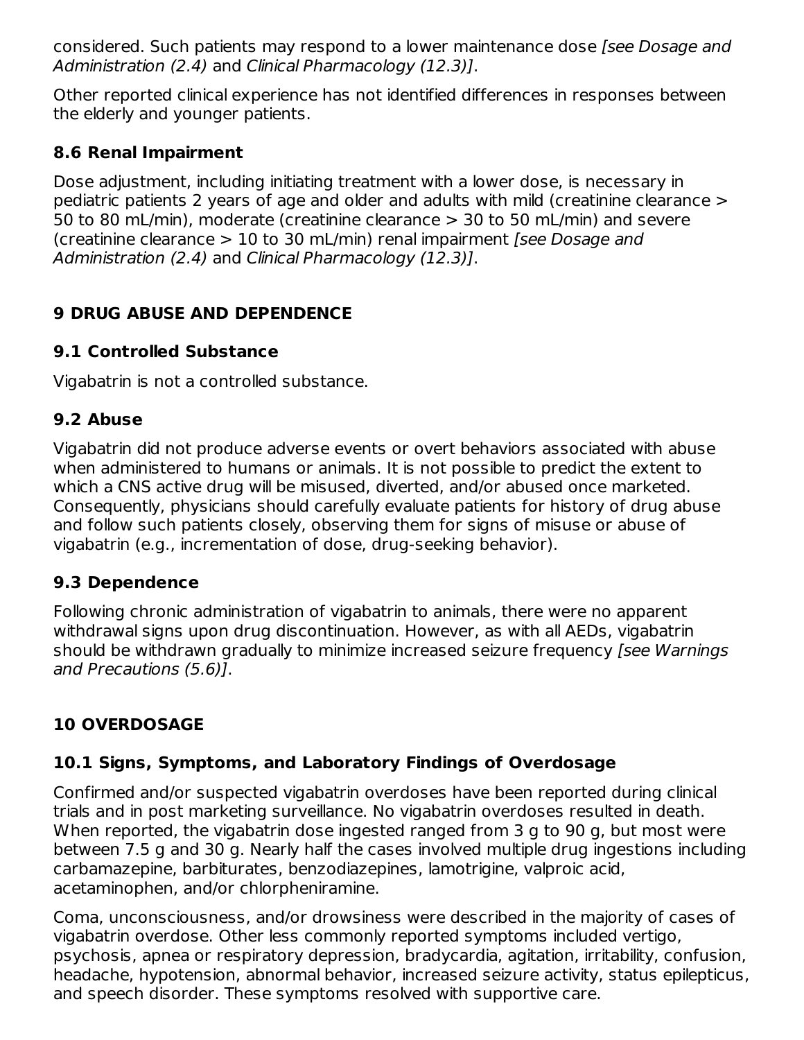considered. Such patients may respond to a lower maintenance dose *[see Dosage and Administration (2.4)* and *Clinical Pharmacology (12.3)]*.

Other reported clinical experience has not identified differences in responses between the elderly and younger patients.

### 8.6 Renal Impairment

Dose adjustment, including initiating treatment with a lower dose, is necessary in pediatric patients 2 years of age and older and adults with mild (creatinine clearance > 50 to 80 mL/min), moderate (creatinine clearance > 30 to 50 mL/min) and severe (creatinine clearance > 10 to 30 mL/min) renal impairment *[see Dosage and Administration (2.4)* and *Clinical Pharmacology (12.3)]*.

## 9 DRUG ABUSE AND DEPENDENCE

### 9.1 Controlled Substance

Vigabatrin is not a controlled substance.

### 9.2 Abuse

Vigabatrin did not produce adverse events or overt behaviors associated with abuse when administered to humans or animals. It is not possible to predict the extent to which a CNS active drug will be misused, diverted, and/or abused once marketed. Consequently, physicians should carefully evaluate patients for history of drug abuse and follow such patients closely, observing them for signs of misuse or abuse of vigabatrin (e.g., incrementation of dose, drug-seeking behavior).

### 9.3 Dependence

Following chronic administration of vigabatrin to animals, there were no apparent withdrawal signs upon drug discontinuation. However, as with all AEDs, vigabatrin should be withdrawn gradually to minimize increased seizure frequency *[see Warnings and Precautions (5.6)]*.

## 10 OVERDOSAGE

### 10.1 Signs, Symptoms, and Laboratory Findings of Overdosage

Confirmed and/or suspected vigabatrin overdoses have been reported during clinical trials and in post marketing surveillance. No vigabatrin overdoses resulted in death. When reported, the vigabatrin dose ingested ranged from 3 g to 90 g, but most were between 7.5 g and 30 g. Nearly half the cases involved multiple drug ingestions including carbamazepine, barbiturates, benzodiazepines, lamotrigine, valproic acid, acetaminophen, and/or chlorpheniramine.

Coma, unconsciousness, and/or drowsiness were described in the majority of cases of vigabatrin overdose. Other less commonly reported symptoms included vertigo, psychosis, apnea or respiratory depression, bradycardia, agitation, irritability, confusion, headache, hypotension, abnormal behavior, increased seizure activity, status epilepticus, and speech disorder. These symptoms resolved with supportive care.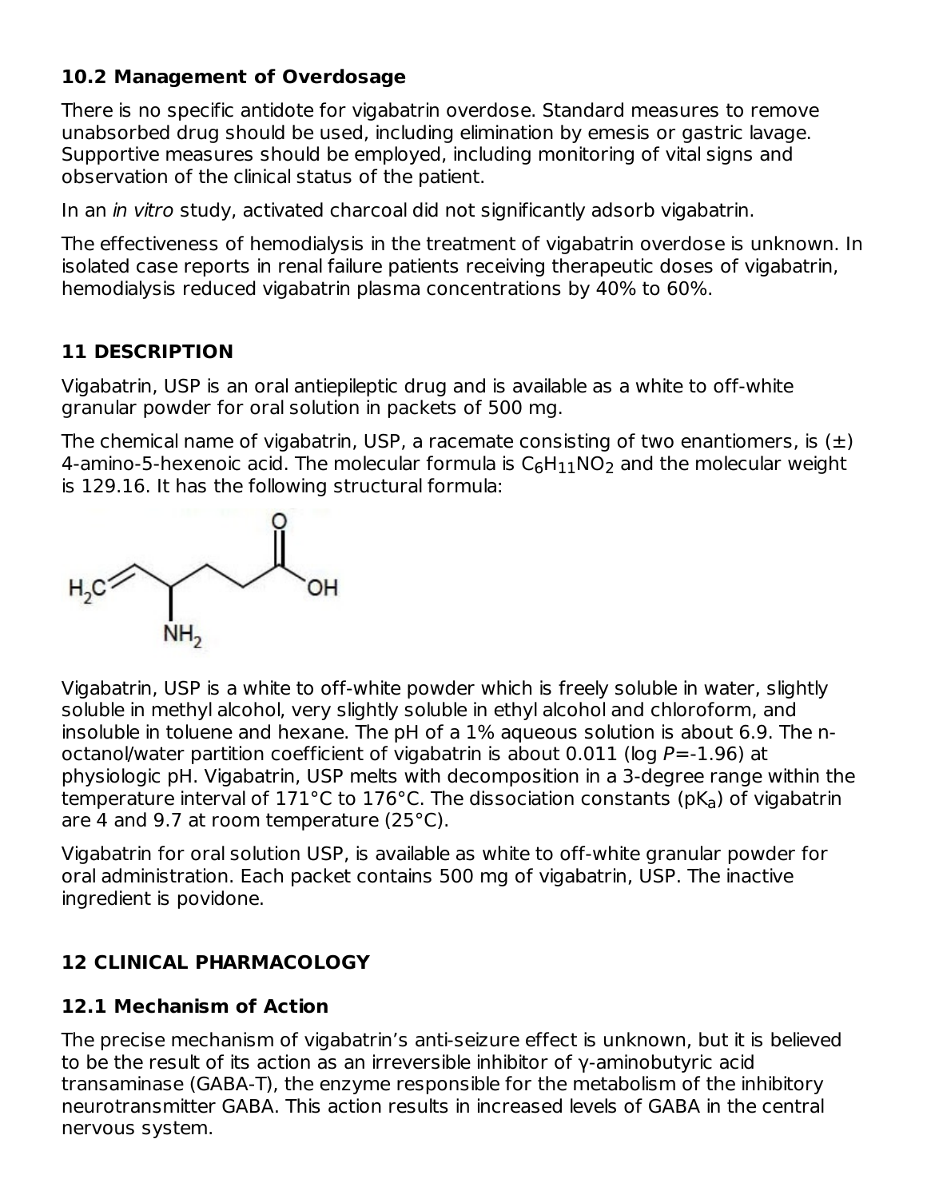### 10.2 Management of Overdosage

There is no specific antidote for vigabatrin overdose. Standard measures to remove unabsorbed drug should be used, including elimination by emesis or gastric lavage. Supportive measures should be employed, including monitoring of vital signs and observation of the clinical status of the patient.

In an *in vitro* study, activated charcoal did not significantly adsorb vigabatrin.

The effectiveness of hemodialysis in the treatment of vigabatrin overdose is unknown. In isolated case reports in renal failure patients receiving therapeutic doses of vigabatrin, hemodialysis reduced vigabatrin plasma concentrations by 40% to 60%.

## 11 DESCRIPTION

Vigabatrin, USP is an oral antiepileptic drug and is available as a white to off-white granular powder for oral solution in packets of 500 mg.

The chemical name of vigabatrin, USP, a racemate consisting of two enantiomers, is (±) 4-amino-5-hexenoic acid. The molecular formula is $C_6H_{11}NO_2$ and the molecular weight is 129.16. It has the following structural formula:

Vigabatrin, USP is a white to off-white powder which is freely soluble in water, slightly soluble in methyl alcohol, very slightly soluble in ethyl alcohol and chloroform, and insoluble in toluene and hexane. The pH of a 1% aqueous solution is about 6.9. The n-octanol/water partition coefficient of vigabatrin is about 0.011 (log $P$=-1.96) at physiologic pH. Vigabatrin, USP melts with decomposition in a 3-degree range within the temperature interval of 171°C to 176°C. The dissociation constants ($pK_a$) of vigabatrin are 4 and 9.7 at room temperature (25°C).

Vigabatrin for oral solution USP, is available as white to off-white granular powder for oral administration. Each packet contains 500 mg of vigabatrin, USP. The inactive ingredient is povidone.

## 12 CLINICAL PHARMACOLOGY

### 12.1 Mechanism of Action

The precise mechanism of vigabatrin's anti-seizure effect is unknown, but it is believed to be the result of its action as an irreversible inhibitor of γ-aminobutyric acid transaminase (GABA-T), the enzyme responsible for the metabolism of the inhibitory neurotransmitter GABA. This action results in increased levels of GABA in the central nervous system.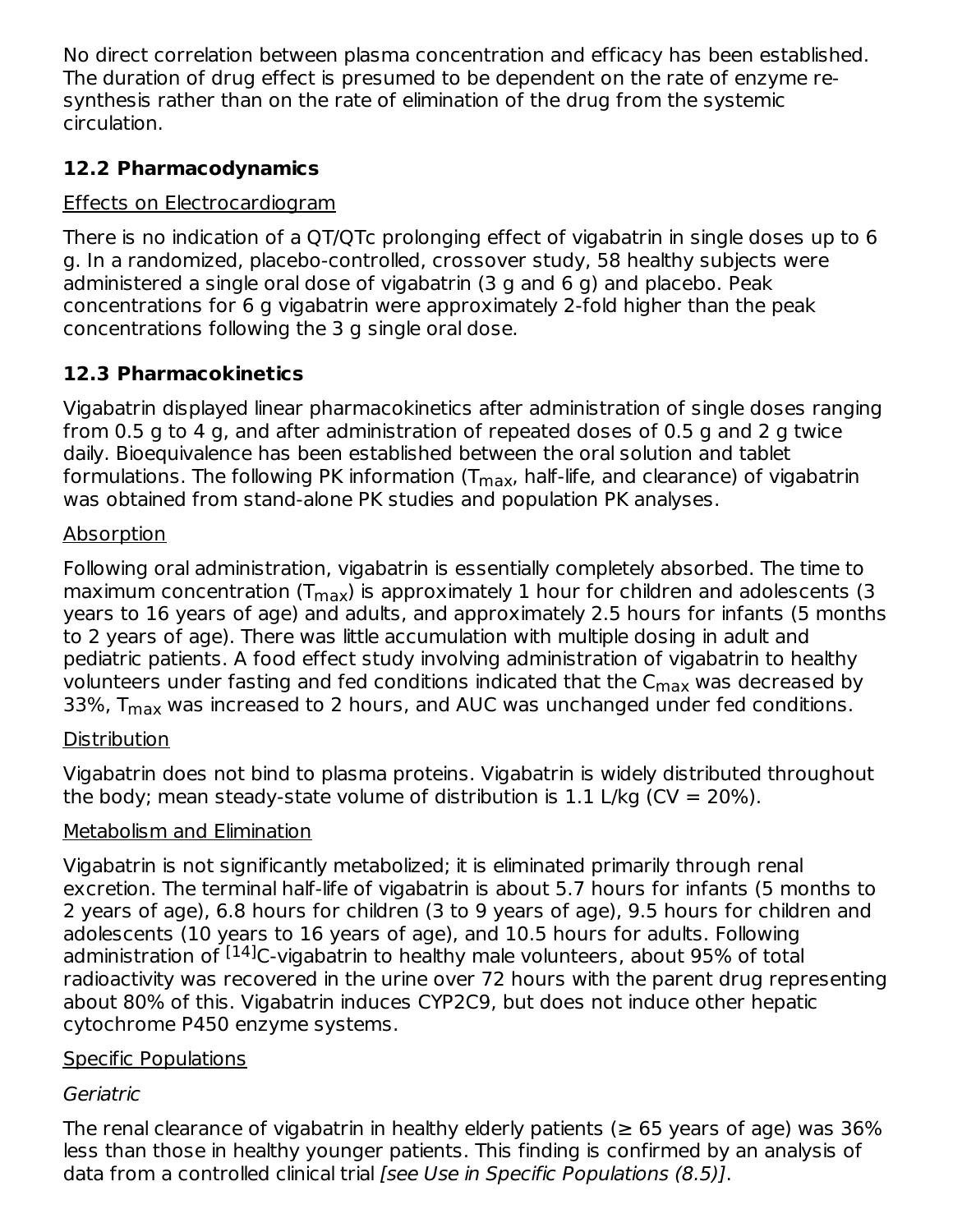No direct correlation between plasma concentration and efficacy has been established. The duration of drug effect is presumed to be dependent on the rate of enzyme re-synthesis rather than on the rate of elimination of the drug from the systemic circulation.

## 12.2 Pharmacodynamics

Effects on Electrocardiogram

There is no indication of a QT/QTc prolonging effect of vigabatrin in single doses up to 6 g. In a randomized, placebo-controlled, crossover study, 58 healthy subjects were administered a single oral dose of vigabatrin (3 g and 6 g) and placebo. Peak concentrations for 6 g vigabatrin were approximately 2-fold higher than the peak concentrations following the 3 g single oral dose.

## 12.3 Pharmacokinetics

Vigabatrin displayed linear pharmacokinetics after administration of single doses ranging from 0.5 g to 4 g, and after administration of repeated doses of 0.5 g and 2 g twice daily. Bioequivalence has been established between the oral solution and tablet formulations. The following PK information ($T_{max}$, half-life, and clearance) of vigabatrin was obtained from stand-alone PK studies and population PK analyses.

Absorption

Following oral administration, vigabatrin is essentially completely absorbed. The time to maximum concentration ($T_{max}$) is approximately 1 hour for children and adolescents (3 years to 16 years of age) and adults, and approximately 2.5 hours for infants (5 months to 2 years of age). There was little accumulation with multiple dosing in adult and pediatric patients. A food effect study involving administration of vigabatrin to healthy volunteers under fasting and fed conditions indicated that the $C_{max}$ was decreased by 33%, $T_{max}$ was increased to 2 hours, and AUC was unchanged under fed conditions.

Distribution

Vigabatrin does not bind to plasma proteins. Vigabatrin is widely distributed throughout the body; mean steady-state volume of distribution is 1.1 L/kg (CV = 20%).

Metabolism and Elimination

Vigabatrin is not significantly metabolized; it is eliminated primarily through renal excretion. The terminal half-life of vigabatrin is about 5.7 hours for infants (5 months to 2 years of age), 6.8 hours for children (3 to 9 years of age), 9.5 hours for children and adolescents (10 years to 16 years of age), and 10.5 hours for adults. Following administration of $^{14}$C-vigabatrin to healthy male volunteers, about 95% of total radioactivity was recovered in the urine over 72 hours with the parent drug representing about 80% of this. Vigabatrin induces CYP2C9, but does not induce other hepatic cytochrome P450 enzyme systems.

Specific Populations

*Geriatric*

The renal clearance of vigabatrin in healthy elderly patients (≥ 65 years of age) was 36% less than those in healthy younger patients. This finding is confirmed by an analysis of data from a controlled clinical trial *[see Use in Specific Populations (8.5)]*.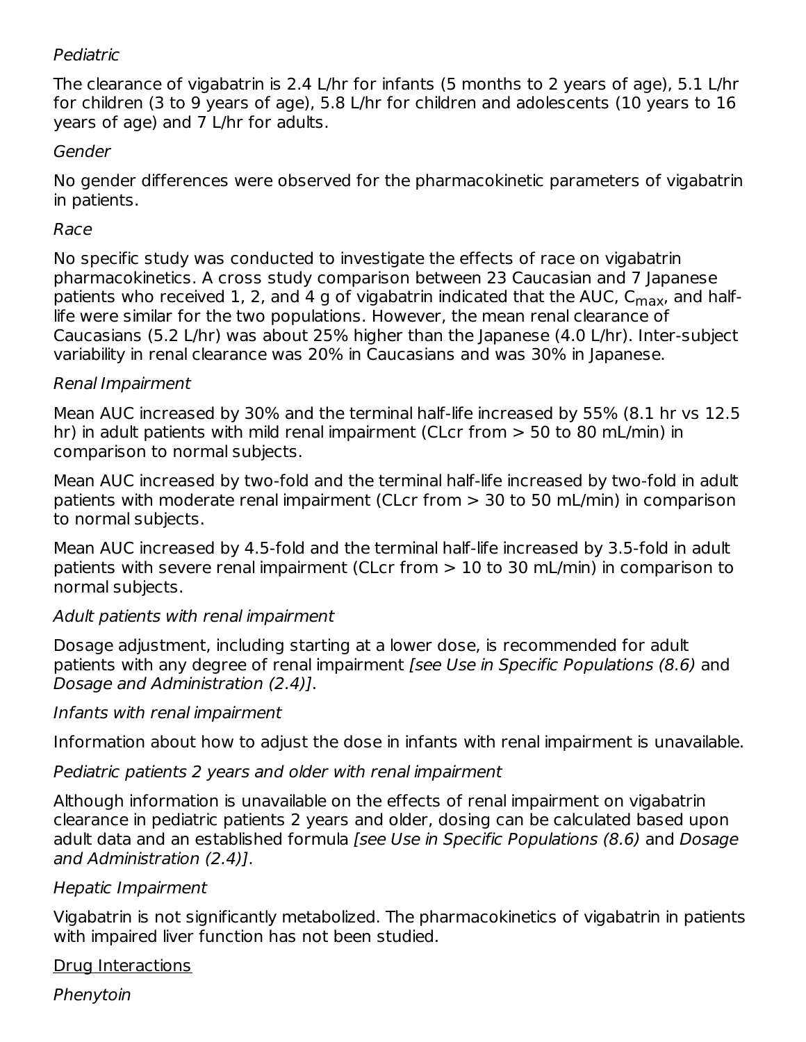*Pediatric*

The clearance of vigabatrin is 2.4 L/hr for infants (5 months to 2 years of age), 5.1 L/hr for children (3 to 9 years of age), 5.8 L/hr for children and adolescents (10 years to 16 years of age) and 7 L/hr for adults.

*Gender*

No gender differences were observed for the pharmacokinetic parameters of vigabatrin in patients.

*Race*

No specific study was conducted to investigate the effects of race on vigabatrin pharmacokinetics. A cross study comparison between 23 Caucasian and 7 Japanese patients who received 1, 2, and 4 g of vigabatrin indicated that the AUC, $C_{max}$, and half-life were similar for the two populations. However, the mean renal clearance of Caucasians (5.2 L/hr) was about 25% higher than the Japanese (4.0 L/hr). Inter-subject variability in renal clearance was 20% in Caucasians and was 30% in Japanese.

*Renal Impairment*

Mean AUC increased by 30% and the terminal half-life increased by 55% (8.1 hr vs 12.5 hr) in adult patients with mild renal impairment (CLcr from > 50 to 80 mL/min) in comparison to normal subjects.

Mean AUC increased by two-fold and the terminal half-life increased by two-fold in adult patients with moderate renal impairment (CLcr from > 30 to 50 mL/min) in comparison to normal subjects.

Mean AUC increased by 4.5-fold and the terminal half-life increased by 3.5-fold in adult patients with severe renal impairment (CLcr from > 10 to 30 mL/min) in comparison to normal subjects.

*Adult patients with renal impairment*

Dosage adjustment, including starting at a lower dose, is recommended for adult patients with any degree of renal impairment *[see Use in Specific Populations (8.6)* and *Dosage and Administration (2.4)]*.

*Infants with renal impairment*

Information about how to adjust the dose in infants with renal impairment is unavailable.

*Pediatric patients 2 years and older with renal impairment*

Although information is unavailable on the effects of renal impairment on vigabatrin clearance in pediatric patients 2 years and older, dosing can be calculated based upon adult data and an established formula *[see Use in Specific Populations (8.6)* and *Dosage and Administration (2.4)]*.

*Hepatic Impairment*

Vigabatrin is not significantly metabolized. The pharmacokinetics of vigabatrin in patients with impaired liver function has not been studied.

<u>Drug Interactions</u>

*Phenytoin*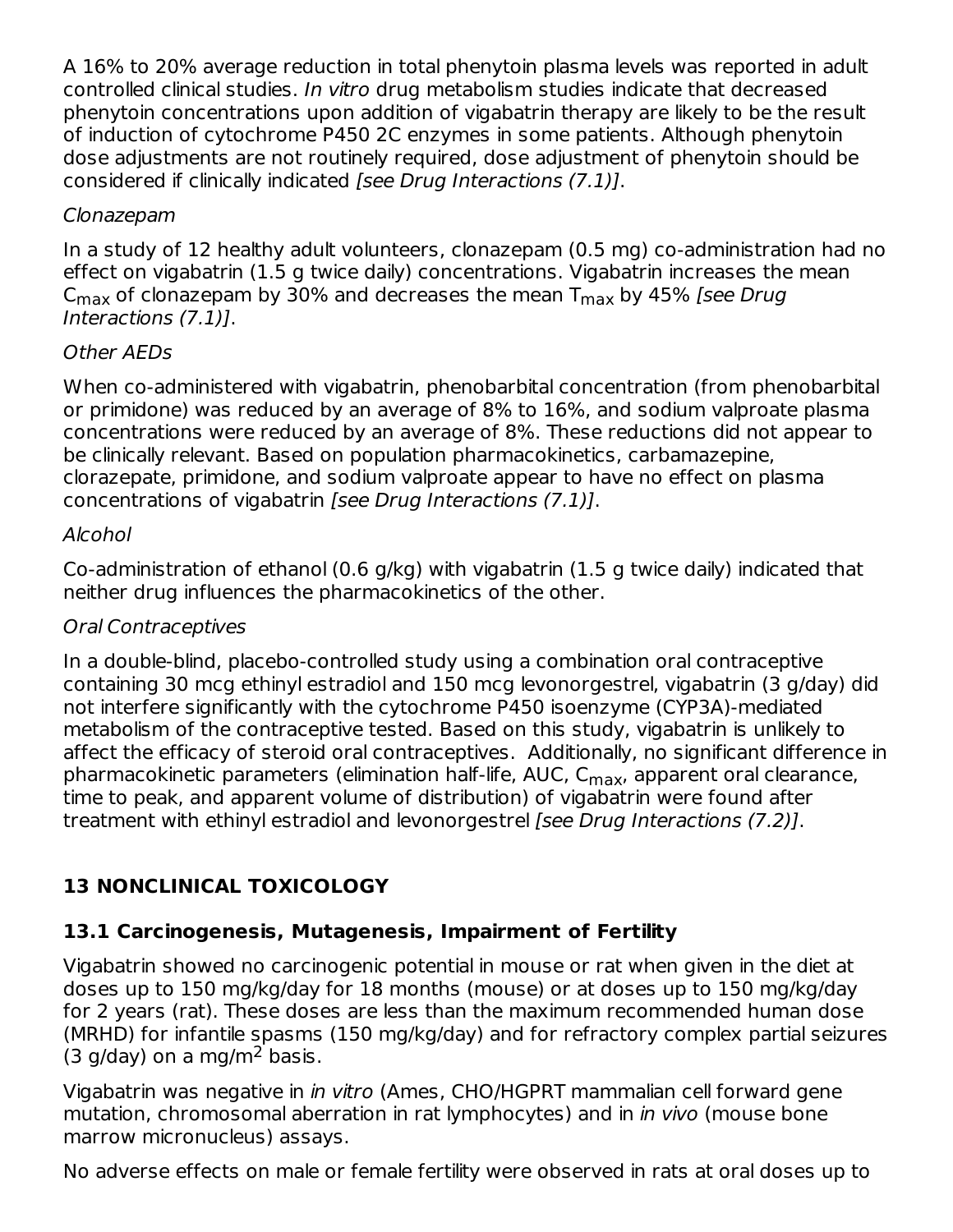A 16% to 20% average reduction in total phenytoin plasma levels was reported in adult controlled clinical studies. *In vitro* drug metabolism studies indicate that decreased phenytoin concentrations upon addition of vigabatrin therapy are likely to be the result of induction of cytochrome P450 2C enzymes in some patients. Although phenytoin dose adjustments are not routinely required, dose adjustment of phenytoin should be considered if clinically indicated *[see Drug Interactions (7.1)]*.

*Clonazepam*

In a study of 12 healthy adult volunteers, clonazepam (0.5 mg) co-administration had no effect on vigabatrin (1.5 g twice daily) concentrations. Vigabatrin increases the mean $C_{max}$ of clonazepam by 30% and decreases the mean $T_{max}$ by 45% *[see Drug Interactions (7.1)]*.

*Other AEDs*

When co-administered with vigabatrin, phenobarbital concentration (from phenobarbital or primidone) was reduced by an average of 8% to 16%, and sodium valproate plasma concentrations were reduced by an average of 8%. These reductions did not appear to be clinically relevant. Based on population pharmacokinetics, carbamazepine, clorazepate, primidone, and sodium valproate appear to have no effect on plasma concentrations of vigabatrin *[see Drug Interactions (7.1)]*.

*Alcohol*

Co-administration of ethanol (0.6 g/kg) with vigabatrin (1.5 g twice daily) indicated that neither drug influences the pharmacokinetics of the other.

*Oral Contraceptives*

In a double-blind, placebo-controlled study using a combination oral contraceptive containing 30 mcg ethinyl estradiol and 150 mcg levonorgestrel, vigabatrin (3 g/day) did not interfere significantly with the cytochrome P450 isoenzyme (CYP3A)-mediated metabolism of the contraceptive tested. Based on this study, vigabatrin is unlikely to affect the efficacy of steroid oral contraceptives. Additionally, no significant difference in pharmacokinetic parameters (elimination half-life, AUC, $C_{max}$, apparent oral clearance, time to peak, and apparent volume of distribution) of vigabatrin were found after treatment with ethinyl estradiol and levonorgestrel *[see Drug Interactions (7.2)]*.

## 13 NONCLINICAL TOXICOLOGY

### 13.1 Carcinogenesis, Mutagenesis, Impairment of Fertility

Vigabatrin showed no carcinogenic potential in mouse or rat when given in the diet at doses up to 150 mg/kg/day for 18 months (mouse) or at doses up to 150 mg/kg/day for 2 years (rat). These doses are less than the maximum recommended human dose (MRHD) for infantile spasms (150 mg/kg/day) and for refractory complex partial seizures (3 g/day) on a mg/$m^2$ basis.

Vigabatrin was negative in *in vitro* (Ames, CHO/HGPRT mammalian cell forward gene mutation, chromosomal aberration in rat lymphocytes) and in *in vivo* (mouse bone marrow micronucleus) assays.

No adverse effects on male or female fertility were observed in rats at oral doses up to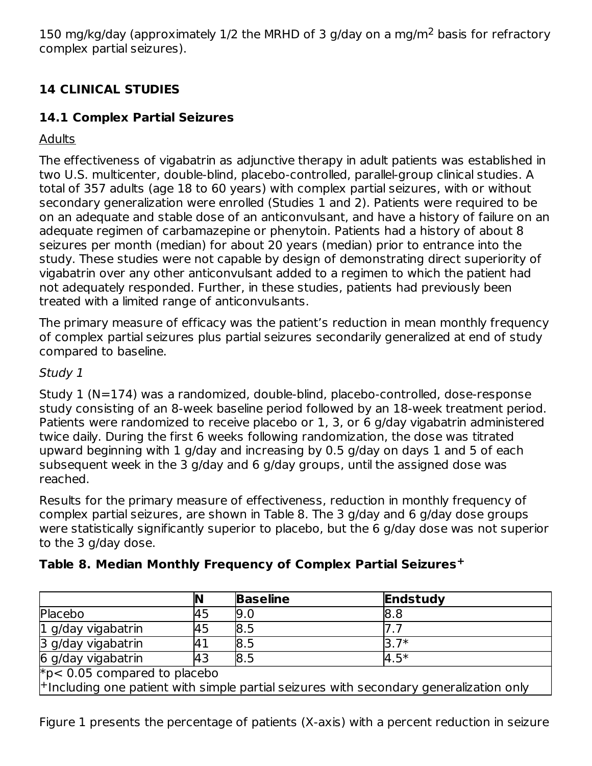150 mg/kg/day (approximately 1/2 the MRHD of 3 g/day on a mg/m$^2$ basis for refractory complex partial seizures).

## 14 CLINICAL STUDIES

### 14.1 Complex Partial Seizures

Adults

The effectiveness of vigabatrin as adjunctive therapy in adult patients was established in two U.S. multicenter, double-blind, placebo-controlled, parallel-group clinical studies. A total of 357 adults (age 18 to 60 years) with complex partial seizures, with or without secondary generalization were enrolled (Studies 1 and 2). Patients were required to be on an adequate and stable dose of an anticonvulsant, and have a history of failure on an adequate regimen of carbamazepine or phenytoin. Patients had a history of about 8 seizures per month (median) for about 20 years (median) prior to entrance into the study. These studies were not capable by design of demonstrating direct superiority of vigabatrin over any other anticonvulsant added to a regimen to which the patient had not adequately responded. Further, in these studies, patients had previously been treated with a limited range of anticonvulsants.

The primary measure of efficacy was the patient's reduction in mean monthly frequency of complex partial seizures plus partial seizures secondarily generalized at end of study compared to baseline.

*Study 1*

Study 1 (N=174) was a randomized, double-blind, placebo-controlled, dose-response study consisting of an 8-week baseline period followed by an 18-week treatment period. Patients were randomized to receive placebo or 1, 3, or 6 g/day vigabatrin administered twice daily. During the first 6 weeks following randomization, the dose was titrated upward beginning with 1 g/day and increasing by 0.5 g/day on days 1 and 5 of each subsequent week in the 3 g/day and 6 g/day groups, until the assigned dose was reached.

Results for the primary measure of effectiveness, reduction in monthly frequency of complex partial seizures, are shown in Table 8. The 3 g/day and 6 g/day dose groups were statistically significantly superior to placebo, but the 6 g/day dose was not superior to the 3 g/day dose.

**Table 8. Median Monthly Frequency of Complex Partial Seizures$^+$**

| | N | Baseline | Endstudy |
|---|---|---|---|
| Placebo | 45 | 9.0 | 8.8 |
| 1 g/day vigabatrin | 45 | 8.5 | 7.7 |
| 3 g/day vigabatrin | 41 | 8.5 | 3.7* |
| 6 g/day vigabatrin | 43 | 8.5 | 4.5* |

*$p < 0.05$ compared to placebo
$^+$Including one patient with simple partial seizures with secondary generalization only

Figure 1 presents the percentage of patients (X-axis) with a percent reduction in seizure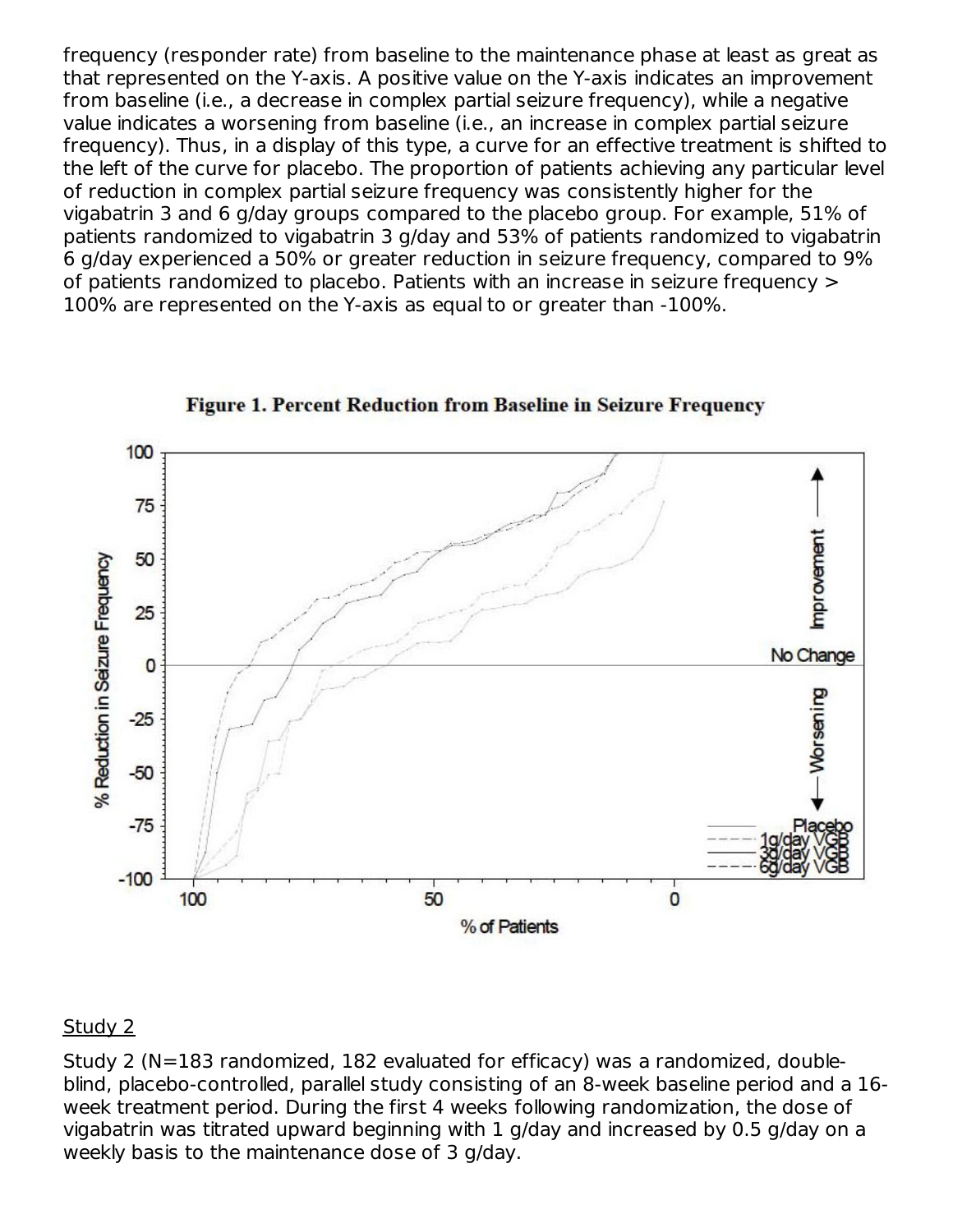frequency (responder rate) from baseline to the maintenance phase at least as great as that represented on the Y-axis. A positive value on the Y-axis indicates an improvement from baseline (i.e., a decrease in complex partial seizure frequency), while a negative value indicates a worsening from baseline (i.e., an increase in complex partial seizure frequency). Thus, in a display of this type, a curve for an effective treatment is shifted to the left of the curve for placebo. The proportion of patients achieving any particular level of reduction in complex partial seizure frequency was consistently higher for the vigabatrin 3 and 6 g/day groups compared to the placebo group. For example, 51% of patients randomized to vigabatrin 3 g/day and 53% of patients randomized to vigabatrin 6 g/day experienced a 50% or greater reduction in seizure frequency, compared to 9% of patients randomized to placebo. Patients with an increase in seizure frequency > 100% are represented on the Y-axis as equal to or greater than -100%.

**Figure 1. Percent Reduction from Baseline in Seizure Frequency**

### Study 2

Study 2 (N=183 randomized, 182 evaluated for efficacy) was a randomized, double-blind, placebo-controlled, parallel study consisting of an 8-week baseline period and a 16-week treatment period. During the first 4 weeks following randomization, the dose of vigabatrin was titrated upward beginning with 1 g/day and increased by 0.5 g/day on a weekly basis to the maintenance dose of 3 g/day.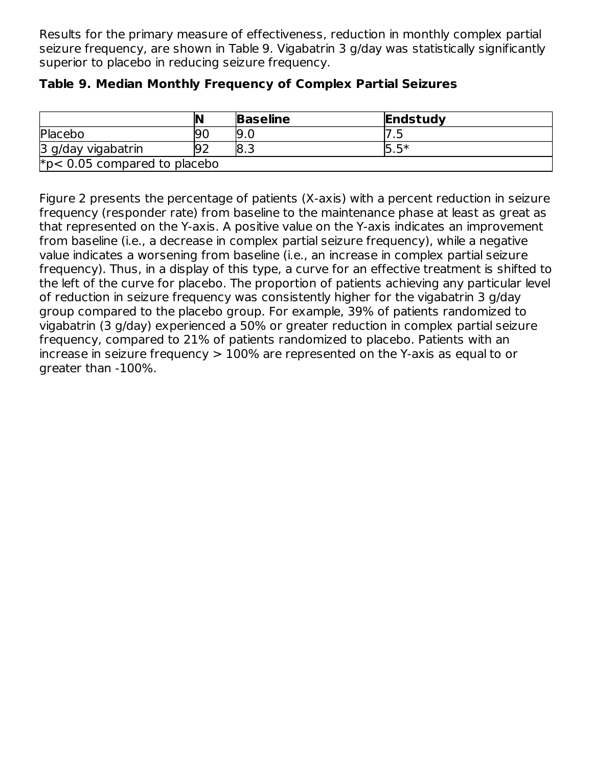Results for the primary measure of effectiveness, reduction in monthly complex partial seizure frequency, are shown in Table 9. Vigabatrin 3 g/day was statistically significantly superior to placebo in reducing seizure frequency.

**Table 9. Median Monthly Frequency of Complex Partial Seizures**

| | **N** | **Baseline** | **Endstudy** |
|---|---|---|---|
| Placebo | 90 | 9.0 | 7.5 |
| 3 g/day vigabatrin | 92 | 8.3 | 5.5* |
| *p< 0.05 compared to placebo | | | |

Figure 2 presents the percentage of patients (X-axis) with a percent reduction in seizure frequency (responder rate) from baseline to the maintenance phase at least as great as that represented on the Y-axis. A positive value on the Y-axis indicates an improvement from baseline (i.e., a decrease in complex partial seizure frequency), while a negative value indicates a worsening from baseline (i.e., an increase in complex partial seizure frequency). Thus, in a display of this type, a curve for an effective treatment is shifted to the left of the curve for placebo. The proportion of patients achieving any particular level of reduction in seizure frequency was consistently higher for the vigabatrin 3 g/day group compared to the placebo group. For example, 39% of patients randomized to vigabatrin (3 g/day) experienced a 50% or greater reduction in complex partial seizure frequency, compared to 21% of patients randomized to placebo. Patients with an increase in seizure frequency > 100% are represented on the Y-axis as equal to or greater than -100%.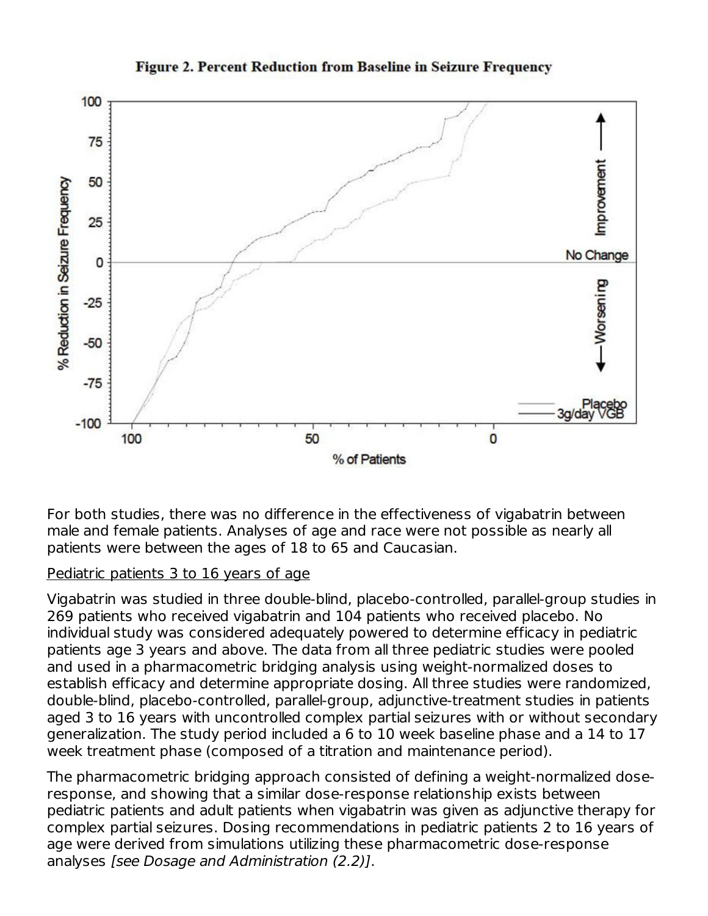**Figure 2. Percent Reduction from Baseline in Seizure Frequency**

For both studies, there was no difference in the effectiveness of vigabatrin between male and female patients. Analyses of age and race were not possible as nearly all patients were between the ages of 18 to 65 and Caucasian.

Pediatric patients 3 to 16 years of age

Vigabatrin was studied in three double-blind, placebo-controlled, parallel-group studies in 269 patients who received vigabatrin and 104 patients who received placebo. No individual study was considered adequately powered to determine efficacy in pediatric patients age 3 years and above. The data from all three pediatric studies were pooled and used in a pharmacometric bridging analysis using weight-normalized doses to establish efficacy and determine appropriate dosing. All three studies were randomized, double-blind, placebo-controlled, parallel-group, adjunctive-treatment studies in patients aged 3 to 16 years with uncontrolled complex partial seizures with or without secondary generalization. The study period included a 6 to 10 week baseline phase and a 14 to 17 week treatment phase (composed of a titration and maintenance period).

The pharmacometric bridging approach consisted of defining a weight-normalized dose-response, and showing that a similar dose-response relationship exists between pediatric patients and adult patients when vigabatrin was given as adjunctive therapy for complex partial seizures. Dosing recommendations in pediatric patients 2 to 16 years of age were derived from simulations utilizing these pharmacometric dose-response analyses *[see Dosage and Administration (2.2)]*.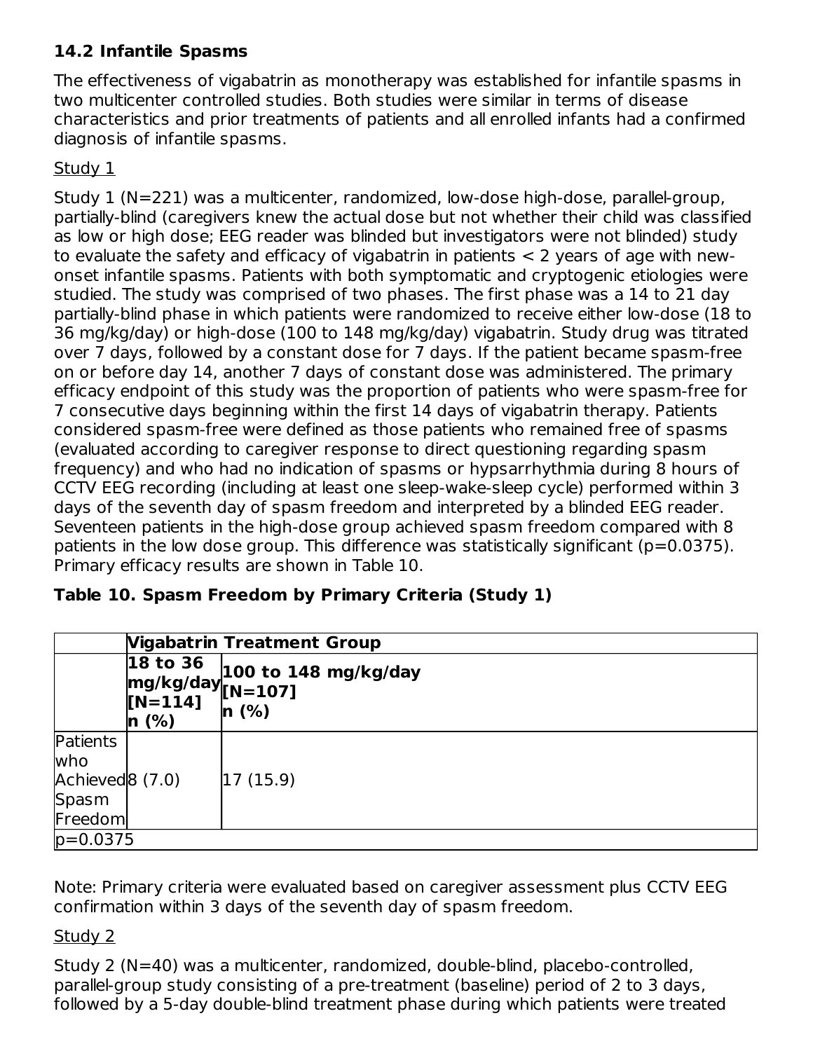### 14.2 Infantile Spasms

The effectiveness of vigabatrin as monotherapy was established for infantile spasms in two multicenter controlled studies. Both studies were similar in terms of disease characteristics and prior treatments of patients and all enrolled infants had a confirmed diagnosis of infantile spasms.

Study 1

Study 1 (N=221) was a multicenter, randomized, low-dose high-dose, parallel-group, partially-blind (caregivers knew the actual dose but not whether their child was classified as low or high dose; EEG reader was blinded but investigators were not blinded) study to evaluate the safety and efficacy of vigabatrin in patients < 2 years of age with new-onset infantile spasms. Patients with both symptomatic and cryptogenic etiologies were studied. The study was comprised of two phases. The first phase was a 14 to 21 day partially-blind phase in which patients were randomized to receive either low-dose (18 to 36 mg/kg/day) or high-dose (100 to 148 mg/kg/day) vigabatrin. Study drug was titrated over 7 days, followed by a constant dose for 7 days. If the patient became spasm-free on or before day 14, another 7 days of constant dose was administered. The primary efficacy endpoint of this study was the proportion of patients who were spasm-free for 7 consecutive days beginning within the first 14 days of vigabatrin therapy. Patients considered spasm-free were defined as those patients who remained free of spasms (evaluated according to caregiver response to direct questioning regarding spasm frequency) and who had no indication of spasms or hypsarrhythmia during 8 hours of CCTV EEG recording (including at least one sleep-wake-sleep cycle) performed within 3 days of the seventh day of spasm freedom and interpreted by a blinded EEG reader. Seventeen patients in the high-dose group achieved spasm freedom compared with 8 patients in the low dose group. This difference was statistically significant (p=0.0375). Primary efficacy results are shown in Table 10.

**Table 10. Spasm Freedom by Primary Criteria (Study 1)**

| | **Vigabatrin Treatment Group** | |
|---|---|---|
| | **18 to 36 mg/kg/day [N=114] n (%)** | **100 to 148 mg/kg/day [N=107] n (%)** |
| Patients who Achieved Spasm Freedom | 8 (7.0) | 17 (15.9) |
| p=0.0375 | | |

Note: Primary criteria were evaluated based on caregiver assessment plus CCTV EEG confirmation within 3 days of the seventh day of spasm freedom.

Study 2

Study 2 (N=40) was a multicenter, randomized, double-blind, placebo-controlled, parallel-group study consisting of a pre-treatment (baseline) period of 2 to 3 days, followed by a 5-day double-blind treatment phase during which patients were treated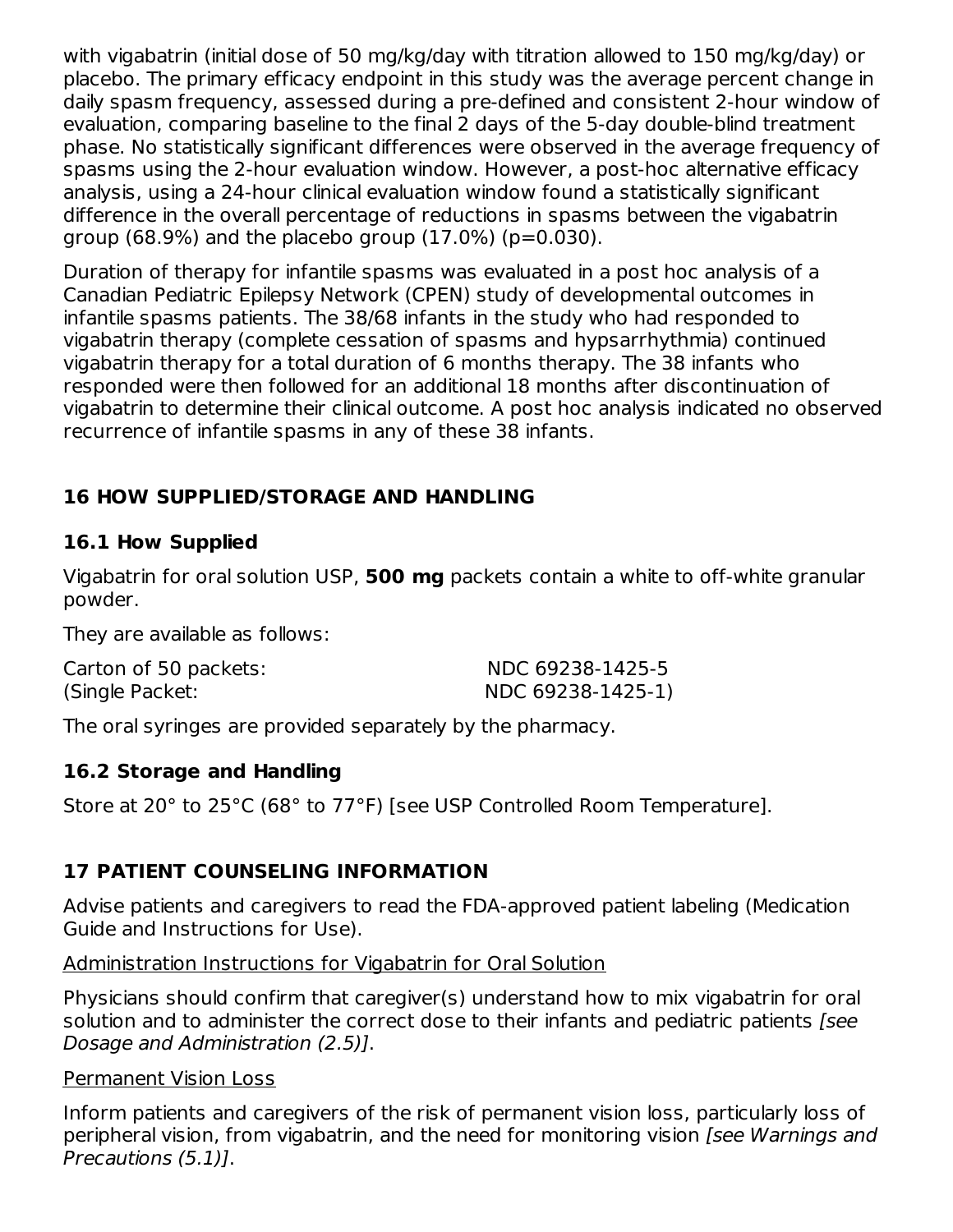with vigabatrin (initial dose of 50 mg/kg/day with titration allowed to 150 mg/kg/day) or placebo. The primary efficacy endpoint in this study was the average percent change in daily spasm frequency, assessed during a pre-defined and consistent 2-hour window of evaluation, comparing baseline to the final 2 days of the 5-day double-blind treatment phase. No statistically significant differences were observed in the average frequency of spasms using the 2-hour evaluation window. However, a post-hoc alternative efficacy analysis, using a 24-hour clinical evaluation window found a statistically significant difference in the overall percentage of reductions in spasms between the vigabatrin group (68.9%) and the placebo group (17.0%) (p=0.030).

Duration of therapy for infantile spasms was evaluated in a post hoc analysis of a Canadian Pediatric Epilepsy Network (CPEN) study of developmental outcomes in infantile spasms patients. The 38/68 infants in the study who had responded to vigabatrin therapy (complete cessation of spasms and hypsarrhythmia) continued vigabatrin therapy for a total duration of 6 months therapy. The 38 infants who responded were then followed for an additional 18 months after discontinuation of vigabatrin to determine their clinical outcome. A post hoc analysis indicated no observed recurrence of infantile spasms in any of these 38 infants.

## 16 HOW SUPPLIED/STORAGE AND HANDLING

### 16.1 How Supplied

Vigabatrin for oral solution USP, **500 mg** packets contain a white to off-white granular powder.

They are available as follows:

| | |
|---|---|
| Carton of 50 packets: | NDC 69238-1425-5 |
| (Single Packet: | NDC 69238-1425-1) |

The oral syringes are provided separately by the pharmacy.

### 16.2 Storage and Handling

Store at 20° to 25°C (68° to 77°F) [see USP Controlled Room Temperature].

## 17 PATIENT COUNSELING INFORMATION

Advise patients and caregivers to read the FDA-approved patient labeling (Medication Guide and Instructions for Use).

Administration Instructions for Vigabatrin for Oral Solution

Physicians should confirm that caregiver(s) understand how to mix vigabatrin for oral solution and to administer the correct dose to their infants and pediatric patients *[see Dosage and Administration (2.5)]*.

Permanent Vision Loss

Inform patients and caregivers of the risk of permanent vision loss, particularly loss of peripheral vision, from vigabatrin, and the need for monitoring vision *[see Warnings and Precautions (5.1)]*.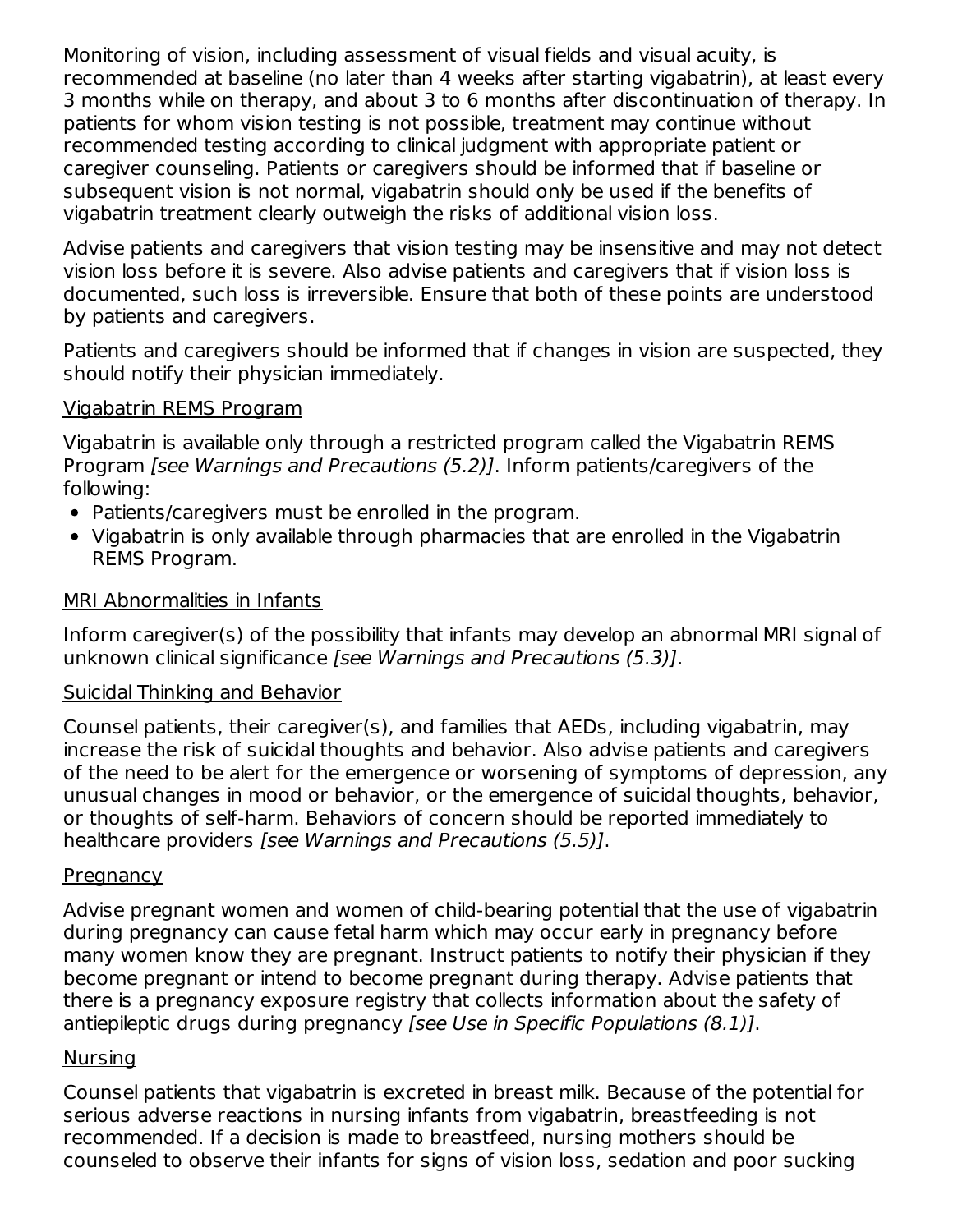Monitoring of vision, including assessment of visual fields and visual acuity, is recommended at baseline (no later than 4 weeks after starting vigabatrin), at least every 3 months while on therapy, and about 3 to 6 months after discontinuation of therapy. In patients for whom vision testing is not possible, treatment may continue without recommended testing according to clinical judgment with appropriate patient or caregiver counseling. Patients or caregivers should be informed that if baseline or subsequent vision is not normal, vigabatrin should only be used if the benefits of vigabatrin treatment clearly outweigh the risks of additional vision loss.

Advise patients and caregivers that vision testing may be insensitive and may not detect vision loss before it is severe. Also advise patients and caregivers that if vision loss is documented, such loss is irreversible. Ensure that both of these points are understood by patients and caregivers.

Patients and caregivers should be informed that if changes in vision are suspected, they should notify their physician immediately.

Vigabatrin REMS Program

Vigabatrin is available only through a restricted program called the Vigabatrin REMS Program *[see Warnings and Precautions (5.2)]*. Inform patients/caregivers of the following:

- Patients/caregivers must be enrolled in the program.
- Vigabatrin is only available through pharmacies that are enrolled in the Vigabatrin REMS Program.

MRI Abnormalities in Infants

Inform caregiver(s) of the possibility that infants may develop an abnormal MRI signal of unknown clinical significance *[see Warnings and Precautions (5.3)]*.

Suicidal Thinking and Behavior

Counsel patients, their caregiver(s), and families that AEDs, including vigabatrin, may increase the risk of suicidal thoughts and behavior. Also advise patients and caregivers of the need to be alert for the emergence or worsening of symptoms of depression, any unusual changes in mood or behavior, or the emergence of suicidal thoughts, behavior, or thoughts of self-harm. Behaviors of concern should be reported immediately to healthcare providers *[see Warnings and Precautions (5.5)]*.

Pregnancy

Advise pregnant women and women of child-bearing potential that the use of vigabatrin during pregnancy can cause fetal harm which may occur early in pregnancy before many women know they are pregnant. Instruct patients to notify their physician if they become pregnant or intend to become pregnant during therapy. Advise patients that there is a pregnancy exposure registry that collects information about the safety of antiepileptic drugs during pregnancy *[see Use in Specific Populations (8.1)]*.

Nursing

Counsel patients that vigabatrin is excreted in breast milk. Because of the potential for serious adverse reactions in nursing infants from vigabatrin, breastfeeding is not recommended. If a decision is made to breastfeed, nursing mothers should be counseled to observe their infants for signs of vision loss, sedation and poor sucking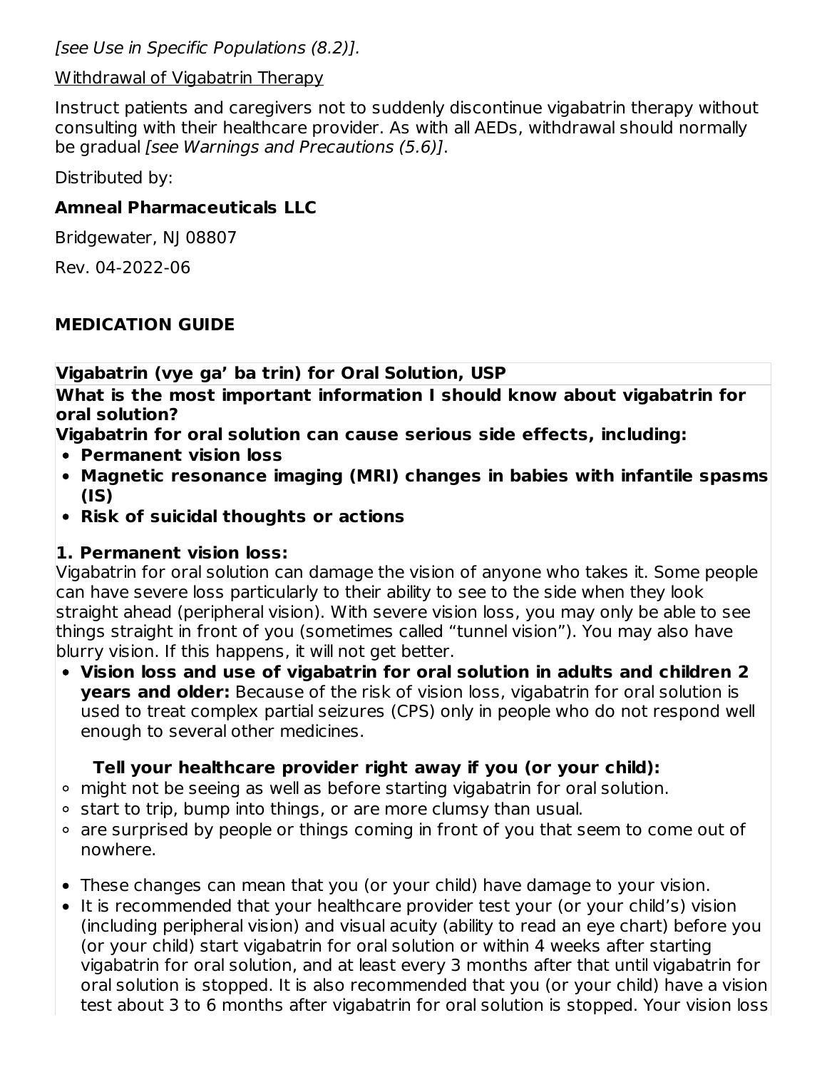*[see Use in Specific Populations (8.2)].*

Withdrawal of Vigabatrin Therapy

Instruct patients and caregivers not to suddenly discontinue vigabatrin therapy without consulting with their healthcare provider. As with all AEDs, withdrawal should normally be gradual *[see Warnings and Precautions (5.6)]*.

Distributed by:

**Amneal Pharmaceuticals LLC**

Bridgewater, NJ 08807

Rev. 04-2022-06

## MEDICATION GUIDE

**Vigabatrin (vye ga' ba trin) for Oral Solution, USP**

**What is the most important information I should know about vigabatrin for oral solution?**

**Vigabatrin for oral solution can cause serious side effects, including:**

- **Permanent vision loss**
- **Magnetic resonance imaging (MRI) changes in babies with infantile spasms (IS)**
- **Risk of suicidal thoughts or actions**

**1. Permanent vision loss:**

Vigabatrin for oral solution can damage the vision of anyone who takes it. Some people can have severe loss particularly to their ability to see to the side when they look straight ahead (peripheral vision). With severe vision loss, you may only be able to see things straight in front of you (sometimes called "tunnel vision"). You may also have blurry vision. If this happens, it will not get better.

- **Vision loss and use of vigabatrin for oral solution in adults and children 2 years and older:** Because of the risk of vision loss, vigabatrin for oral solution is used to treat complex partial seizures (CPS) only in people who do not respond well enough to several other medicines.

  **Tell your healthcare provider right away if you (or your child):**
  - might not be seeing as well as before starting vigabatrin for oral solution.
  - start to trip, bump into things, or are more clumsy than usual.
  - are surprised by people or things coming in front of you that seem to come out of nowhere.

- These changes can mean that you (or your child) have damage to your vision.
- It is recommended that your healthcare provider test your (or your child's) vision (including peripheral vision) and visual acuity (ability to read an eye chart) before you (or your child) start vigabatrin for oral solution or within 4 weeks after starting vigabatrin for oral solution, and at least every 3 months after that until vigabatrin for oral solution is stopped. It is also recommended that you (or your child) have a vision test about 3 to 6 months after vigabatrin for oral solution is stopped. Your vision loss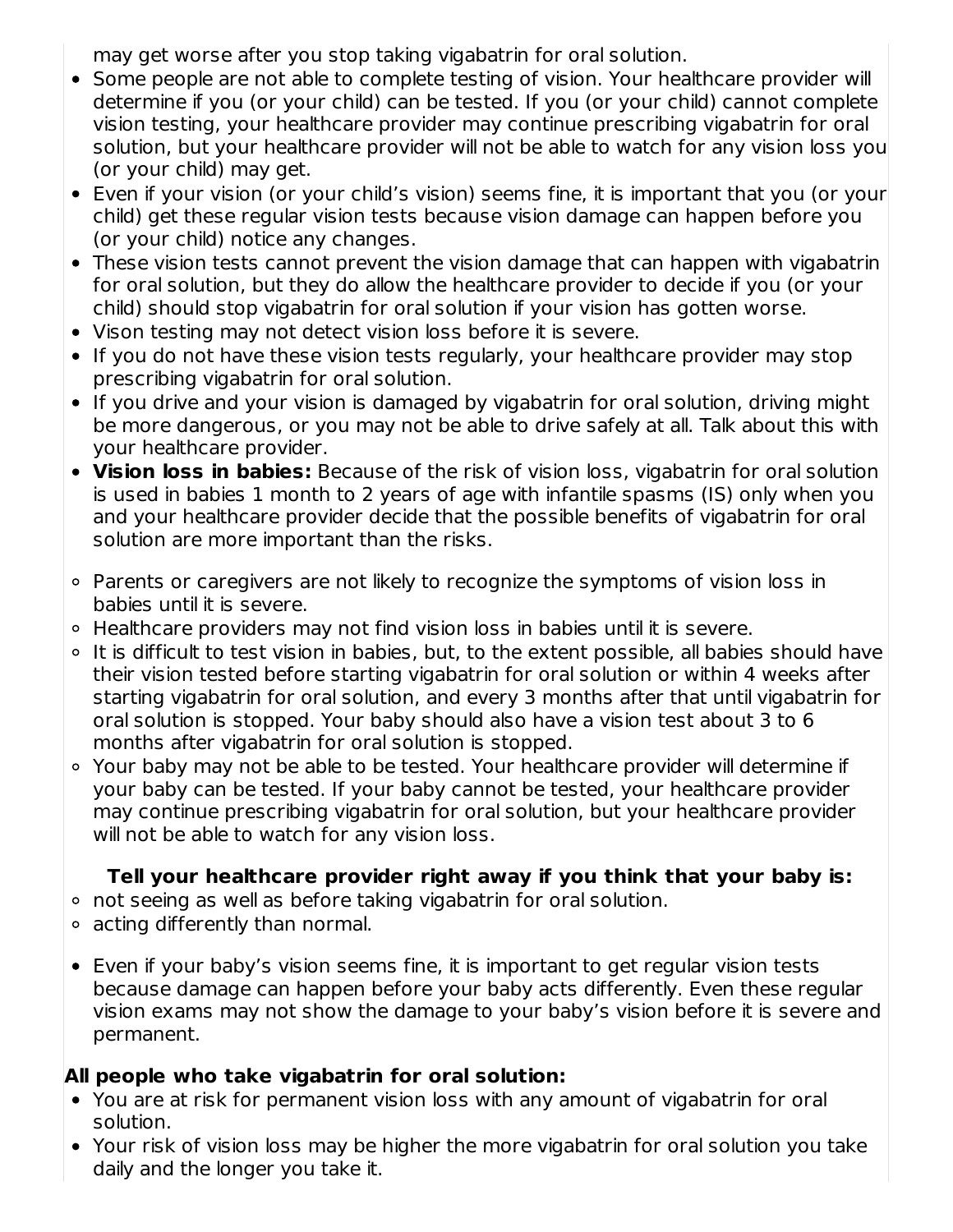may get worse after you stop taking vigabatrin for oral solution.

- Some people are not able to complete testing of vision. Your healthcare provider will determine if you (or your child) can be tested. If you (or your child) cannot complete vision testing, your healthcare provider may continue prescribing vigabatrin for oral solution, but your healthcare provider will not be able to watch for any vision loss you (or your child) may get.
- Even if your vision (or your child's vision) seems fine, it is important that you (or your child) get these regular vision tests because vision damage can happen before you (or your child) notice any changes.
- These vision tests cannot prevent the vision damage that can happen with vigabatrin for oral solution, but they do allow the healthcare provider to decide if you (or your child) should stop vigabatrin for oral solution if your vision has gotten worse.
- Vison testing may not detect vision loss before it is severe.
- If you do not have these vision tests regularly, your healthcare provider may stop prescribing vigabatrin for oral solution.
- If you drive and your vision is damaged by vigabatrin for oral solution, driving might be more dangerous, or you may not be able to drive safely at all. Talk about this with your healthcare provider.
- **Vision loss in babies:** Because of the risk of vision loss, vigabatrin for oral solution is used in babies 1 month to 2 years of age with infantile spasms (IS) only when you and your healthcare provider decide that the possible benefits of vigabatrin for oral solution are more important than the risks.

    - Parents or caregivers are not likely to recognize the symptoms of vision loss in babies until it is severe.
    - Healthcare providers may not find vision loss in babies until it is severe.
    - It is difficult to test vision in babies, but, to the extent possible, all babies should have their vision tested before starting vigabatrin for oral solution or within 4 weeks after starting vigabatrin for oral solution, and every 3 months after that until vigabatrin for oral solution is stopped. Your baby should also have a vision test about 3 to 6 months after vigabatrin for oral solution is stopped.
    - Your baby may not be able to be tested. Your healthcare provider will determine if your baby can be tested. If your baby cannot be tested, your healthcare provider may continue prescribing vigabatrin for oral solution, but your healthcare provider will not be able to watch for any vision loss.

    **Tell your healthcare provider right away if you think that your baby is:**

    - not seeing as well as before taking vigabatrin for oral solution.
    - acting differently than normal.

- Even if your baby's vision seems fine, it is important to get regular vision tests because damage can happen before your baby acts differently. Even these regular vision exams may not show the damage to your baby's vision before it is severe and permanent.

**All people who take vigabatrin for oral solution:**

- You are at risk for permanent vision loss with any amount of vigabatrin for oral solution.
- Your risk of vision loss may be higher the more vigabatrin for oral solution you take daily and the longer you take it.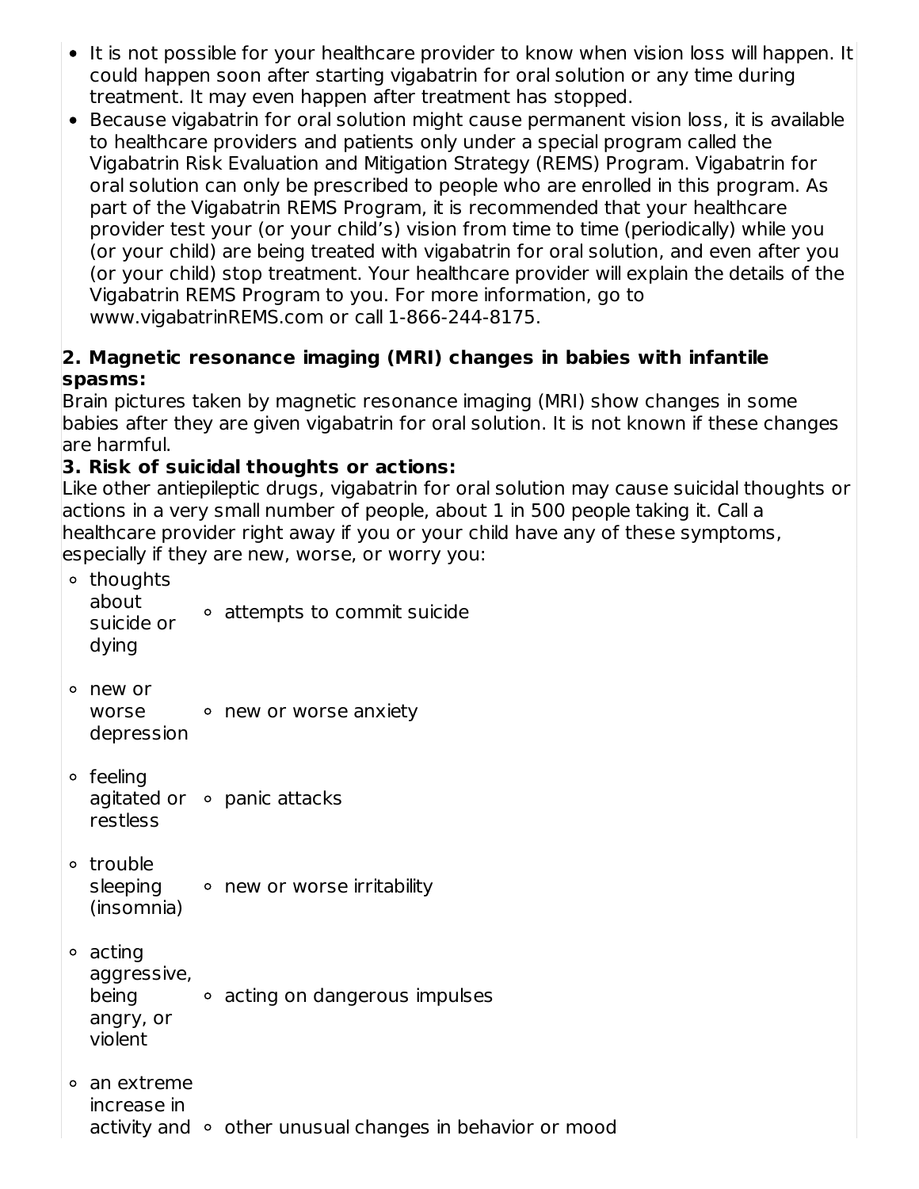- It is not possible for your healthcare provider to know when vision loss will happen. It could happen soon after starting vigabatrin for oral solution or any time during treatment. It may even happen after treatment has stopped.
- Because vigabatrin for oral solution might cause permanent vision loss, it is available to healthcare providers and patients only under a special program called the Vigabatrin Risk Evaluation and Mitigation Strategy (REMS) Program. Vigabatrin for oral solution can only be prescribed to people who are enrolled in this program. As part of the Vigabatrin REMS Program, it is recommended that your healthcare provider test your (or your child's) vision from time to time (periodically) while you (or your child) are being treated with vigabatrin for oral solution, and even after you (or your child) stop treatment. Your healthcare provider will explain the details of the Vigabatrin REMS Program to you. For more information, go to www.vigabatrinREMS.com or call 1-866-244-8175.

**2. Magnetic resonance imaging (MRI) changes in babies with infantile spasms:**
Brain pictures taken by magnetic resonance imaging (MRI) show changes in some babies after they are given vigabatrin for oral solution. It is not known if these changes are harmful.

**3. Risk of suicidal thoughts or actions:**
Like other antiepileptic drugs, vigabatrin for oral solution may cause suicidal thoughts or actions in a very small number of people, about 1 in 500 people taking it. Call a healthcare provider right away if you or your child have any of these symptoms, especially if they are new, worse, or worry you:

- thoughts about suicide or dying
- attempts to commit suicide
- new or worse depression
- new or worse anxiety
- feeling agitated or restless
- panic attacks
- trouble sleeping (insomnia)
- new or worse irritability
- acting aggressive, being angry, or violent
- acting on dangerous impulses
- an extreme increase in activity and
- other unusual changes in behavior or mood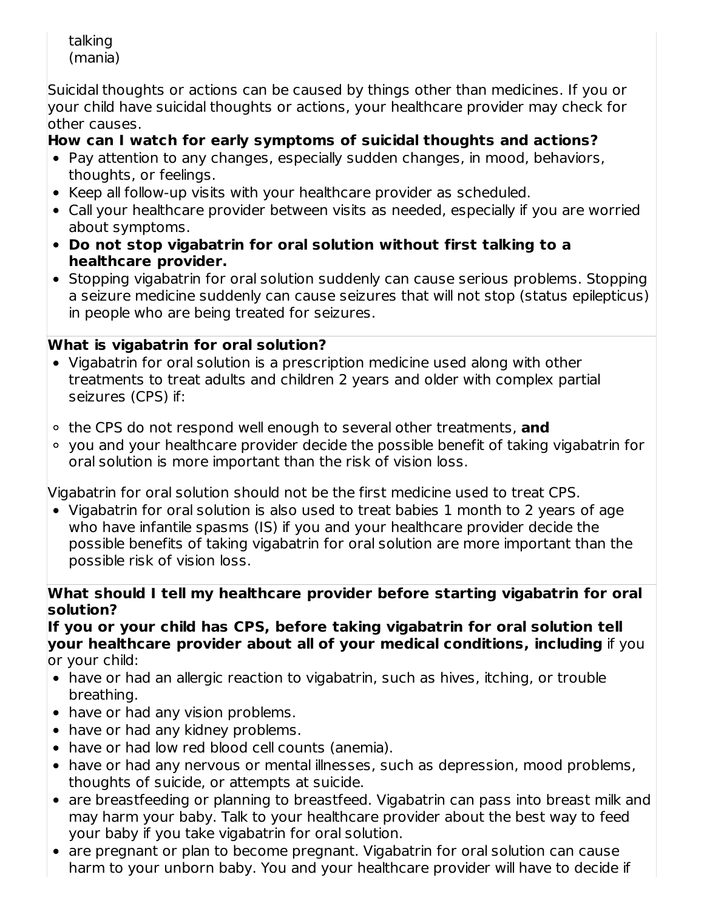talking
(mania)

Suicidal thoughts or actions can be caused by things other than medicines. If you or your child have suicidal thoughts or actions, your healthcare provider may check for other causes.

**How can I watch for early symptoms of suicidal thoughts and actions?**

- Pay attention to any changes, especially sudden changes, in mood, behaviors, thoughts, or feelings.
- Keep all follow-up visits with your healthcare provider as scheduled.
- Call your healthcare provider between visits as needed, especially if you are worried about symptoms.
- **Do not stop vigabatrin for oral solution without first talking to a healthcare provider.**
- Stopping vigabatrin for oral solution suddenly can cause serious problems. Stopping a seizure medicine suddenly can cause seizures that will not stop (status epilepticus) in people who are being treated for seizures.

**What is vigabatrin for oral solution?**

- Vigabatrin for oral solution is a prescription medicine used along with other treatments to treat adults and children 2 years and older with complex partial seizures (CPS) if:
  - the CPS do not respond well enough to several other treatments, **and**
  - you and your healthcare provider decide the possible benefit of taking vigabatrin for oral solution is more important than the risk of vision loss.

Vigabatrin for oral solution should not be the first medicine used to treat CPS.

- Vigabatrin for oral solution is also used to treat babies 1 month to 2 years of age who have infantile spasms (IS) if you and your healthcare provider decide the possible benefits of taking vigabatrin for oral solution are more important than the possible risk of vision loss.

**What should I tell my healthcare provider before starting vigabatrin for oral solution?**

**If you or your child has CPS, before taking vigabatrin for oral solution tell your healthcare provider about all of your medical conditions, including** if you or your child:

- have or had an allergic reaction to vigabatrin, such as hives, itching, or trouble breathing.
- have or had any vision problems.
- have or had any kidney problems.
- have or had low red blood cell counts (anemia).
- have or had any nervous or mental illnesses, such as depression, mood problems, thoughts of suicide, or attempts at suicide.
- are breastfeeding or planning to breastfeed. Vigabatrin can pass into breast milk and may harm your baby. Talk to your healthcare provider about the best way to feed your baby if you take vigabatrin for oral solution.
- are pregnant or plan to become pregnant. Vigabatrin for oral solution can cause harm to your unborn baby. You and your healthcare provider will have to decide if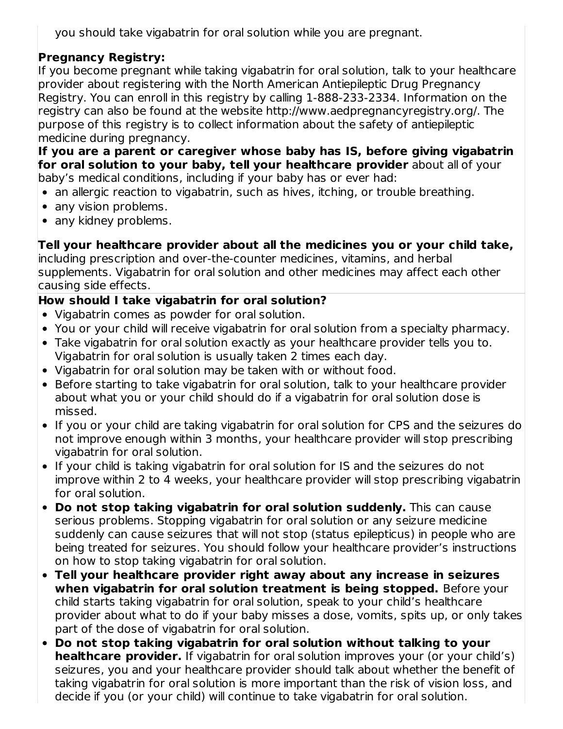you should take vigabatrin for oral solution while you are pregnant.

**Pregnancy Registry:**
If you become pregnant while taking vigabatrin for oral solution, talk to your healthcare provider about registering with the North American Antiepileptic Drug Pregnancy Registry. You can enroll in this registry by calling 1-888-233-2334. Information on the registry can also be found at the website http://www.aedpregnancyregistry.org/. The purpose of this registry is to collect information about the safety of antiepileptic medicine during pregnancy.

**If you are a parent or caregiver whose baby has IS, before giving vigabatrin for oral solution to your baby, tell your healthcare provider** about all of your baby's medical conditions, including if your baby has or ever had:

- an allergic reaction to vigabatrin, such as hives, itching, or trouble breathing.
- any vision problems.
- any kidney problems.

**Tell your healthcare provider about all the medicines you or your child take,** including prescription and over-the-counter medicines, vitamins, and herbal supplements. Vigabatrin for oral solution and other medicines may affect each other causing side effects.

**How should I take vigabatrin for oral solution?**

- Vigabatrin comes as powder for oral solution.
- You or your child will receive vigabatrin for oral solution from a specialty pharmacy.
- Take vigabatrin for oral solution exactly as your healthcare provider tells you to. Vigabatrin for oral solution is usually taken 2 times each day.
- Vigabatrin for oral solution may be taken with or without food.
- Before starting to take vigabatrin for oral solution, talk to your healthcare provider about what you or your child should do if a vigabatrin for oral solution dose is missed.
- If you or your child are taking vigabatrin for oral solution for CPS and the seizures do not improve enough within 3 months, your healthcare provider will stop prescribing vigabatrin for oral solution.
- If your child is taking vigabatrin for oral solution for IS and the seizures do not improve within 2 to 4 weeks, your healthcare provider will stop prescribing vigabatrin for oral solution.
- **Do not stop taking vigabatrin for oral solution suddenly.** This can cause serious problems. Stopping vigabatrin for oral solution or any seizure medicine suddenly can cause seizures that will not stop (status epilepticus) in people who are being treated for seizures. You should follow your healthcare provider's instructions on how to stop taking vigabatrin for oral solution.
- **Tell your healthcare provider right away about any increase in seizures when vigabatrin for oral solution treatment is being stopped.** Before your child starts taking vigabatrin for oral solution, speak to your child's healthcare provider about what to do if your baby misses a dose, vomits, spits up, or only takes part of the dose of vigabatrin for oral solution.
- **Do not stop taking vigabatrin for oral solution without talking to your healthcare provider.** If vigabatrin for oral solution improves your (or your child's) seizures, you and your healthcare provider should talk about whether the benefit of taking vigabatrin for oral solution is more important than the risk of vision loss, and decide if you (or your child) will continue to take vigabatrin for oral solution.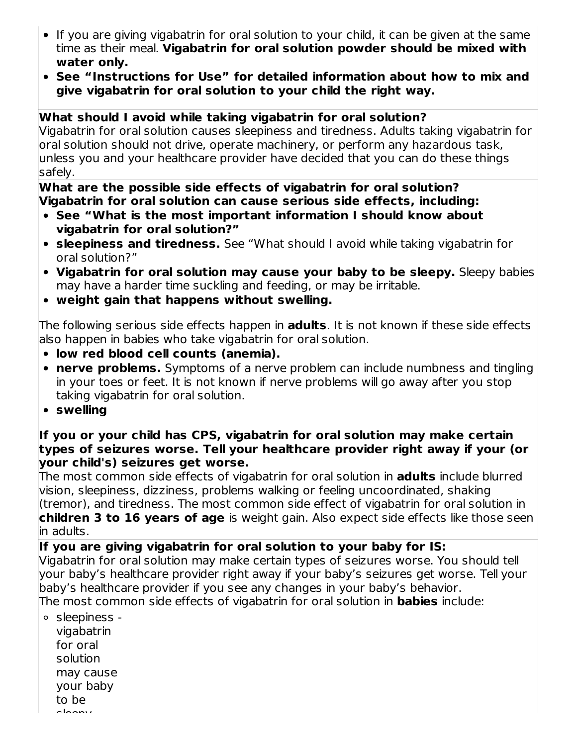- If you are giving vigabatrin for oral solution to your child, it can be given at the same time as their meal. **Vigabatrin for oral solution powder should be mixed with water only.**
- **See "Instructions for Use" for detailed information about how to mix and give vigabatrin for oral solution to your child the right way.**

**What should I avoid while taking vigabatrin for oral solution?**
Vigabatrin for oral solution causes sleepiness and tiredness. Adults taking vigabatrin for oral solution should not drive, operate machinery, or perform any hazardous task, unless you and your healthcare provider have decided that you can do these things safely.

**What are the possible side effects of vigabatrin for oral solution?**
**Vigabatrin for oral solution can cause serious side effects, including:**

- **See "What is the most important information I should know about vigabatrin for oral solution?"**
- **sleepiness and tiredness.** See "What should I avoid while taking vigabatrin for oral solution?"
- **Vigabatrin for oral solution may cause your baby to be sleepy.** Sleepy babies may have a harder time suckling and feeding, or may be irritable.
- **weight gain that happens without swelling.**

The following serious side effects happen in **adults**. It is not known if these side effects also happen in babies who take vigabatrin for oral solution.

- **low red blood cell counts (anemia).**
- **nerve problems.** Symptoms of a nerve problem can include numbness and tingling in your toes or feet. It is not known if nerve problems will go away after you stop taking vigabatrin for oral solution.
- **swelling**

**If you or your child has CPS, vigabatrin for oral solution may make certain types of seizures worse. Tell your healthcare provider right away if your (or your child's) seizures get worse.**
The most common side effects of vigabatrin for oral solution in **adults** include blurred vision, sleepiness, dizziness, problems walking or feeling uncoordinated, shaking (tremor), and tiredness. The most common side effect of vigabatrin for oral solution in **children 3 to 16 years of age** is weight gain. Also expect side effects like those seen in adults.

**If you are giving vigabatrin for oral solution to your baby for IS:**
Vigabatrin for oral solution may make certain types of seizures worse. You should tell your baby's healthcare provider right away if your baby's seizures get worse. Tell your baby's healthcare provider if you see any changes in your baby's behavior.
The most common side effects of vigabatrin for oral solution in **babies** include:

- sleepiness - vigabatrin for oral solution may cause your baby to be sleepy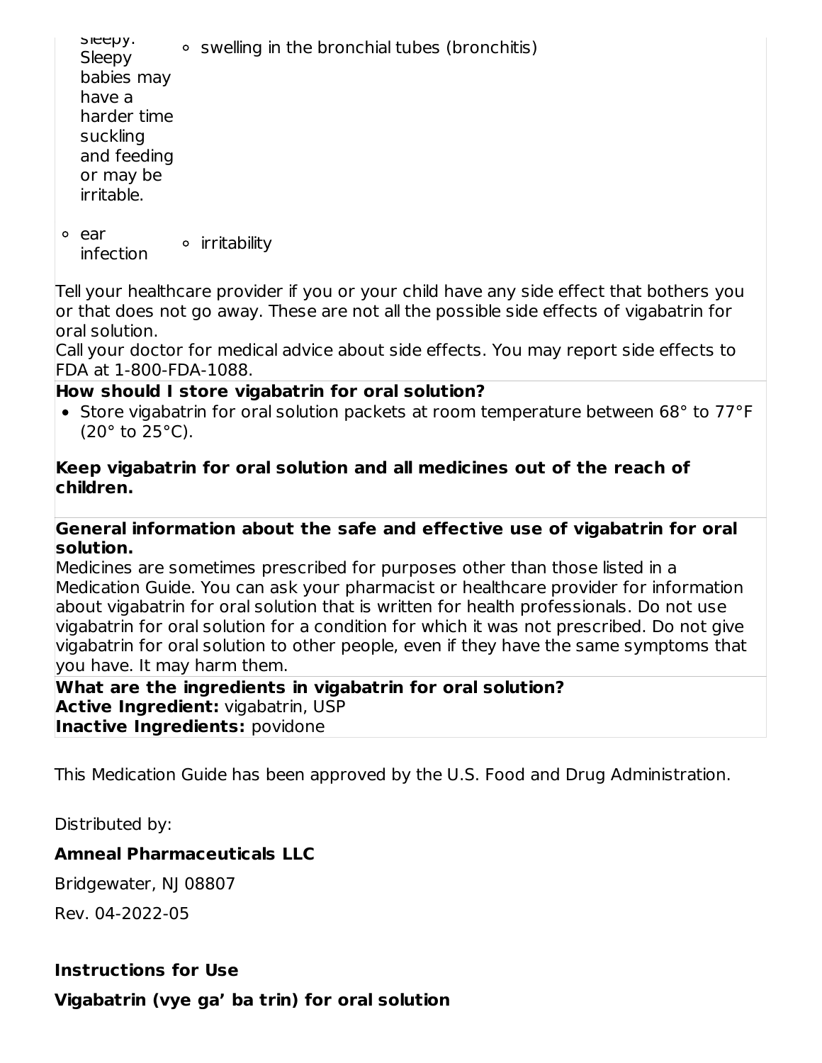| | |
|---|---|
| sleepy. Sleepy babies may have a harder time suckling and feeding or may be irritable. | ◦ swelling in the bronchial tubes (bronchitis) |
| ◦ ear infection | ◦ irritability |

Tell your healthcare provider if you or your child have any side effect that bothers you or that does not go away. These are not all the possible side effects of vigabatrin for oral solution.

Call your doctor for medical advice about side effects. You may report side effects to FDA at 1-800-FDA-1088.

**How should I store vigabatrin for oral solution?**

- Store vigabatrin for oral solution packets at room temperature between 68° to 77°F (20° to 25°C).

**Keep vigabatrin for oral solution and all medicines out of the reach of children.**

**General information about the safe and effective use of vigabatrin for oral solution.**

Medicines are sometimes prescribed for purposes other than those listed in a Medication Guide. You can ask your pharmacist or healthcare provider for information about vigabatrin for oral solution that is written for health professionals. Do not use vigabatrin for oral solution for a condition for which it was not prescribed. Do not give vigabatrin for oral solution to other people, even if they have the same symptoms that you have. It may harm them.

**What are the ingredients in vigabatrin for oral solution?**

**Active Ingredient:** vigabatrin, USP

**Inactive Ingredients:** povidone

This Medication Guide has been approved by the U.S. Food and Drug Administration.

Distributed by:

**Amneal Pharmaceuticals LLC**

Bridgewater, NJ 08807

Rev. 04-2022-05

**Instructions for Use**

**Vigabatrin (vye ga' ba trin) for oral solution**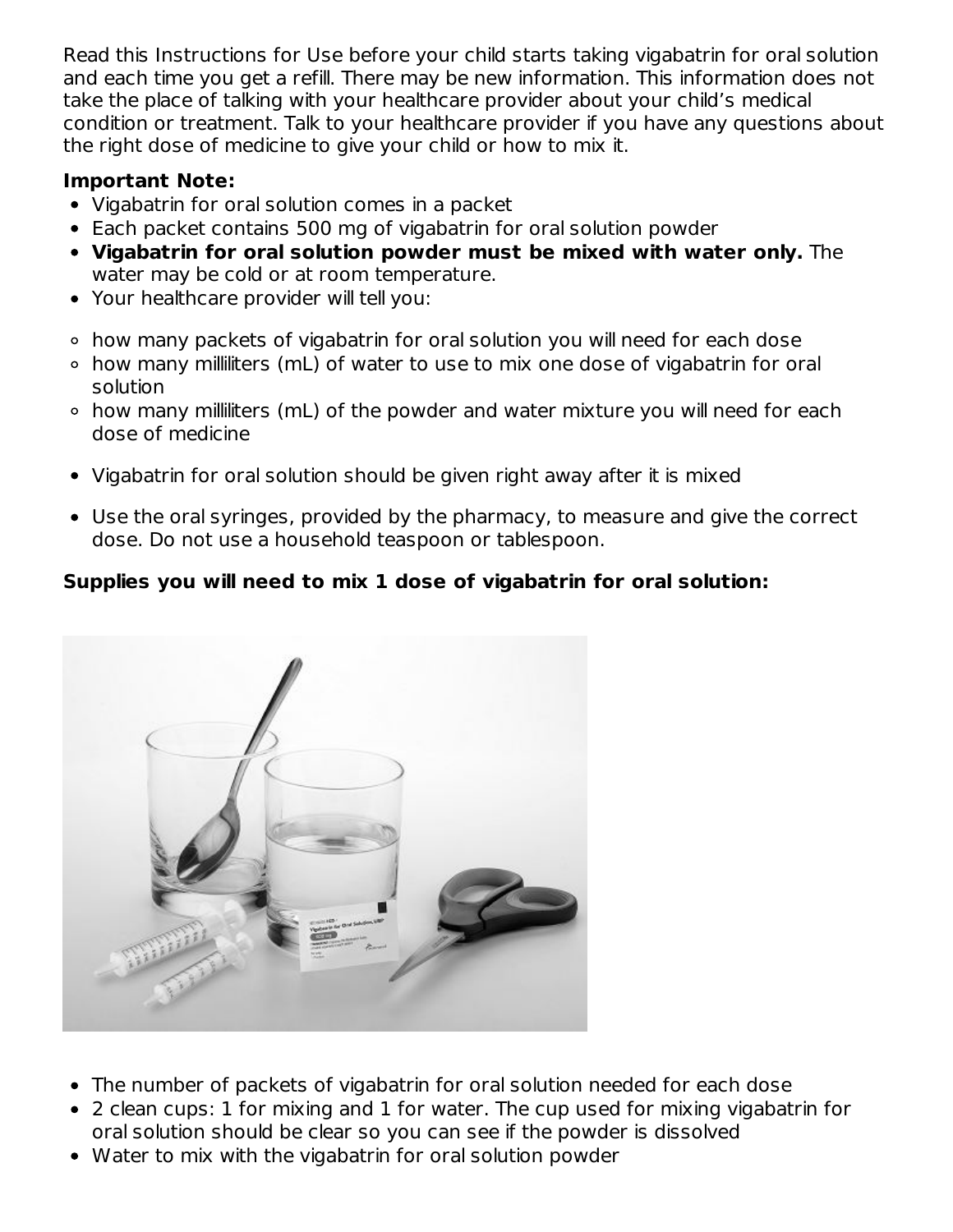Read this Instructions for Use before your child starts taking vigabatrin for oral solution and each time you get a refill. There may be new information. This information does not take the place of talking with your healthcare provider about your child's medical condition or treatment. Talk to your healthcare provider if you have any questions about the right dose of medicine to give your child or how to mix it.

**Important Note:**

- Vigabatrin for oral solution comes in a packet
- Each packet contains 500 mg of vigabatrin for oral solution powder
- **Vigabatrin for oral solution powder must be mixed with water only.** The water may be cold or at room temperature.
- Your healthcare provider will tell you:
  - how many packets of vigabatrin for oral solution you will need for each dose
  - how many milliliters (mL) of water to use to mix one dose of vigabatrin for oral solution
  - how many milliliters (mL) of the powder and water mixture you will need for each dose of medicine
- Vigabatrin for oral solution should be given right away after it is mixed
- Use the oral syringes, provided by the pharmacy, to measure and give the correct dose. Do not use a household teaspoon or tablespoon.

**Supplies you will need to mix 1 dose of vigabatrin for oral solution:**

- The number of packets of vigabatrin for oral solution needed for each dose
- 2 clean cups: 1 for mixing and 1 for water. The cup used for mixing vigabatrin for oral solution should be clear so you can see if the powder is dissolved
- Water to mix with the vigabatrin for oral solution powder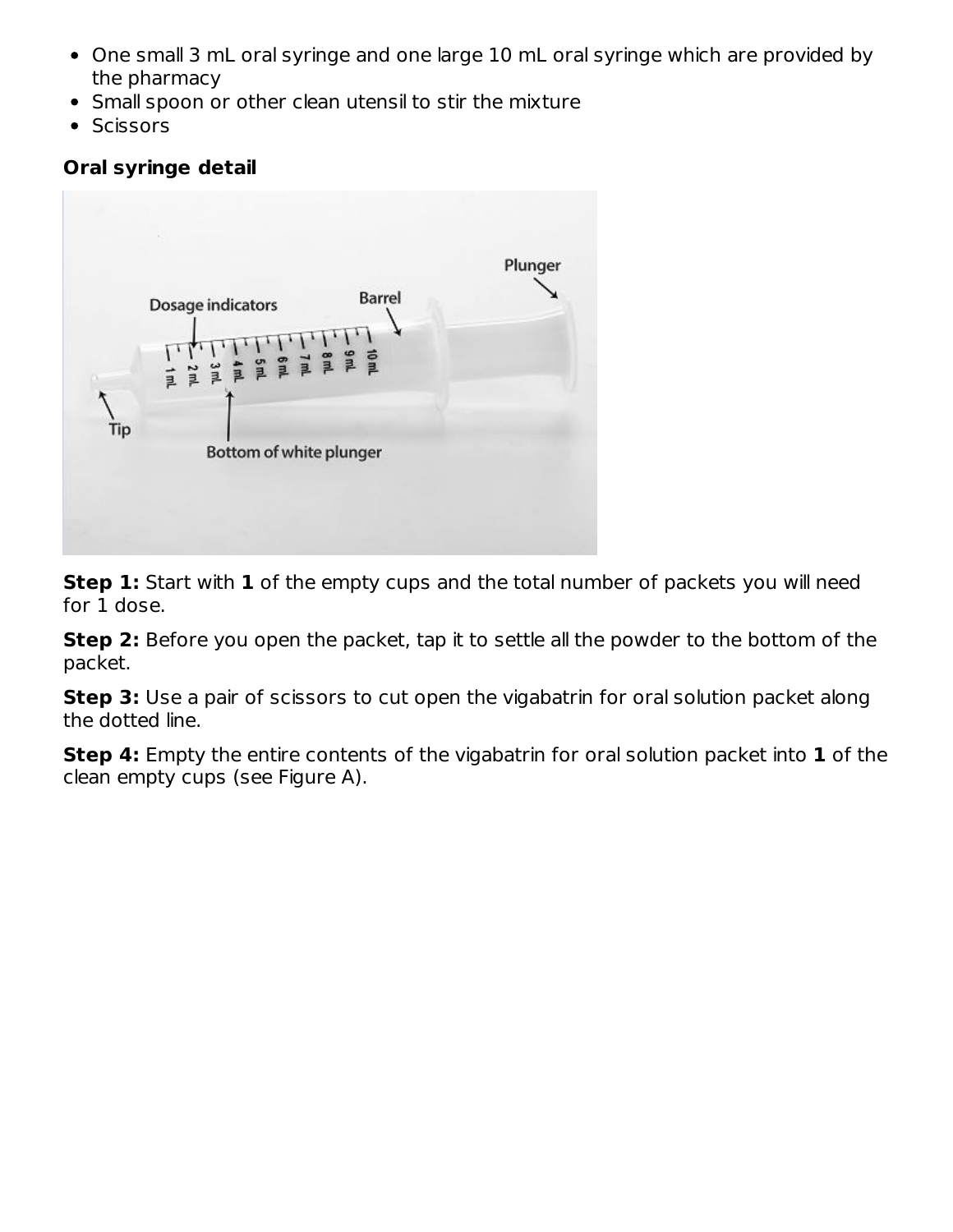- One small 3 mL oral syringe and one large 10 mL oral syringe which are provided by the pharmacy
- Small spoon or other clean utensil to stir the mixture
- Scissors

**Oral syringe detail**

**Step 1:** Start with **1** of the empty cups and the total number of packets you will need for 1 dose.

**Step 2:** Before you open the packet, tap it to settle all the powder to the bottom of the packet.

**Step 3:** Use a pair of scissors to cut open the vigabatrin for oral solution packet along the dotted line.

**Step 4:** Empty the entire contents of the vigabatrin for oral solution packet into **1** of the clean empty cups (see Figure A).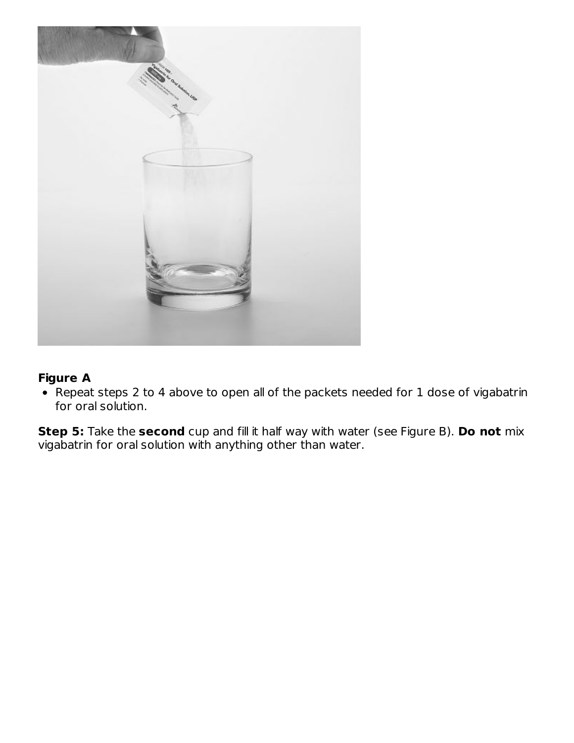**Figure A**

- Repeat steps 2 to 4 above to open all of the packets needed for 1 dose of vigabatrin for oral solution.

**Step 5:** Take the **second** cup and fill it half way with water (see Figure B). **Do not** mix vigabatrin for oral solution with anything other than water.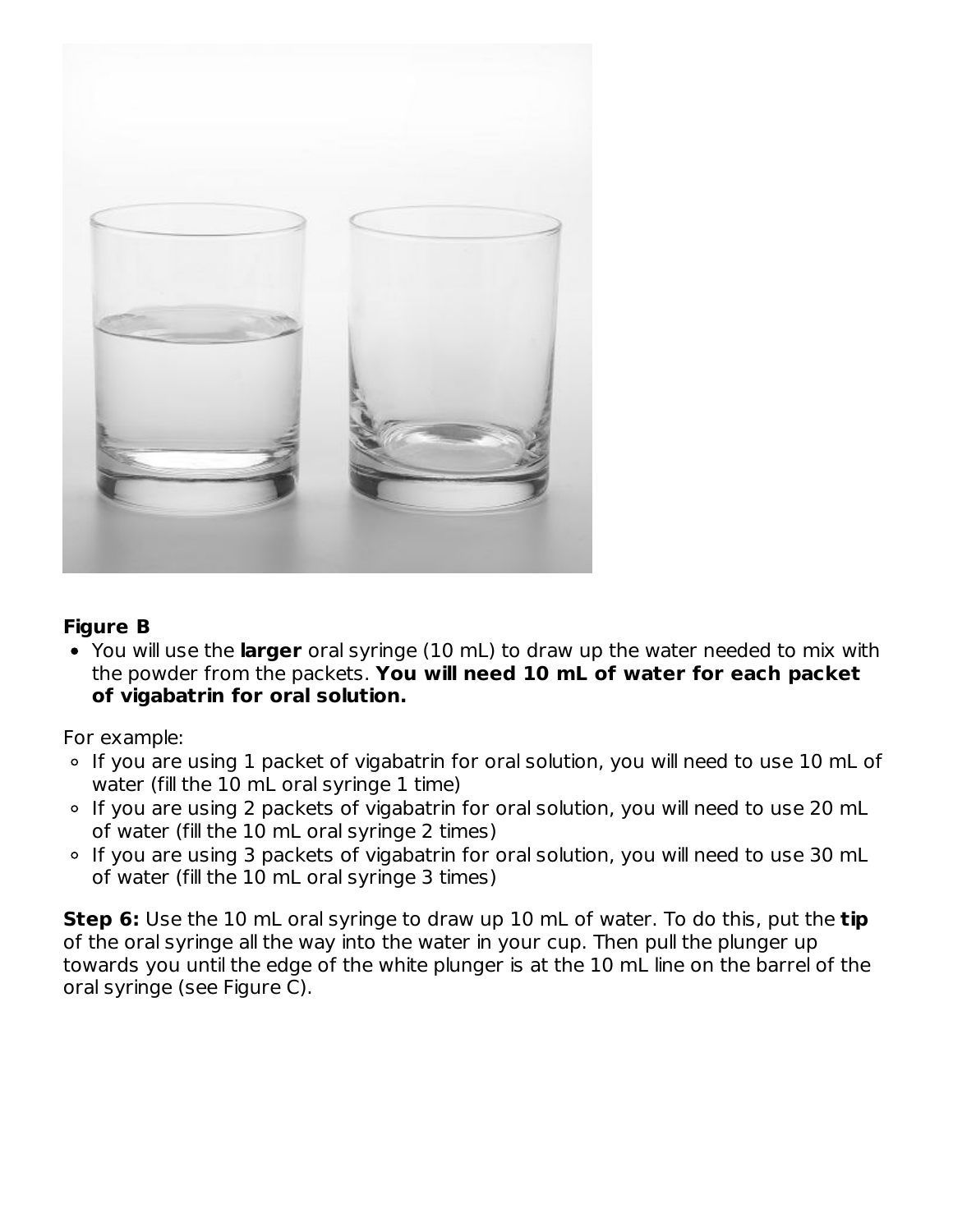**Figure B**

- You will use the **larger** oral syringe (10 mL) to draw up the water needed to mix with the powder from the packets. **You will need 10 mL of water for each packet of vigabatrin for oral solution.**

For example:

- If you are using 1 packet of vigabatrin for oral solution, you will need to use 10 mL of water (fill the 10 mL oral syringe 1 time)
- If you are using 2 packets of vigabatrin for oral solution, you will need to use 20 mL of water (fill the 10 mL oral syringe 2 times)
- If you are using 3 packets of vigabatrin for oral solution, you will need to use 30 mL of water (fill the 10 mL oral syringe 3 times)

**Step 6:** Use the 10 mL oral syringe to draw up 10 mL of water. To do this, put the **tip** of the oral syringe all the way into the water in your cup. Then pull the plunger up towards you until the edge of the white plunger is at the 10 mL line on the barrel of the oral syringe (see Figure C).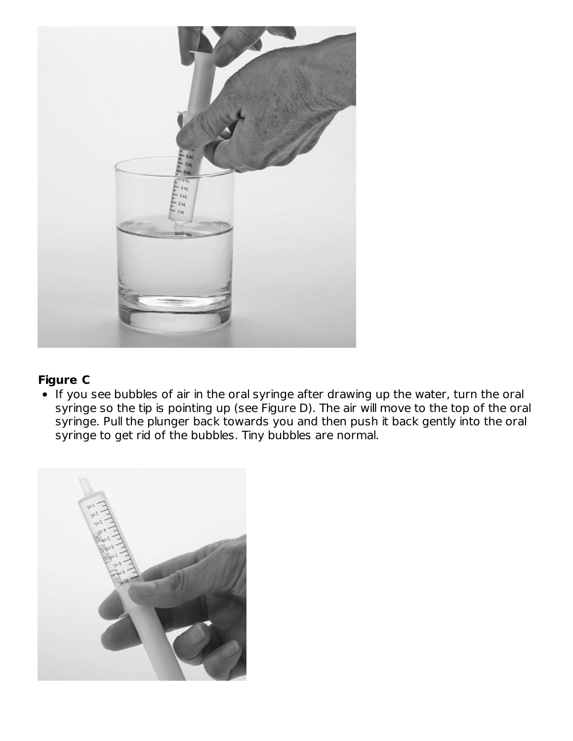**Figure C**

- If you see bubbles of air in the oral syringe after drawing up the water, turn the oral syringe so the tip is pointing up (see Figure D). The air will move to the top of the oral syringe. Pull the plunger back towards you and then push it back gently into the oral syringe to get rid of the bubbles. Tiny bubbles are normal.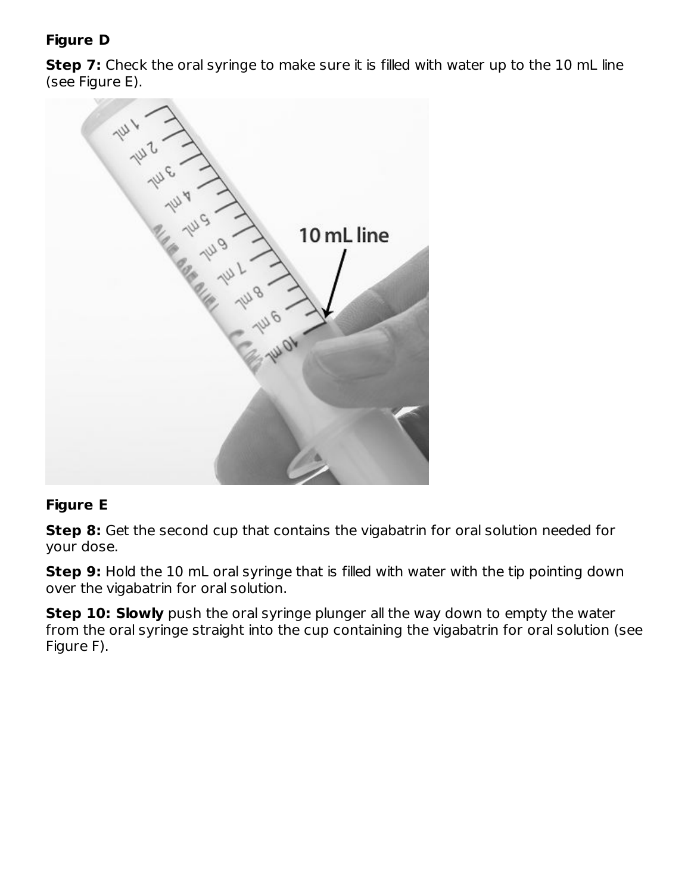**Figure D**

**Step 7:** Check the oral syringe to make sure it is filled with water up to the 10 mL line (see Figure E).

**Figure E**

**Step 8:** Get the second cup that contains the vigabatrin for oral solution needed for your dose.

**Step 9:** Hold the 10 mL oral syringe that is filled with water with the tip pointing down over the vigabatrin for oral solution.

**Step 10: Slowly** push the oral syringe plunger all the way down to empty the water from the oral syringe straight into the cup containing the vigabatrin for oral solution (see Figure F).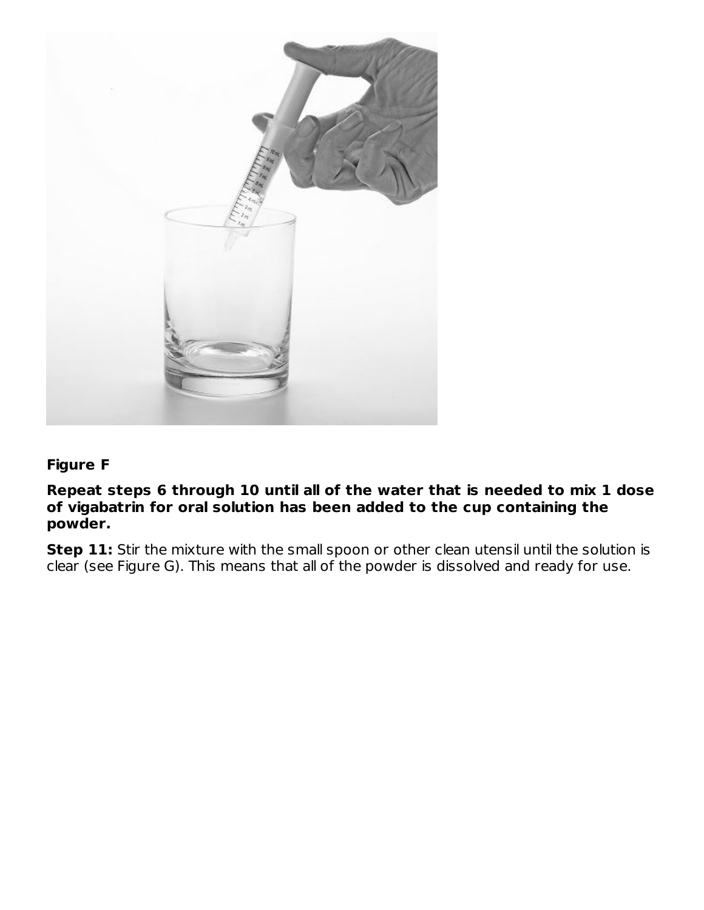**Figure F**

**Repeat steps 6 through 10 until all of the water that is needed to mix 1 dose of vigabatrin for oral solution has been added to the cup containing the powder.**

**Step 11:** Stir the mixture with the small spoon or other clean utensil until the solution is clear (see Figure G). This means that all of the powder is dissolved and ready for use.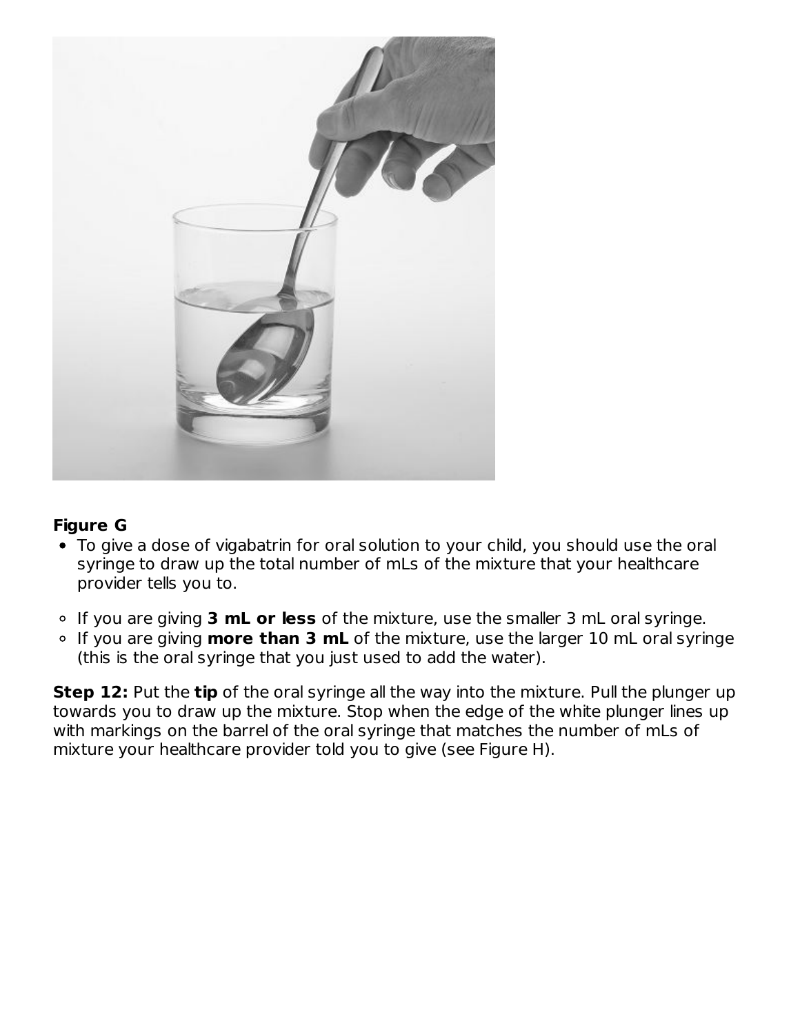**Figure G**

- To give a dose of vigabatrin for oral solution to your child, you should use the oral syringe to draw up the total number of mLs of the mixture that your healthcare provider tells you to.
  - If you are giving **3 mL or less** of the mixture, use the smaller 3 mL oral syringe.
  - If you are giving **more than 3 mL** of the mixture, use the larger 10 mL oral syringe (this is the oral syringe that you just used to add the water).

**Step 12:** Put the **tip** of the oral syringe all the way into the mixture. Pull the plunger up towards you to draw up the mixture. Stop when the edge of the white plunger lines up with markings on the barrel of the oral syringe that matches the number of mLs of mixture your healthcare provider told you to give (see Figure H).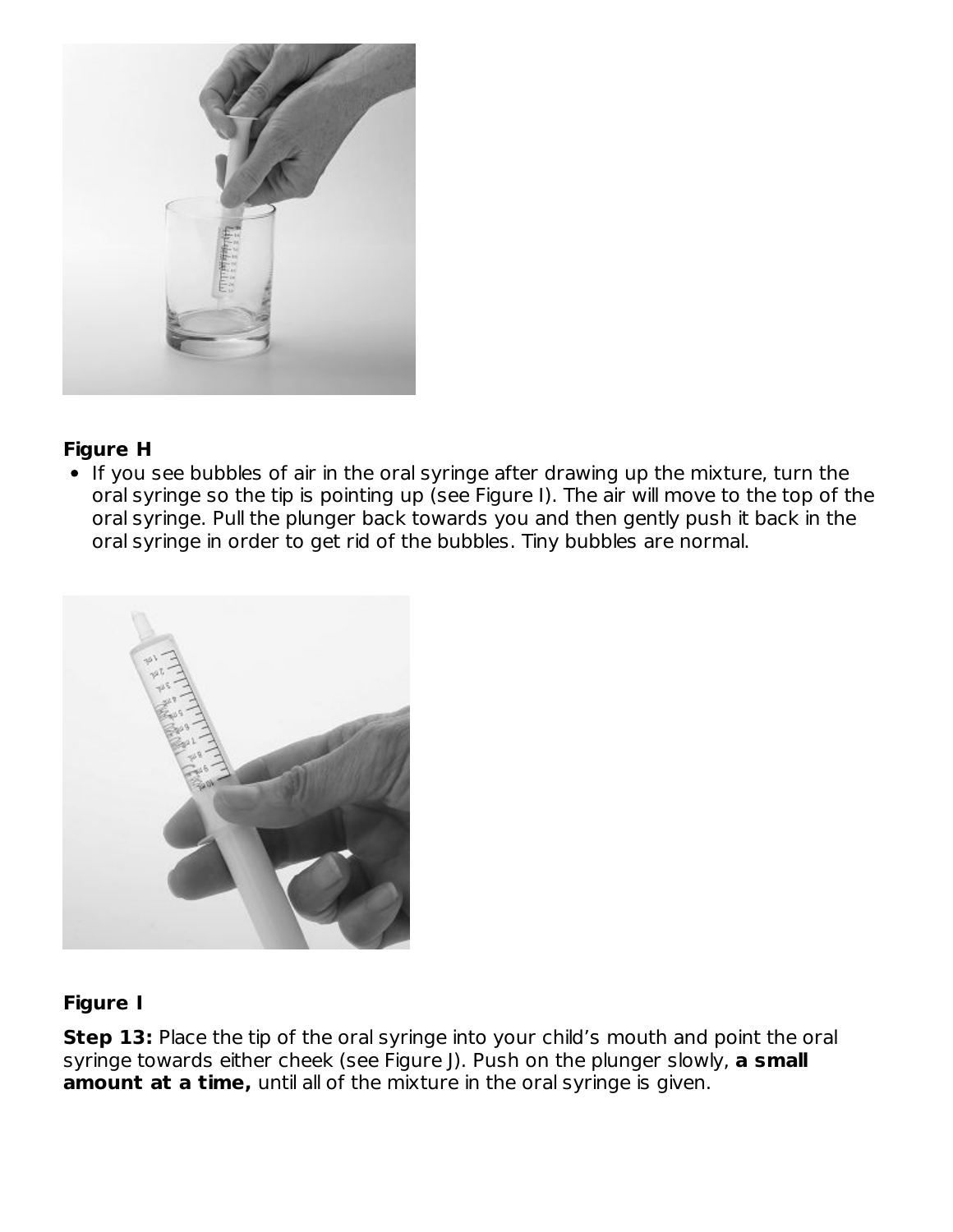**Figure H**

- If you see bubbles of air in the oral syringe after drawing up the mixture, turn the oral syringe so the tip is pointing up (see Figure I). The air will move to the top of the oral syringe. Pull the plunger back towards you and then gently push it back in the oral syringe in order to get rid of the bubbles. Tiny bubbles are normal.

**Figure I**

**Step 13:** Place the tip of the oral syringe into your child's mouth and point the oral syringe towards either cheek (see Figure J). Push on the plunger slowly, **a small amount at a time,** until all of the mixture in the oral syringe is given.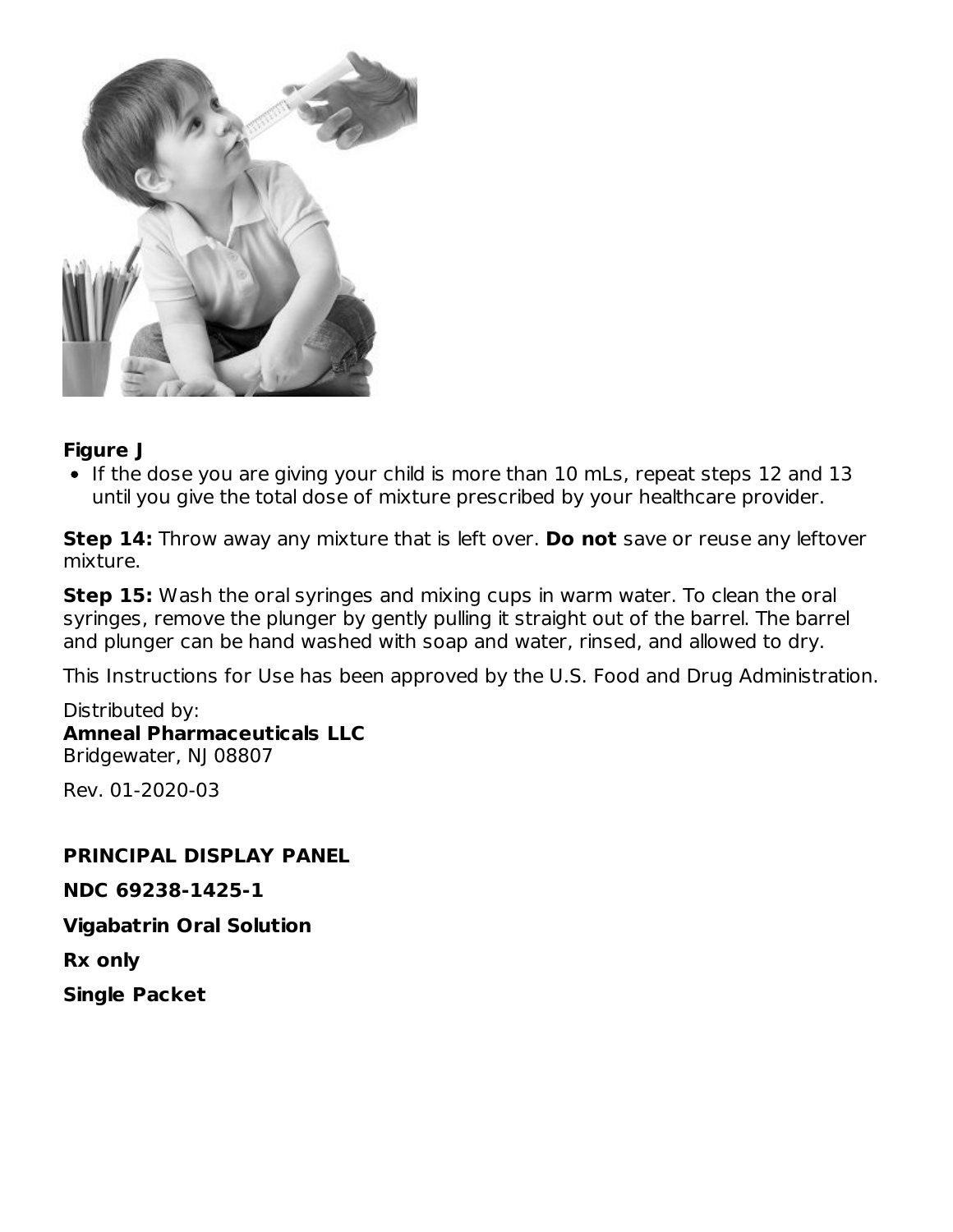**Figure J**

- If the dose you are giving your child is more than 10 mLs, repeat steps 12 and 13 until you give the total dose of mixture prescribed by your healthcare provider.

**Step 14:** Throw away any mixture that is left over. **Do not** save or reuse any leftover mixture.

**Step 15:** Wash the oral syringes and mixing cups in warm water. To clean the oral syringes, remove the plunger by gently pulling it straight out of the barrel. The barrel and plunger can be hand washed with soap and water, rinsed, and allowed to dry.

This Instructions for Use has been approved by the U.S. Food and Drug Administration.

Distributed by:
**Amneal Pharmaceuticals LLC**
Bridgewater, NJ 08807

Rev. 01-2020-03

**PRINCIPAL DISPLAY PANEL**

**NDC 69238-1425-1**

**Vigabatrin Oral Solution**

**Rx only**

**Single Packet**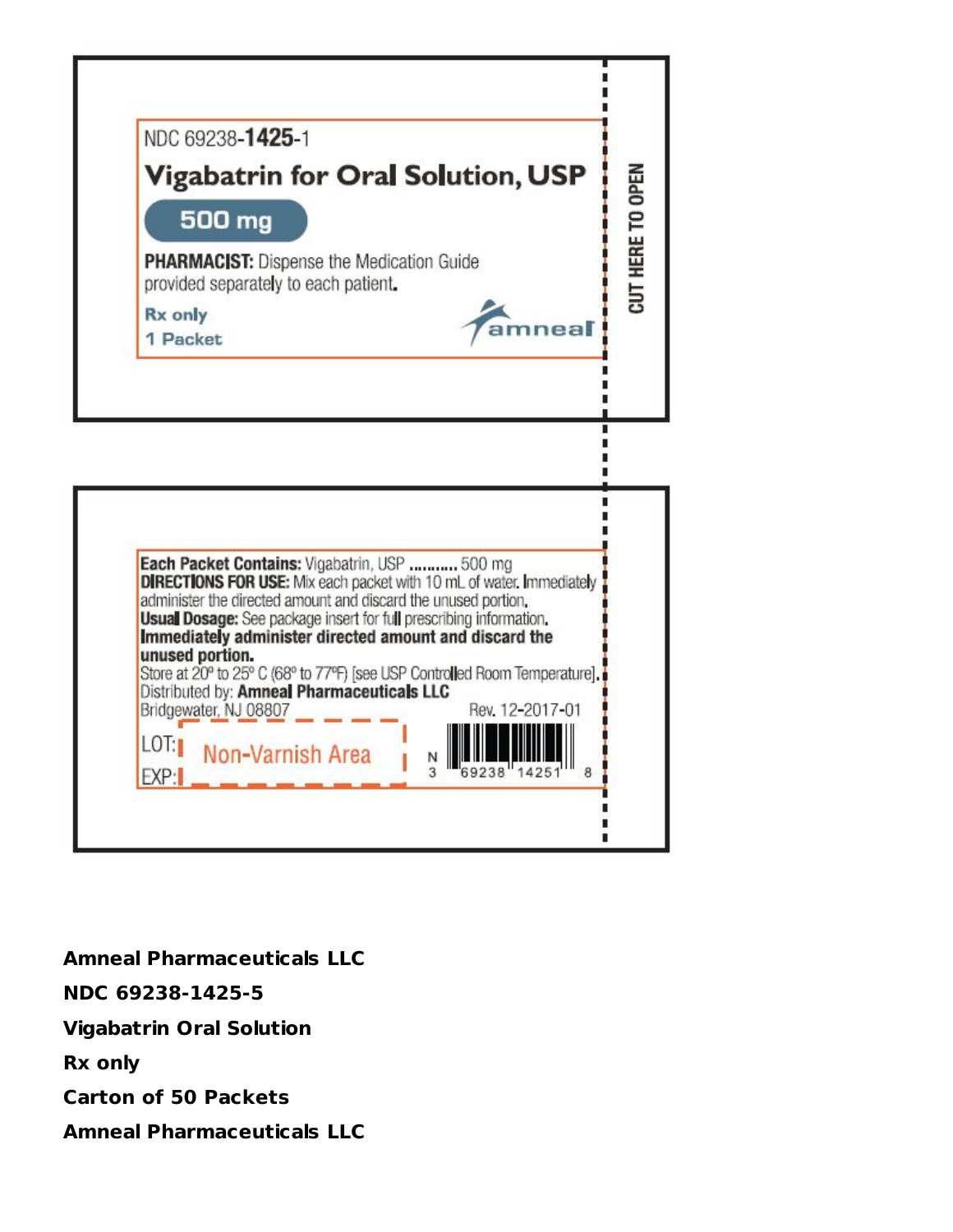NDC 69238-**1425**-1

**Vigabatrin for Oral Solution, USP**

**500 mg**

**PHARMACIST:** Dispense the Medication Guide provided separately to each patient.

**Rx only**

**1 Packet**

amneal

CUT HERE TO OPEN

**Each Packet Contains:** Vigabatrin, USP .......... 500 mg
**DIRECTIONS FOR USE:** Mix each packet with 10 mL of water. Immediately administer the directed amount and discard the unused portion.
**Usual Dosage:** See package insert for full prescribing information.
**Immediately administer directed amount and discard the unused portion.**
Store at 20° to 25° C (68° to 77°F) [see USP Controlled Room Temperature].
Distributed by: **Amneal Pharmaceuticals LLC**
Bridgewater, NJ 08807

Rev. 12-2017-01

LOT:
EXP:

Non-Varnish Area

N 3 69238 14251 8

**Amneal Pharmaceuticals LLC**

**NDC 69238-1425-5**

**Vigabatrin Oral Solution**

**Rx only**

**Carton of 50 Packets**

**Amneal Pharmaceuticals LLC**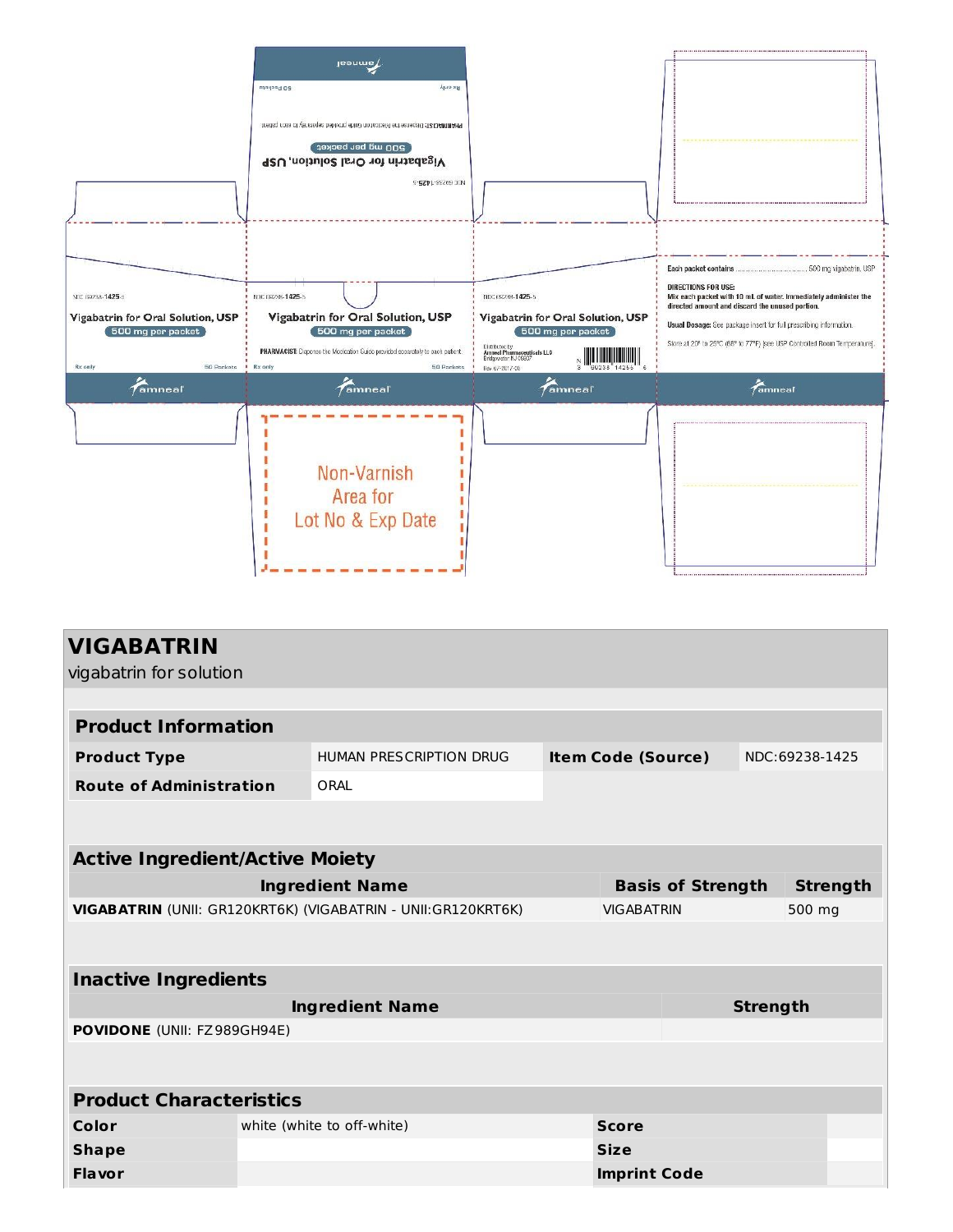amneal

Rx only

50 Packets

PHARMACIST: Dispense the Medication Guide provided separately to each patient

500 mg per packet

Vigabatrin for Oral Solution, USP

NDC 69238-1425-5

NDC 69238-1425-5

Vigabatrin for Oral Solution, USP

500 mg per packet

Rx only

50 Packets

NDC 69238-1425-5

Vigabatrin for Oral Solution, USP

500 mg per packet

PHARMACIST: Dispense the Medication Guide provided separately to each patient

Rx only

50 Packets

NDC 69238-1425-5

Vigabatrin for Oral Solution, USP

500 mg per packet

Distributed by:
Amneal Pharmaceuticals LLC
Bridgewater, NJ 08807

Rev. 07-2017-00

Each packet contains .............................. 500 mg vigabatrin, USP

**DIRECTIONS FOR USE:**
Mix each packet with 10 mL of water. Immediately administer the directed amount and discard the unused portion.

**Usual Dosage:** See package insert for full prescribing information.

Store at 20° to 25°C (68° to 77°F) [see USP Controlled Room Temperature].

amneal

amneal

amneal

amneal

Non-Varnish Area for Lot No & Exp Date

# VIGABATRIN

vigabatrin for solution

| Product Information | | | |
|---|---|---|---|
| **Product Type** | HUMAN PRESCRIPTION DRUG | **Item Code (Source)** | NDC:69238-1425 |
| **Route of Administration** | ORAL | | |

| Active Ingredient/Active Moiety | | |
|---|---|---|
| **Ingredient Name** | **Basis of Strength** | **Strength** |
| **VIGABATRIN** (UNII: GR120KRT6K) (VIGABATRIN - UNII:GR120KRT6K) | VIGABATRIN | 500 mg |

| Inactive Ingredients | |
|---|---|
| **Ingredient Name** | **Strength** |
| **POVIDONE** (UNII: FZ989GH94E) | |

| Product Characteristics | | | |
|---|---|---|---|
| **Color** | white (white to off-white) | **Score** | |
| **Shape** | | **Size** | |
| **Flavor** | | **Imprint Code** | |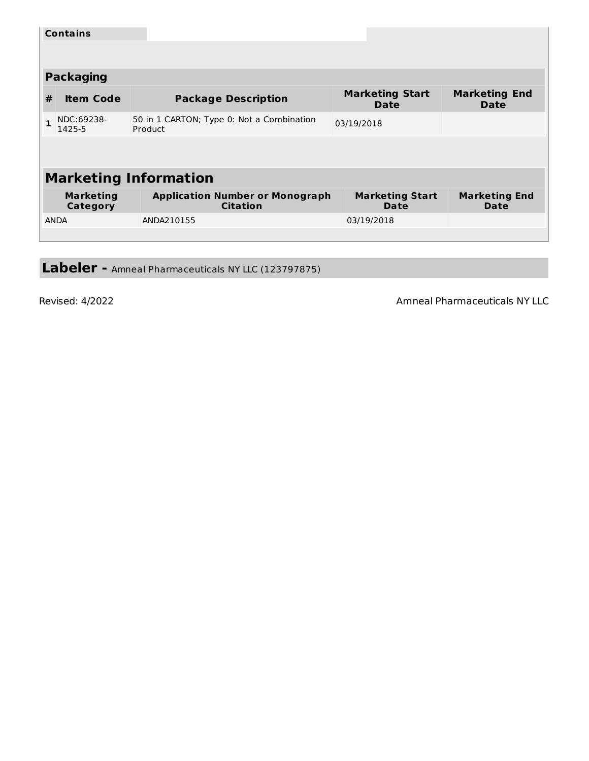| Contains | |
|---|---|

### Packaging

| # | Item Code | Package Description | Marketing Start Date | Marketing End Date |
|---|---|---|---|---|
| 1 | NDC:69238-1425-5 | 50 in 1 CARTON; Type 0: Not a Combination Product | 03/19/2018 | |

## Marketing Information

| Marketing Category | Application Number or Monograph Citation | Marketing Start Date | Marketing End Date |
|---|---|---|---|
| ANDA | ANDA210155 | 03/19/2018 | |

## Labeler - Amneal Pharmaceuticals NY LLC (123797875)

Revised: 4/2022

Amneal Pharmaceuticals NY LLC